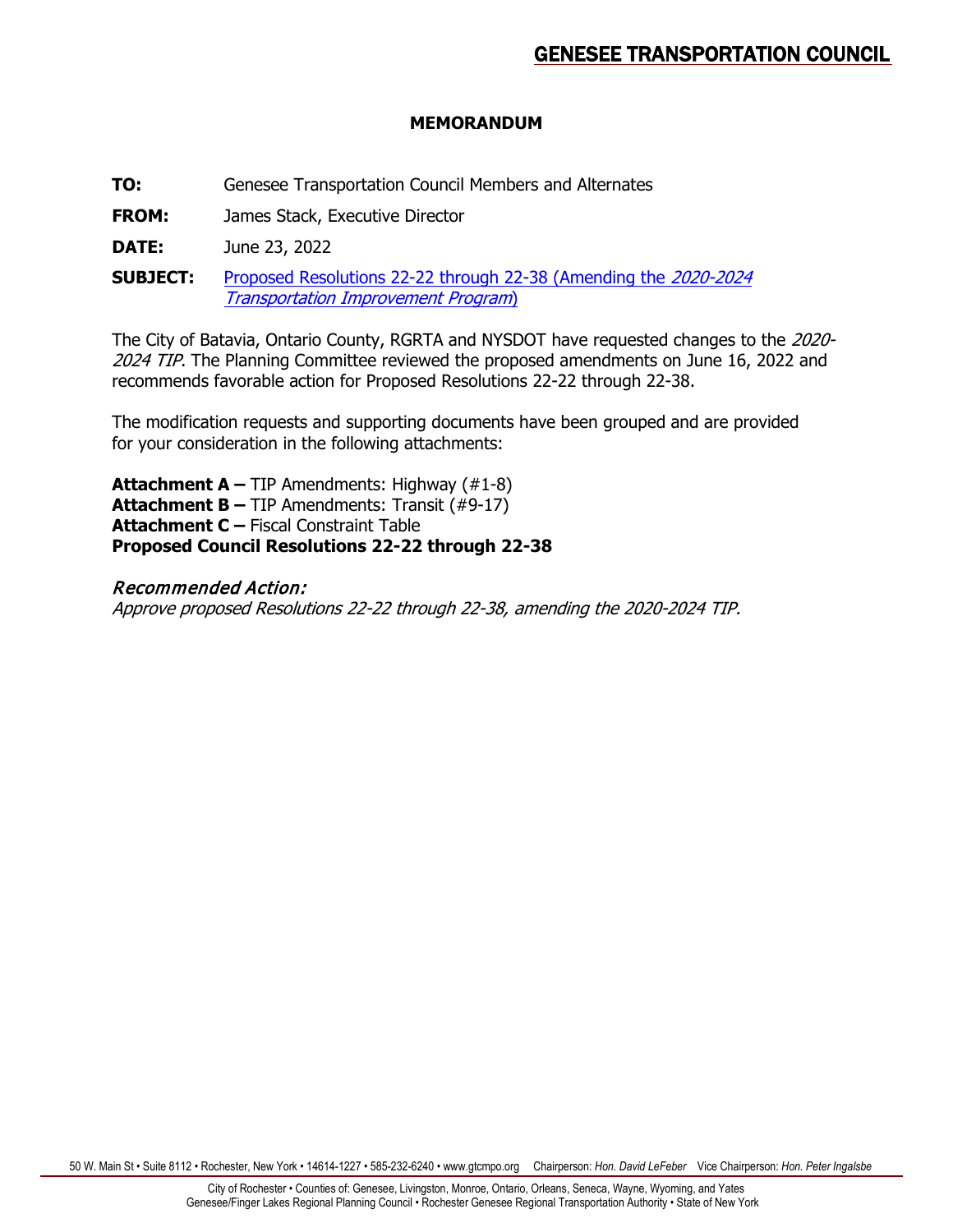# GENESEE TRANSPORTATION COUNCIL

**MEMORANDUM**

**TO:** Genesee Transportation Council Members and Alternates

**FROM:** James Stack, Executive Director

**DATE:** June 23, 2022

**SUBJECT:** Proposed Resolutions 22-22 through 22-38 (Amending the *2020-2024 Transportation Improvement Program*)

The City of Batavia, Ontario County, RGRTA and NYSDOT have requested changes to the *2020-2024 TIP*. The Planning Committee reviewed the proposed amendments on June 16, 2022 and recommends favorable action for Proposed Resolutions 22-22 through 22-38.

The modification requests and supporting documents have been grouped and are provided for your consideration in the following attachments:

**Attachment A –** TIP Amendments: Highway (#1-8)
**Attachment B –** TIP Amendments: Transit (#9-17)
**Attachment C –** Fiscal Constraint Table
**Proposed Council Resolutions 22-22 through 22-38**

*Recommended Action:*
*Approve proposed Resolutions 22-22 through 22-38, amending the 2020-2024 TIP.*

50 W. Main St • Suite 8112 • Rochester, New York • 14614-1227 • 585-232-6240 • www.gtcmpo.org Chairperson: *Hon. David LeFeber* Vice Chairperson: *Hon. Peter Ingalsbe*

City of Rochester • Counties of: Genesee, Livingston, Monroe, Ontario, Orleans, Seneca, Wayne, Wyoming, and Yates
Genesee/Finger Lakes Regional Planning Council • Rochester Genesee Regional Transportation Authority • State of New York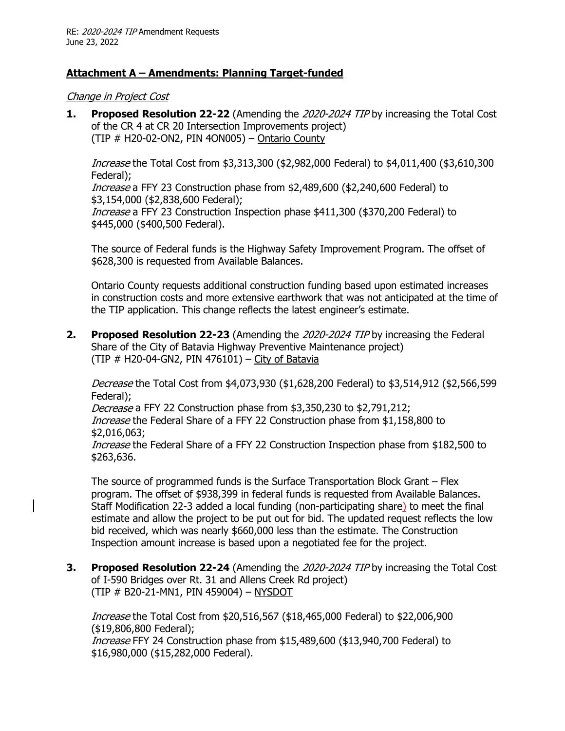**Attachment A – Amendments: Planning Target-funded**

*Change in Project Cost*

1. **Proposed Resolution 22-22** (Amending the *2020-2024 TIP* by increasing the Total Cost of the CR 4 at CR 20 Intersection Improvements project) (TIP # H20-02-ON2, PIN 4ON005) – Ontario County

   *Increase* the Total Cost from $3,313,300 ($2,982,000 Federal) to $4,011,400 ($3,610,300 Federal);
   *Increase* a FFY 23 Construction phase from $2,489,600 ($2,240,600 Federal) to $3,154,000 ($2,838,600 Federal);
   *Increase* a FFY 23 Construction Inspection phase $411,300 ($370,200 Federal) to $445,000 ($400,500 Federal).

   The source of Federal funds is the Highway Safety Improvement Program. The offset of $628,300 is requested from Available Balances.

   Ontario County requests additional construction funding based upon estimated increases in construction costs and more extensive earthwork that was not anticipated at the time of the TIP application. This change reflects the latest engineer's estimate.

2. **Proposed Resolution 22-23** (Amending the *2020-2024 TIP* by increasing the Federal Share of the City of Batavia Highway Preventive Maintenance project) (TIP # H20-04-GN2, PIN 476101) – City of Batavia

   *Decrease* the Total Cost from $4,073,930 ($1,628,200 Federal) to $3,514,912 ($2,566,599 Federal);
   *Decrease* a FFY 22 Construction phase from $3,350,230 to $2,791,212;
   *Increase* the Federal Share of a FFY 22 Construction phase from $1,158,800 to $2,016,063;
   *Increase* the Federal Share of a FFY 22 Construction Inspection phase from $182,500 to $263,636.

   The source of programmed funds is the Surface Transportation Block Grant – Flex program. The offset of $938,399 in federal funds is requested from Available Balances. Staff Modification 22-3 added a local funding (non-participating share) to meet the final estimate and allow the project to be put out for bid. The updated request reflects the low bid received, which was nearly $660,000 less than the estimate. The Construction Inspection amount increase is based upon a negotiated fee for the project.

3. **Proposed Resolution 22-24** (Amending the *2020-2024 TIP* by increasing the Total Cost of I-590 Bridges over Rt. 31 and Allens Creek Rd project) (TIP # B20-21-MN1, PIN 459004) – NYSDOT

   *Increase* the Total Cost from $20,516,567 ($18,465,000 Federal) to $22,006,900 ($19,806,800 Federal);
   *Increase* FFY 24 Construction phase from $15,489,600 ($13,940,700 Federal) to $16,980,000 ($15,282,000 Federal).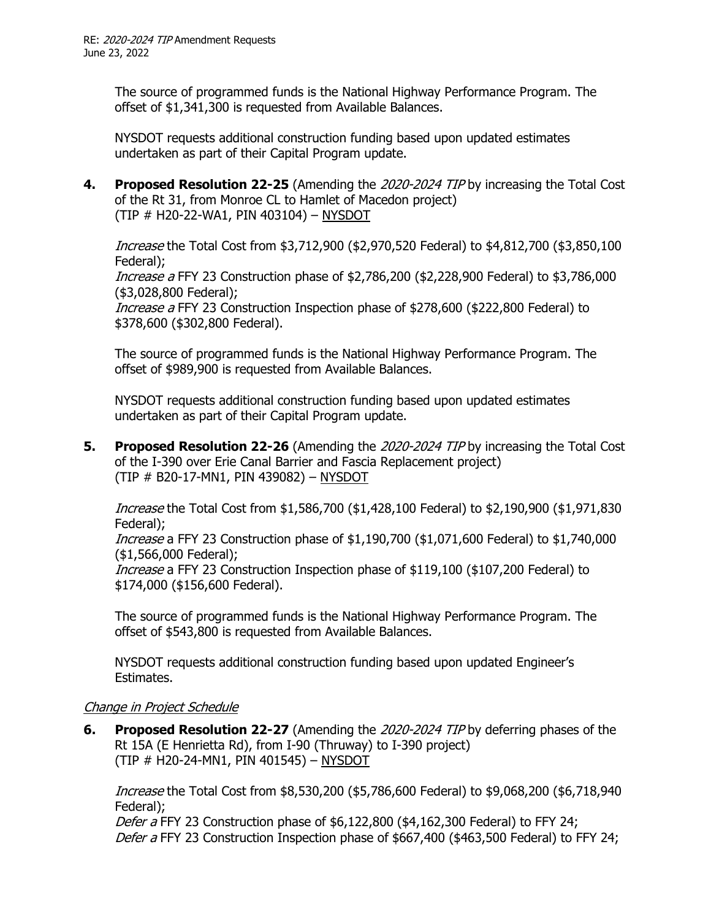The source of programmed funds is the National Highway Performance Program. The offset of $1,341,300 is requested from Available Balances.

NYSDOT requests additional construction funding based upon updated estimates undertaken as part of their Capital Program update.

4. **Proposed Resolution 22-25** (Amending the *2020-2024 TIP* by increasing the Total Cost of the Rt 31, from Monroe CL to Hamlet of Macedon project) (TIP # H20-22-WA1, PIN 403104) – NYSDOT

   *Increase* the Total Cost from $3,712,900 ($2,970,520 Federal) to $4,812,700 ($3,850,100 Federal);
   *Increase a* FFY 23 Construction phase of $2,786,200 ($2,228,900 Federal) to $3,786,000 ($3,028,800 Federal);
   *Increase a* FFY 23 Construction Inspection phase of $278,600 ($222,800 Federal) to $378,600 ($302,800 Federal).

   The source of programmed funds is the National Highway Performance Program. The offset of $989,900 is requested from Available Balances.

   NYSDOT requests additional construction funding based upon updated estimates undertaken as part of their Capital Program update.

5. **Proposed Resolution 22-26** (Amending the *2020-2024 TIP* by increasing the Total Cost of the I-390 over Erie Canal Barrier and Fascia Replacement project) (TIP # B20-17-MN1, PIN 439082) – NYSDOT

   *Increase* the Total Cost from $1,586,700 ($1,428,100 Federal) to $2,190,900 ($1,971,830 Federal);
   *Increase* a FFY 23 Construction phase of $1,190,700 ($1,071,600 Federal) to $1,740,000 ($1,566,000 Federal);
   *Increase* a FFY 23 Construction Inspection phase of $119,100 ($107,200 Federal) to $174,000 ($156,600 Federal).

   The source of programmed funds is the National Highway Performance Program. The offset of $543,800 is requested from Available Balances.

   NYSDOT requests additional construction funding based upon updated Engineer's Estimates.

*Change in Project Schedule*

6. **Proposed Resolution 22-27** (Amending the *2020-2024 TIP* by deferring phases of the Rt 15A (E Henrietta Rd), from I-90 (Thruway) to I-390 project) (TIP # H20-24-MN1, PIN 401545) – NYSDOT

   *Increase* the Total Cost from $8,530,200 ($5,786,600 Federal) to $9,068,200 ($6,718,940 Federal);
   *Defer a* FFY 23 Construction phase of $6,122,800 ($4,162,300 Federal) to FFY 24;
   *Defer a* FFY 23 Construction Inspection phase of $667,400 ($463,500 Federal) to FFY 24;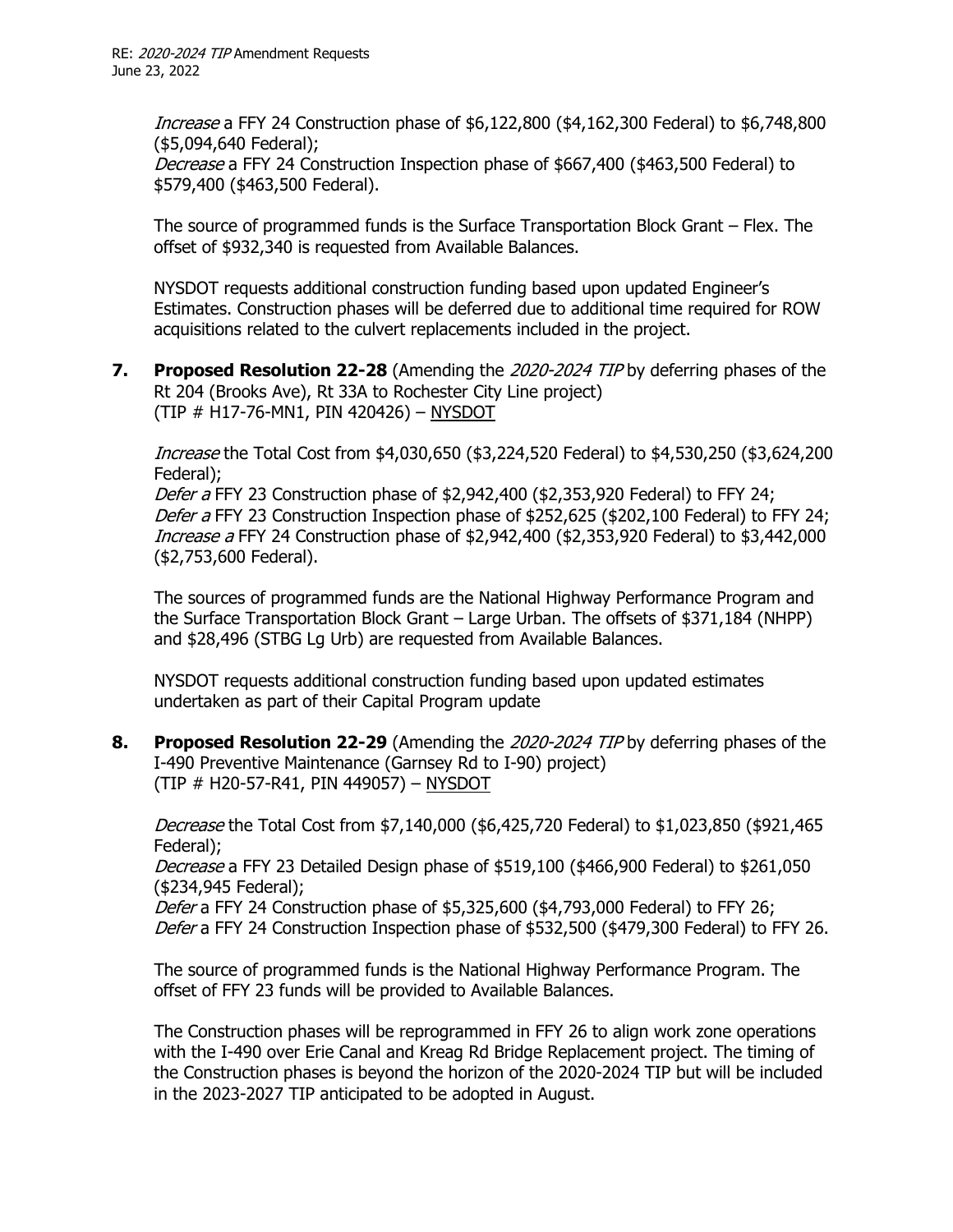*Increase* a FFY 24 Construction phase of $6,122,800 ($4,162,300 Federal) to $6,748,800 ($5,094,640 Federal);
*Decrease* a FFY 24 Construction Inspection phase of $667,400 ($463,500 Federal) to $579,400 ($463,500 Federal).

The source of programmed funds is the Surface Transportation Block Grant – Flex. The offset of $932,340 is requested from Available Balances.

NYSDOT requests additional construction funding based upon updated Engineer's Estimates. Construction phases will be deferred due to additional time required for ROW acquisitions related to the culvert replacements included in the project.

**7. Proposed Resolution 22-28** (Amending the *2020-2024 TIP* by deferring phases of the Rt 204 (Brooks Ave), Rt 33A to Rochester City Line project) (TIP # H17-76-MN1, PIN 420426) – NYSDOT

*Increase* the Total Cost from $4,030,650 ($3,224,520 Federal) to $4,530,250 ($3,624,200 Federal);
*Defer a* FFY 23 Construction phase of $2,942,400 ($2,353,920 Federal) to FFY 24;
*Defer a* FFY 23 Construction Inspection phase of $252,625 ($202,100 Federal) to FFY 24;
*Increase a* FFY 24 Construction phase of $2,942,400 ($2,353,920 Federal) to $3,442,000 ($2,753,600 Federal).

The sources of programmed funds are the National Highway Performance Program and the Surface Transportation Block Grant – Large Urban. The offsets of $371,184 (NHPP) and $28,496 (STBG Lg Urb) are requested from Available Balances.

NYSDOT requests additional construction funding based upon updated estimates undertaken as part of their Capital Program update

**8. Proposed Resolution 22-29** (Amending the *2020-2024 TIP* by deferring phases of the I-490 Preventive Maintenance (Garnsey Rd to I-90) project) (TIP # H20-57-R41, PIN 449057) – NYSDOT

*Decrease* the Total Cost from $7,140,000 ($6,425,720 Federal) to $1,023,850 ($921,465 Federal);
*Decrease* a FFY 23 Detailed Design phase of $519,100 ($466,900 Federal) to $261,050 ($234,945 Federal);
*Defer* a FFY 24 Construction phase of $5,325,600 ($4,793,000 Federal) to FFY 26;
*Defer* a FFY 24 Construction Inspection phase of $532,500 ($479,300 Federal) to FFY 26.

The source of programmed funds is the National Highway Performance Program. The offset of FFY 23 funds will be provided to Available Balances.

The Construction phases will be reprogrammed in FFY 26 to align work zone operations with the I-490 over Erie Canal and Kreag Rd Bridge Replacement project. The timing of the Construction phases is beyond the horizon of the 2020-2024 TIP but will be included in the 2023-2027 TIP anticipated to be adopted in August.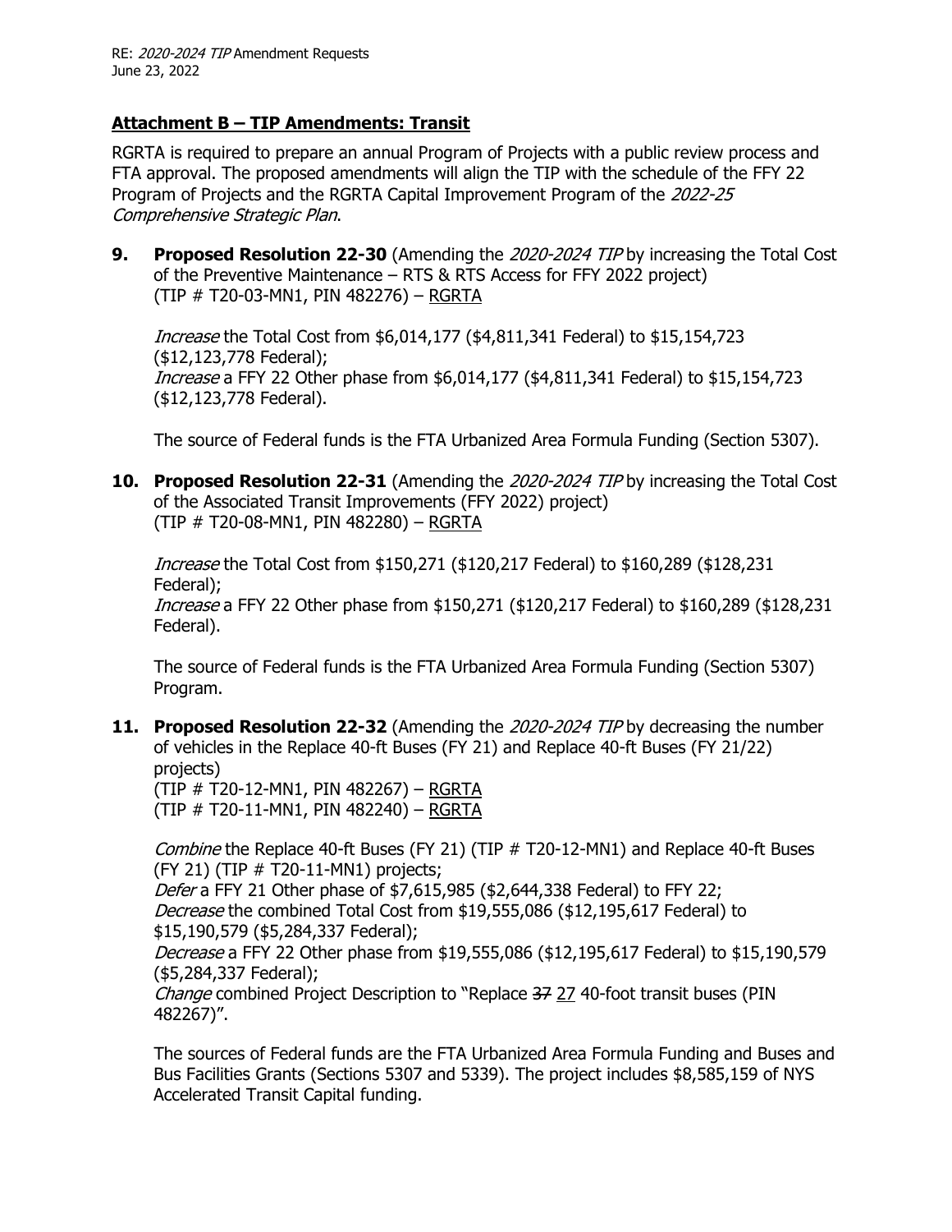## Attachment B – TIP Amendments: Transit

RGRTA is required to prepare an annual Program of Projects with a public review process and FTA approval. The proposed amendments will align the TIP with the schedule of the FFY 22 Program of Projects and the RGRTA Capital Improvement Program of the *2022-25 Comprehensive Strategic Plan*.

**9. Proposed Resolution 22-30** (Amending the *2020-2024 TIP* by increasing the Total Cost of the Preventive Maintenance – RTS & RTS Access for FFY 2022 project) (TIP # T20-03-MN1, PIN 482276) – RGRTA

*Increase* the Total Cost from $6,014,177 ($4,811,341 Federal) to $15,154,723 ($12,123,778 Federal);
*Increase* a FFY 22 Other phase from $6,014,177 ($4,811,341 Federal) to $15,154,723 ($12,123,778 Federal).

The source of Federal funds is the FTA Urbanized Area Formula Funding (Section 5307).

**10. Proposed Resolution 22-31** (Amending the *2020-2024 TIP* by increasing the Total Cost of the Associated Transit Improvements (FFY 2022) project) (TIP # T20-08-MN1, PIN 482280) – RGRTA

*Increase* the Total Cost from $150,271 ($120,217 Federal) to $160,289 ($128,231 Federal);
*Increase* a FFY 22 Other phase from $150,271 ($120,217 Federal) to $160,289 ($128,231 Federal).

The source of Federal funds is the FTA Urbanized Area Formula Funding (Section 5307) Program.

**11. Proposed Resolution 22-32** (Amending the *2020-2024 TIP* by decreasing the number of vehicles in the Replace 40-ft Buses (FY 21) and Replace 40-ft Buses (FY 21/22) projects)
(TIP # T20-12-MN1, PIN 482267) – RGRTA
(TIP # T20-11-MN1, PIN 482240) – RGRTA

*Combine* the Replace 40-ft Buses (FY 21) (TIP # T20-12-MN1) and Replace 40-ft Buses (FY 21) (TIP # T20-11-MN1) projects;
*Defer* a FFY 21 Other phase of $7,615,985 ($2,644,338 Federal) to FFY 22;
*Decrease* the combined Total Cost from $19,555,086 ($12,195,617 Federal) to $15,190,579 ($5,284,337 Federal);
*Decrease* a FFY 22 Other phase from $19,555,086 ($12,195,617 Federal) to $15,190,579 ($5,284,337 Federal);
*Change* combined Project Description to "Replace ~~37~~ 27 40-foot transit buses (PIN 482267)".

The sources of Federal funds are the FTA Urbanized Area Formula Funding and Buses and Bus Facilities Grants (Sections 5307 and 5339). The project includes $8,585,159 of NYS Accelerated Transit Capital funding.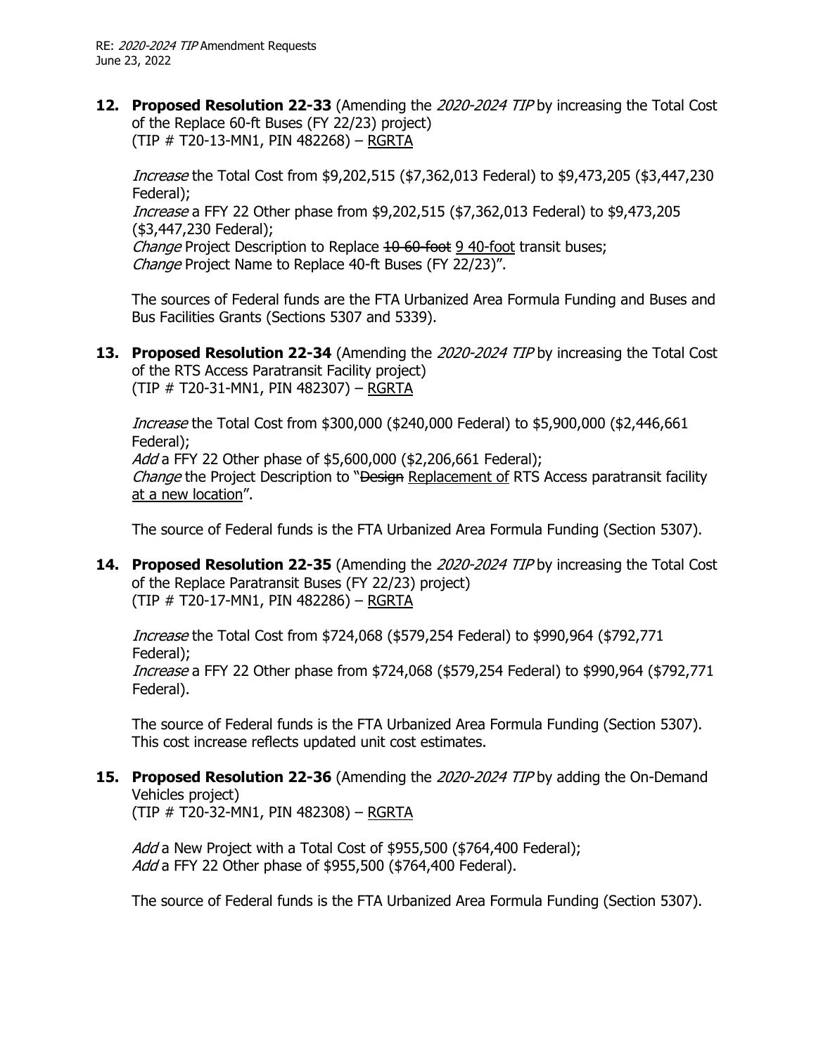12. **Proposed Resolution 22-33** (Amending the *2020-2024 TIP* by increasing the Total Cost of the Replace 60-ft Buses (FY 22/23) project)
(TIP # T20-13-MN1, PIN 482268) – <u>RGRTA</u>

    *Increase* the Total Cost from $9,202,515 ($7,362,013 Federal) to $9,473,205 ($3,447,230 Federal);
    *Increase* a FFY 22 Other phase from $9,202,515 ($7,362,013 Federal) to $9,473,205 ($3,447,230 Federal);
    *Change* Project Description to Replace ~~10 60-foot~~ <u>9 40-foot</u> transit buses;
    *Change* Project Name to Replace 40-ft Buses (FY 22/23)".

    The sources of Federal funds are the FTA Urbanized Area Formula Funding and Buses and Bus Facilities Grants (Sections 5307 and 5339).

13. **Proposed Resolution 22-34** (Amending the *2020-2024 TIP* by increasing the Total Cost of the RTS Access Paratransit Facility project)
(TIP # T20-31-MN1, PIN 482307) – <u>RGRTA</u>

    *Increase* the Total Cost from $300,000 ($240,000 Federal) to $5,900,000 ($2,446,661 Federal);
    *Add* a FFY 22 Other phase of $5,600,000 ($2,206,661 Federal);
    *Change* the Project Description to "~~Design~~ <u>Replacement of</u> RTS Access paratransit facility <u>at a new location</u>".

    The source of Federal funds is the FTA Urbanized Area Formula Funding (Section 5307).

14. **Proposed Resolution 22-35** (Amending the *2020-2024 TIP* by increasing the Total Cost of the Replace Paratransit Buses (FY 22/23) project)
(TIP # T20-17-MN1, PIN 482286) – <u>RGRTA</u>

    *Increase* the Total Cost from $724,068 ($579,254 Federal) to $990,964 ($792,771 Federal);
    *Increase* a FFY 22 Other phase from $724,068 ($579,254 Federal) to $990,964 ($792,771 Federal).

    The source of Federal funds is the FTA Urbanized Area Formula Funding (Section 5307). This cost increase reflects updated unit cost estimates.

15. **Proposed Resolution 22-36** (Amending the *2020-2024 TIP* by adding the On-Demand Vehicles project)
(TIP # T20-32-MN1, PIN 482308) – <u>RGRTA</u>

    *Add* a New Project with a Total Cost of $955,500 ($764,400 Federal);
    *Add* a FFY 22 Other phase of $955,500 ($764,400 Federal).

    The source of Federal funds is the FTA Urbanized Area Formula Funding (Section 5307).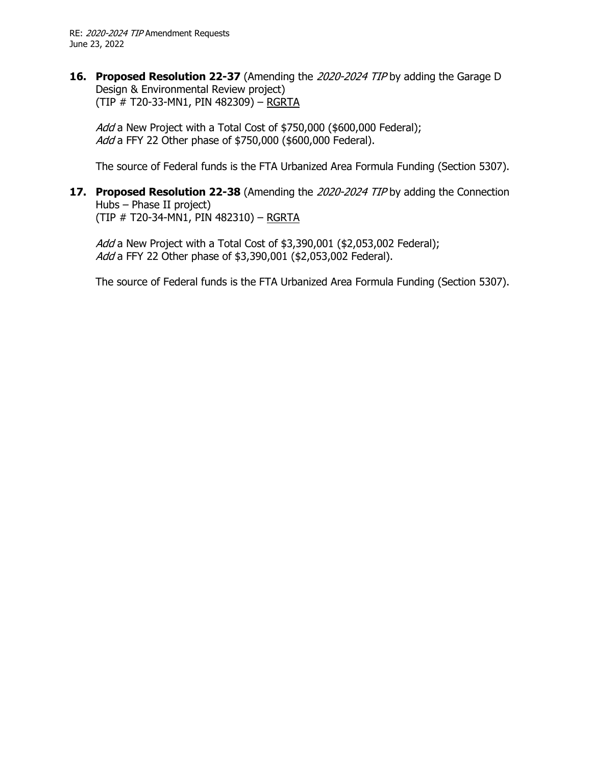16. **Proposed Resolution 22-37** (Amending the *2020-2024 TIP* by adding the Garage D Design & Environmental Review project) (TIP # T20-33-MN1, PIN 482309) – RGRTA

    *Add* a New Project with a Total Cost of $750,000 ($600,000 Federal);
    *Add* a FFY 22 Other phase of $750,000 ($600,000 Federal).

    The source of Federal funds is the FTA Urbanized Area Formula Funding (Section 5307).

17. **Proposed Resolution 22-38** (Amending the *2020-2024 TIP* by adding the Connection Hubs – Phase II project) (TIP # T20-34-MN1, PIN 482310) – RGRTA

    *Add* a New Project with a Total Cost of $3,390,001 ($2,053,002 Federal);
    *Add* a FFY 22 Other phase of $3,390,001 ($2,053,002 Federal).

    The source of Federal funds is the FTA Urbanized Area Formula Funding (Section 5307).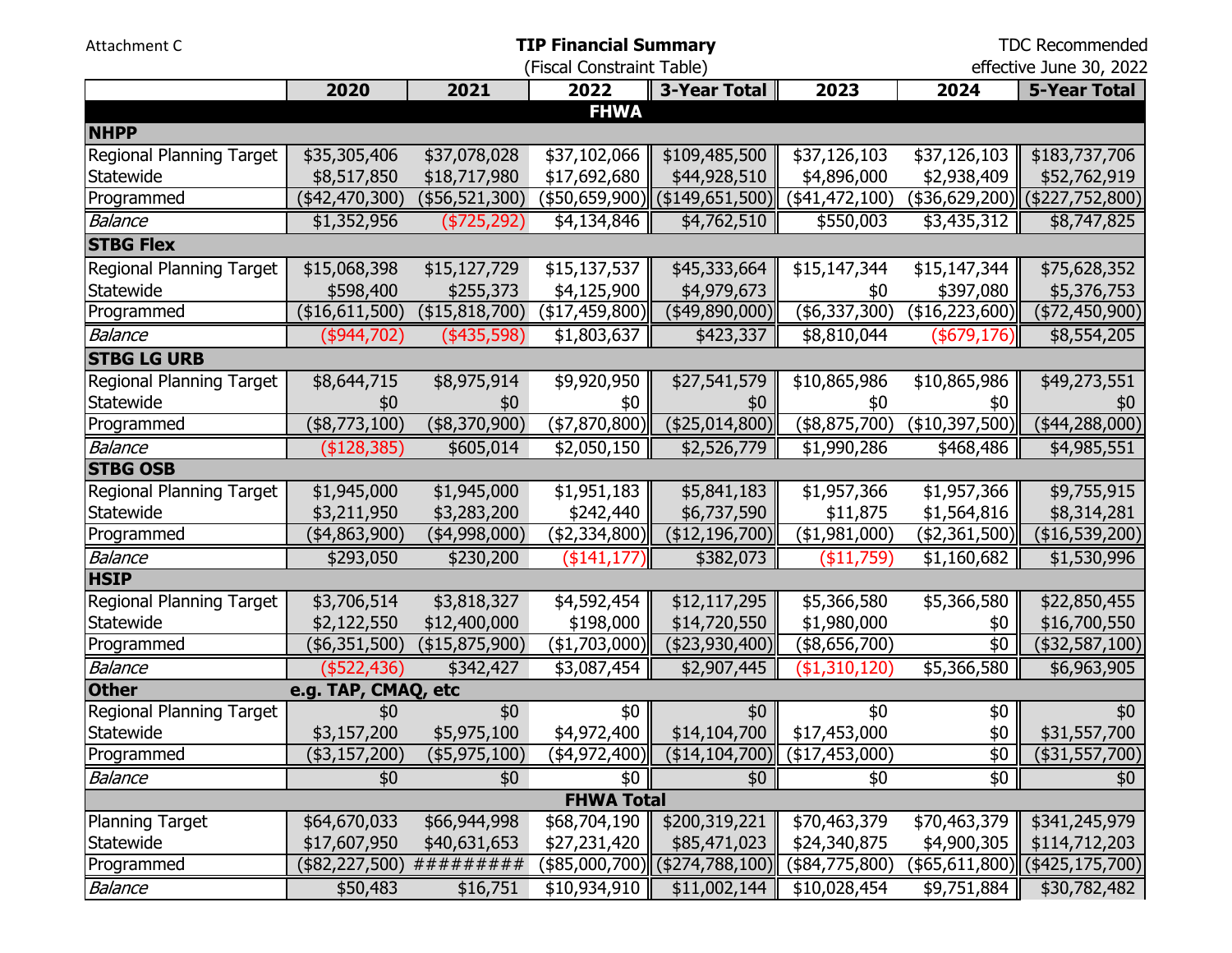Attachment C

**TIP Financial Summary**

(Fiscal Constraint Table)

TDC Recommended
effective June 30, 2022

| | 2020 | 2021 | 2022 | 3-Year Total | 2023 | 2024 | 5-Year Total |
|---|---|---|---|---|---|---|---|
| **FHWA** | | | | | | | |
| **NHPP** | | | | | | | |
| Regional Planning Target | $35,305,406 | $37,078,028 | $37,102,066 | $109,485,500 | $37,126,103 | $37,126,103 | $183,737,706 |
| Statewide | $8,517,850 | $18,717,980 | $17,692,680 | $44,928,510 | $4,896,000 | $2,938,409 | $52,762,919 |
| Programmed | ($42,470,300) | ($56,521,300) | ($50,659,900) | ($149,651,500) | ($41,472,100) | ($36,629,200) | ($227,752,800) |
| *Balance* | $1,352,956 | ($725,292) | $4,134,846 | $4,762,510 | $550,003 | $3,435,312 | $8,747,825 |
| **STBG Flex** | | | | | | | |
| Regional Planning Target | $15,068,398 | $15,127,729 | $15,137,537 | $45,333,664 | $15,147,344 | $15,147,344 | $75,628,352 |
| Statewide | $598,400 | $255,373 | $4,125,900 | $4,979,673 | $0 | $397,080 | $5,376,753 |
| Programmed | ($16,611,500) | ($15,818,700) | ($17,459,800) | ($49,890,000) | ($6,337,300) | ($16,223,600) | ($72,450,900) |
| *Balance* | ($944,702) | ($435,598) | $1,803,637 | $423,337 | $8,810,044 | ($679,176) | $8,554,205 |
| **STBG LG URB** | | | | | | | |
| Regional Planning Target | $8,644,715 | $8,975,914 | $9,920,950 | $27,541,579 | $10,865,986 | $10,865,986 | $49,273,551 |
| Statewide | $0 | $0 | $0 | $0 | $0 | $0 | $0 |
| Programmed | ($8,773,100) | ($8,370,900) | ($7,870,800) | ($25,014,800) | ($8,875,700) | ($10,397,500) | ($44,288,000) |
| *Balance* | ($128,385) | $605,014 | $2,050,150 | $2,526,779 | $1,990,286 | $468,486 | $4,985,551 |
| **STBG OSB** | | | | | | | |
| Regional Planning Target | $1,945,000 | $1,945,000 | $1,951,183 | $5,841,183 | $1,957,366 | $1,957,366 | $9,755,915 |
| Statewide | $3,211,950 | $3,283,200 | $242,440 | $6,737,590 | $11,875 | $1,564,816 | $8,314,281 |
| Programmed | ($4,863,900) | ($4,998,000) | ($2,334,800) | ($12,196,700) | ($1,981,000) | ($2,361,500) | ($16,539,200) |
| *Balance* | $293,050 | $230,200 | ($141,177) | $382,073 | ($11,759) | $1,160,682 | $1,530,996 |
| **HSIP** | | | | | | | |
| Regional Planning Target | $3,706,514 | $3,818,327 | $4,592,454 | $12,117,295 | $5,366,580 | $5,366,580 | $22,850,455 |
| Statewide | $2,122,550 | $12,400,000 | $198,000 | $14,720,550 | $1,980,000 | $0 | $16,700,550 |
| Programmed | ($6,351,500) | ($15,875,900) | ($1,703,000) | ($23,930,400) | ($8,656,700) | $0 | ($32,587,100) |
| *Balance* | ($522,436) | $342,427 | $3,087,454 | $2,907,445 | ($1,310,120) | $5,366,580 | $6,963,905 |
| **Other** | **e.g. TAP, CMAQ, etc** | | | | | | |
| Regional Planning Target | $0 | $0 | $0 | $0 | $0 | $0 | $0 |
| Statewide | $3,157,200 | $5,975,100 | $4,972,400 | $14,104,700 | $17,453,000 | $0 | $31,557,700 |
| Programmed | ($3,157,200) | ($5,975,100) | ($4,972,400) | ($14,104,700) | ($17,453,000) | $0 | ($31,557,700) |
| *Balance* | $0 | $0 | $0 | $0 | $0 | $0 | $0 |
| **FHWA Total** | | | | | | | |
| Planning Target | $64,670,033 | $66,944,998 | $68,704,190 | $200,319,221 | $70,463,379 | $70,463,379 | $341,245,979 |
| Statewide | $17,607,950 | $40,631,653 | $27,231,420 | $85,471,023 | $24,340,875 | $4,900,305 | $114,712,203 |
| Programmed | ($82,227,500) | ######### | ($85,000,700) | ($274,788,100) | ($84,775,800) | ($65,611,800) | ($425,175,700) |
| *Balance* | $50,483 | $16,751 | $10,934,910 | $11,002,144 | $10,028,454 | $9,751,884 | $30,782,482 |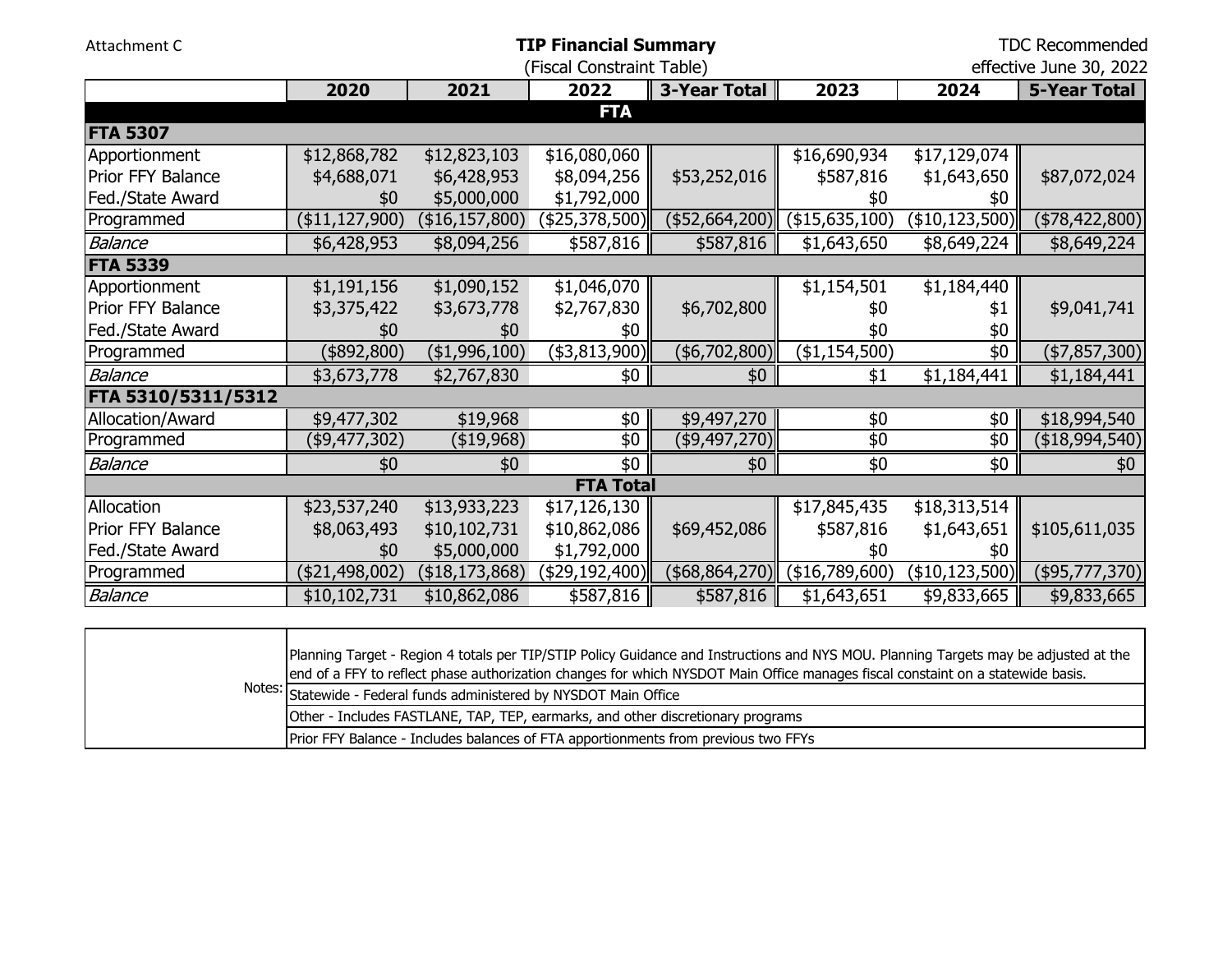Attachment C

# TIP Financial Summary

(Fiscal Constraint Table)

TDC Recommended
effective June 30, 2022

| | 2020 | 2021 | 2022 | 3-Year Total | 2023 | 2024 | 5-Year Total |
|---|---|---|---|---|---|---|---|
| **FTA** | | | | | | | |
| **FTA 5307** | | | | | | | |
| Apportionment | $12,868,782 | $12,823,103 | $16,080,060 | | $16,690,934 | $17,129,074 | |
| Prior FFY Balance | $4,688,071 | $6,428,953 | $8,094,256 | $53,252,016 | $587,816 | $1,643,650 | $87,072,024 |
| Fed./State Award | $0 | $5,000,000 | $1,792,000 | | $0 | $0 | |
| Programmed | ($11,127,900) | ($16,157,800) | ($25,378,500) | ($52,664,200) | ($15,635,100) | ($10,123,500) | ($78,422,800) |
| *Balance* | $6,428,953 | $8,094,256 | $587,816 | $587,816 | $1,643,650 | $8,649,224 | $8,649,224 |
| **FTA 5339** | | | | | | | |
| Apportionment | $1,191,156 | $1,090,152 | $1,046,070 | | $1,154,501 | $1,184,440 | |
| Prior FFY Balance | $3,375,422 | $3,673,778 | $2,767,830 | $6,702,800 | $0 | $1 | $9,041,741 |
| Fed./State Award | $0 | $0 | $0 | | $0 | $0 | |
| Programmed | ($892,800) | ($1,996,100) | ($3,813,900) | ($6,702,800) | ($1,154,500) | $0 | ($7,857,300) |
| *Balance* | $3,673,778 | $2,767,830 | $0 | $0 | $1 | $1,184,441 | $1,184,441 |
| **FTA 5310/5311/5312** | | | | | | | |
| Allocation/Award | $9,477,302 | $19,968 | $0 | $9,497,270 | $0 | $0 | $18,994,540 |
| Programmed | ($9,477,302) | ($19,968) | $0 | ($9,497,270) | $0 | $0 | ($18,994,540) |
| *Balance* | $0 | $0 | $0 | $0 | $0 | $0 | $0 |
| **FTA Total** | | | | | | | |
| Allocation | $23,537,240 | $13,933,223 | $17,126,130 | | $17,845,435 | $18,313,514 | |
| Prior FFY Balance | $8,063,493 | $10,102,731 | $10,862,086 | $69,452,086 | $587,816 | $1,643,651 | $105,611,035 |
| Fed./State Award | $0 | $5,000,000 | $1,792,000 | | $0 | $0 | |
| Programmed | ($21,498,002) | ($18,173,868) | ($29,192,400) | ($68,864,270) | ($16,789,600) | ($10,123,500) | ($95,777,370) |
| *Balance* | $10,102,731 | $10,862,086 | $587,816 | $587,816 | $1,643,651 | $9,833,665 | $9,833,665 |

| | |
|---|---|
| Notes: | Planning Target - Region 4 totals per TIP/STIP Policy Guidance and Instructions and NYS MOU. Planning Targets may be adjusted at the end of a FFY to reflect phase authorization changes for which NYSDOT Main Office manages fiscal constaint on a statewide basis. |
| | Statewide - Federal funds administered by NYSDOT Main Office |
| | Other - Includes FASTLANE, TAP, TEP, earmarks, and other discretionary programs |
| | Prior FFY Balance - Includes balances of FTA apportionments from previous two FFYs |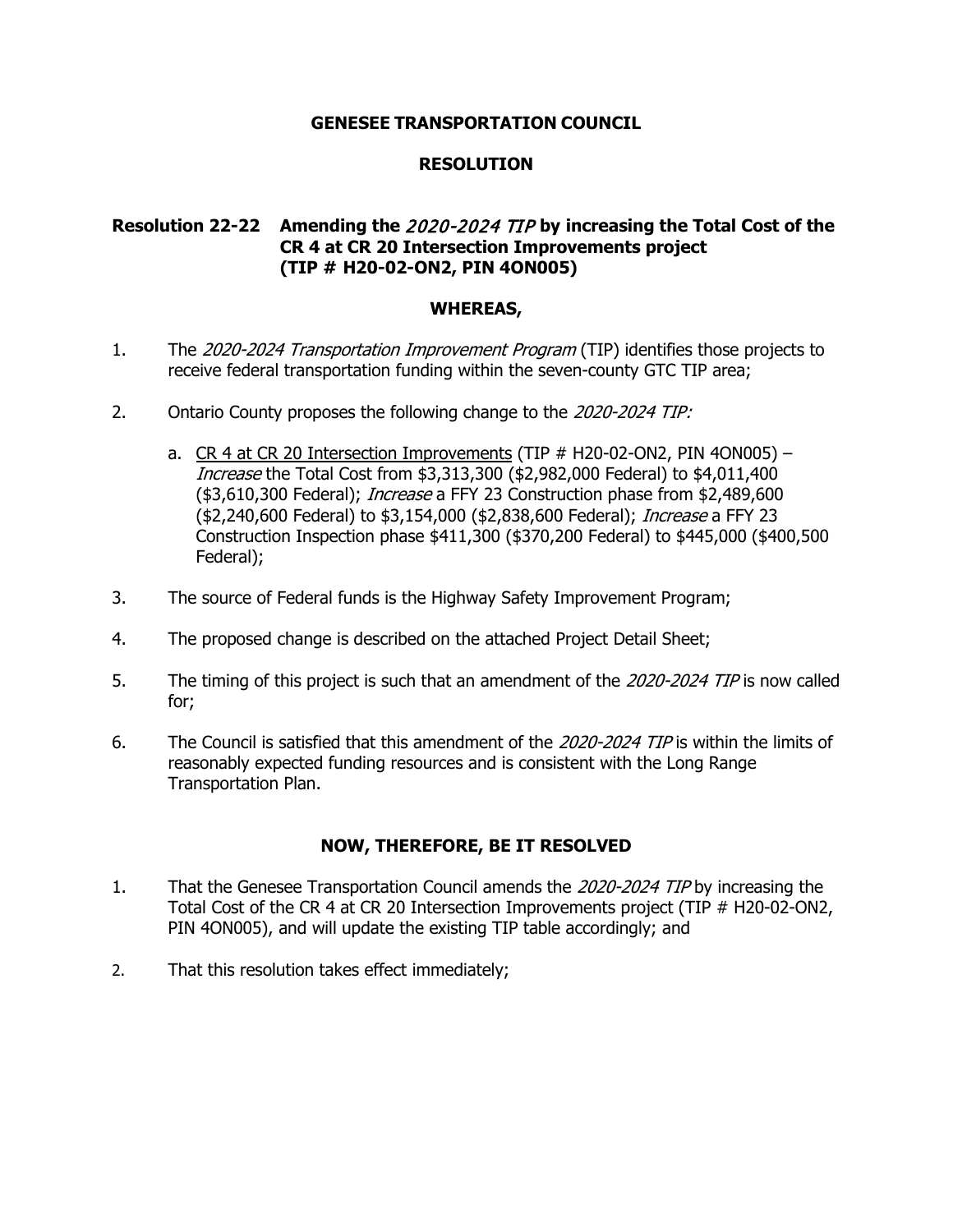**GENESEE TRANSPORTATION COUNCIL**

**RESOLUTION**

**Resolution 22-22 Amending the *2020-2024 TIP* by increasing the Total Cost of the CR 4 at CR 20 Intersection Improvements project (TIP # H20-02-ON2, PIN 4ON005)**

**WHEREAS,**

1. The *2020-2024 Transportation Improvement Program* (TIP) identifies those projects to receive federal transportation funding within the seven-county GTC TIP area;

2. Ontario County proposes the following change to the *2020-2024 TIP:*

   a. <u>CR 4 at CR 20 Intersection Improvements</u> (TIP # H20-02-ON2, PIN 4ON005) – *Increase* the Total Cost from $3,313,300 ($2,982,000 Federal) to $4,011,400 ($3,610,300 Federal); *Increase* a FFY 23 Construction phase from $2,489,600 ($2,240,600 Federal) to $3,154,000 ($2,838,600 Federal); *Increase* a FFY 23 Construction Inspection phase $411,300 ($370,200 Federal) to $445,000 ($400,500 Federal);

3. The source of Federal funds is the Highway Safety Improvement Program;

4. The proposed change is described on the attached Project Detail Sheet;

5. The timing of this project is such that an amendment of the *2020-2024 TIP* is now called for;

6. The Council is satisfied that this amendment of the *2020-2024 TIP* is within the limits of reasonably expected funding resources and is consistent with the Long Range Transportation Plan.

**NOW, THEREFORE, BE IT RESOLVED**

1. That the Genesee Transportation Council amends the *2020-2024 TIP* by increasing the Total Cost of the CR 4 at CR 20 Intersection Improvements project (TIP # H20-02-ON2, PIN 4ON005), and will update the existing TIP table accordingly; and

2. That this resolution takes effect immediately;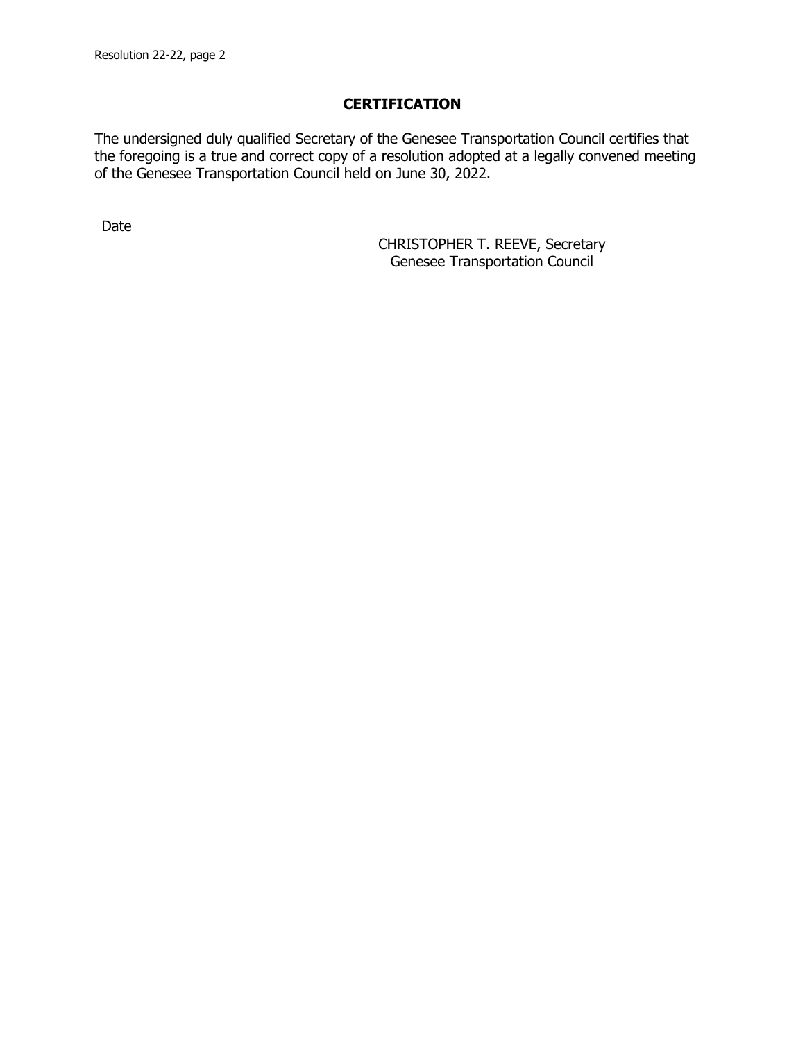## CERTIFICATION

The undersigned duly qualified Secretary of the Genesee Transportation Council certifies that the foregoing is a true and correct copy of a resolution adopted at a legally convened meeting of the Genesee Transportation Council held on June 30, 2022.

Date \_\_\_\_\_\_\_\_\_\_\_\_\_\_\_\_\_\_

\_\_\_\_\_\_\_\_\_\_\_\_\_\_\_\_\_\_\_\_\_\_\_\_\_\_\_\_\_\_\_\_\_\_\_\_\_\_\_\_

CHRISTOPHER T. REEVE, Secretary
Genesee Transportation Council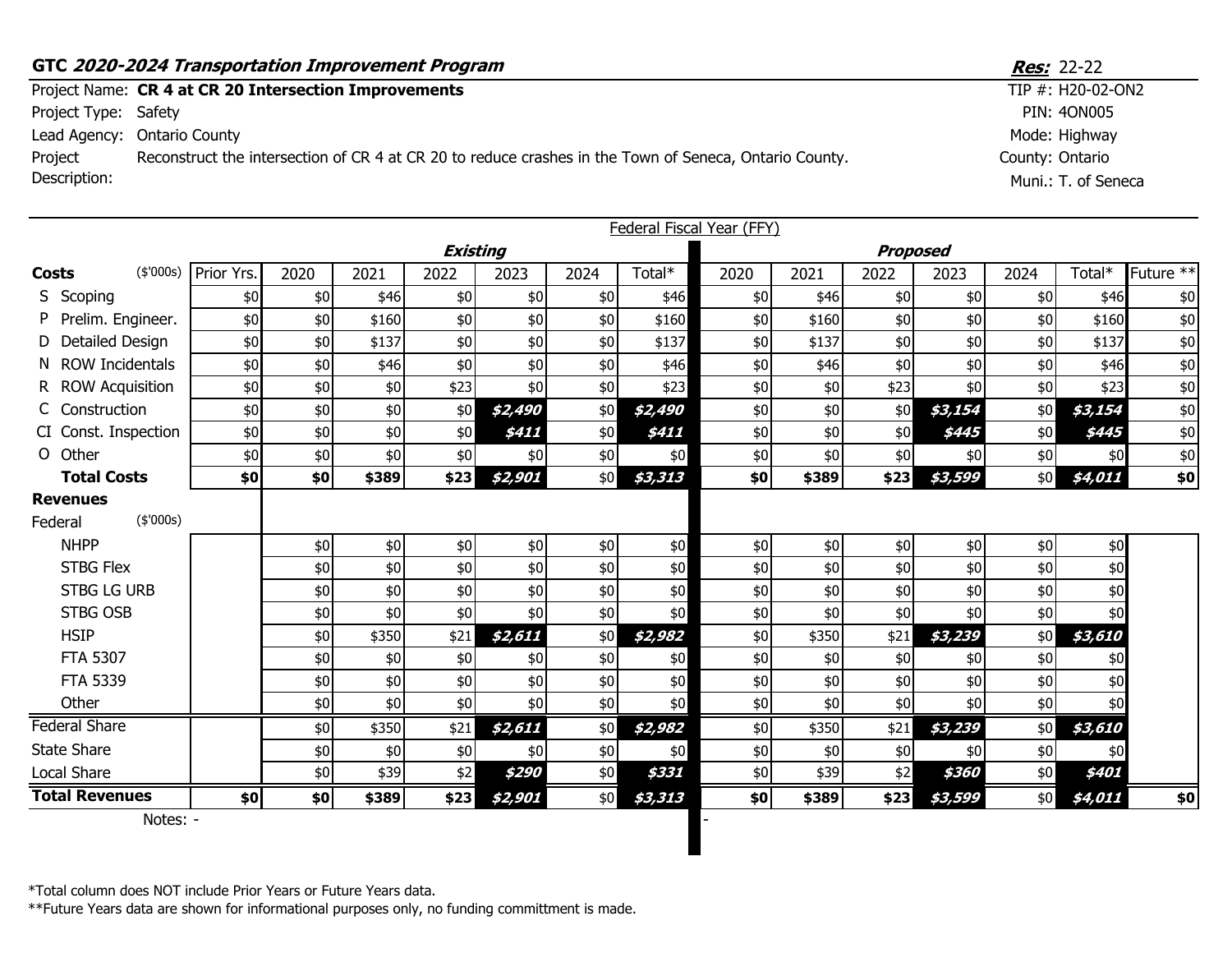**GTC *2020-2024 Transportation Improvement Program*** — ***Res:*** 22-22

| | | | |
|---|---|---|---|
| Project Name: | **CR 4 at CR 20 Intersection Improvements** | TIP #: | H20-02-ON2 |
| Project Type: | Safety | PIN: | 4ON005 |
| Lead Agency: | Ontario County | Mode: | Highway |
| Project Description: | Reconstruct the intersection of CR 4 at CR 20 to reduce crashes in the Town of Seneca, Ontario County. | County: | Ontario |
| | | Muni.: | T. of Seneca |

Federal Fiscal Year (FFY)

| | | ***Existing*** | | | | | | | ***Proposed*** | | | | | | |
|---|---|---|---|---|---|---|---|---|---|---|---|---|---|---|---|
| **Costs** ($'000s) | Prior Yrs. | 2020 | 2021 | 2022 | 2023 | 2024 | Total* | 2020 | 2021 | 2022 | 2023 | 2024 | Total* | Future ** |
| S Scoping | $0 | $0 | $46 | $0 | $0 | $0 | $46 | $0 | $46 | $0 | $0 | $0 | $46 | $0 |
| P Prelim. Engineer. | $0 | $0 | $160 | $0 | $0 | $0 | $160 | $0 | $160 | $0 | $0 | $0 | $160 | $0 |
| D Detailed Design | $0 | $0 | $137 | $0 | $0 | $0 | $137 | $0 | $137 | $0 | $0 | $0 | $137 | $0 |
| N ROW Incidentals | $0 | $0 | $46 | $0 | $0 | $0 | $46 | $0 | $46 | $0 | $0 | $0 | $46 | $0 |
| R ROW Acquisition | $0 | $0 | $0 | $23 | $0 | $0 | $23 | $0 | $0 | $23 | $0 | $0 | $23 | $0 |
| C Construction | $0 | $0 | $0 | $0 | ***$2,490*** | $0 | ***$2,490*** | $0 | $0 | $0 | ***$3,154*** | $0 | ***$3,154*** | $0 |
| CI Const. Inspection | $0 | $0 | $0 | $0 | ***$411*** | $0 | ***$411*** | $0 | $0 | $0 | ***$445*** | $0 | ***$445*** | $0 |
| O Other | $0 | $0 | $0 | $0 | $0 | $0 | $0 | $0 | $0 | $0 | $0 | $0 | $0 | $0 |
| **Total Costs** | **$0** | **$0** | **$389** | **$23** | ***$2,901*** | $0 | ***$3,313*** | **$0** | **$389** | **$23** | ***$3,599*** | $0 | ***$4,011*** | **$0** |
| **Revenues** | | | | | | | | | | | | | | |
| Federal ($'000s) | | | | | | | | | | | | | | |
| NHPP | | $0 | $0 | $0 | $0 | $0 | $0 | $0 | $0 | $0 | $0 | $0 | $0 | |
| STBG Flex | | $0 | $0 | $0 | $0 | $0 | $0 | $0 | $0 | $0 | $0 | $0 | $0 | |
| STBG LG URB | | $0 | $0 | $0 | $0 | $0 | $0 | $0 | $0 | $0 | $0 | $0 | $0 | |
| STBG OSB | | $0 | $0 | $0 | $0 | $0 | $0 | $0 | $0 | $0 | $0 | $0 | $0 | |
| HSIP | | $0 | $350 | $21 | ***$2,611*** | $0 | ***$2,982*** | $0 | $350 | $21 | ***$3,239*** | $0 | ***$3,610*** | |
| FTA 5307 | | $0 | $0 | $0 | $0 | $0 | $0 | $0 | $0 | $0 | $0 | $0 | $0 | |
| FTA 5339 | | $0 | $0 | $0 | $0 | $0 | $0 | $0 | $0 | $0 | $0 | $0 | $0 | |
| Other | | $0 | $0 | $0 | $0 | $0 | $0 | $0 | $0 | $0 | $0 | $0 | $0 | |
| Federal Share | | $0 | $350 | $21 | ***$2,611*** | $0 | ***$2,982*** | $0 | $350 | $21 | ***$3,239*** | $0 | ***$3,610*** | |
| State Share | | $0 | $0 | $0 | $0 | $0 | $0 | $0 | $0 | $0 | $0 | $0 | $0 | |
| Local Share | | $0 | $39 | $2 | ***$290*** | $0 | ***$331*** | $0 | $39 | $2 | ***$360*** | $0 | ***$401*** | |
| **Total Revenues** | **$0** | **$0** | **$389** | **$23** | ***$2,901*** | $0 | ***$3,313*** | **$0** | **$389** | **$23** | ***$3,599*** | $0 | ***$4,011*** | **$0** |

Notes: - | -

*Total column does NOT include Prior Years or Future Years data.

**Future Years data are shown for informational purposes only, no funding committment is made.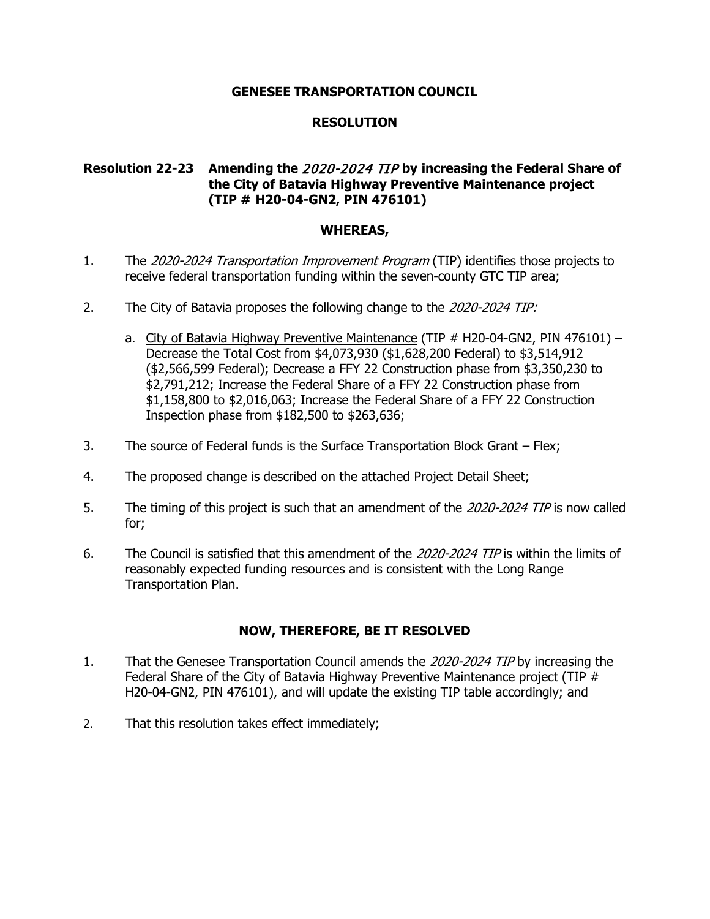**GENESEE TRANSPORTATION COUNCIL**

**RESOLUTION**

**Resolution 22-23 Amending the *2020-2024 TIP* by increasing the Federal Share of the City of Batavia Highway Preventive Maintenance project (TIP # H20-04-GN2, PIN 476101)**

**WHEREAS,**

1. The *2020-2024 Transportation Improvement Program* (TIP) identifies those projects to receive federal transportation funding within the seven-county GTC TIP area;

2. The City of Batavia proposes the following change to the *2020-2024 TIP:*

   a. City of Batavia Highway Preventive Maintenance (TIP # H20-04-GN2, PIN 476101) – Decrease the Total Cost from $4,073,930 ($1,628,200 Federal) to $3,514,912 ($2,566,599 Federal); Decrease a FFY 22 Construction phase from $3,350,230 to $2,791,212; Increase the Federal Share of a FFY 22 Construction phase from $1,158,800 to $2,016,063; Increase the Federal Share of a FFY 22 Construction Inspection phase from $182,500 to $263,636;

3. The source of Federal funds is the Surface Transportation Block Grant – Flex;

4. The proposed change is described on the attached Project Detail Sheet;

5. The timing of this project is such that an amendment of the *2020-2024 TIP* is now called for;

6. The Council is satisfied that this amendment of the *2020-2024 TIP* is within the limits of reasonably expected funding resources and is consistent with the Long Range Transportation Plan.

**NOW, THEREFORE, BE IT RESOLVED**

1. That the Genesee Transportation Council amends the *2020-2024 TIP* by increasing the Federal Share of the City of Batavia Highway Preventive Maintenance project (TIP # H20-04-GN2, PIN 476101), and will update the existing TIP table accordingly; and

2. That this resolution takes effect immediately;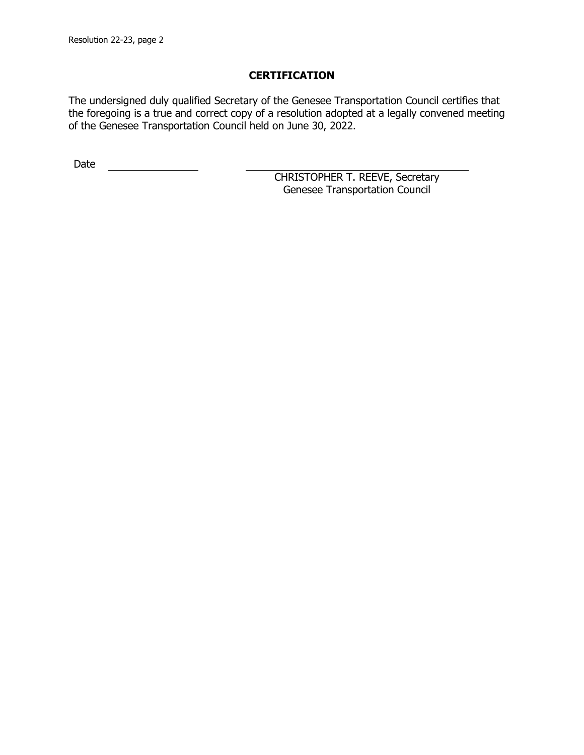## CERTIFICATION

The undersigned duly qualified Secretary of the Genesee Transportation Council certifies that the foregoing is a true and correct copy of a resolution adopted at a legally convened meeting of the Genesee Transportation Council held on June 30, 2022.

Date ________________

________________________________________
CHRISTOPHER T. REEVE, Secretary
Genesee Transportation Council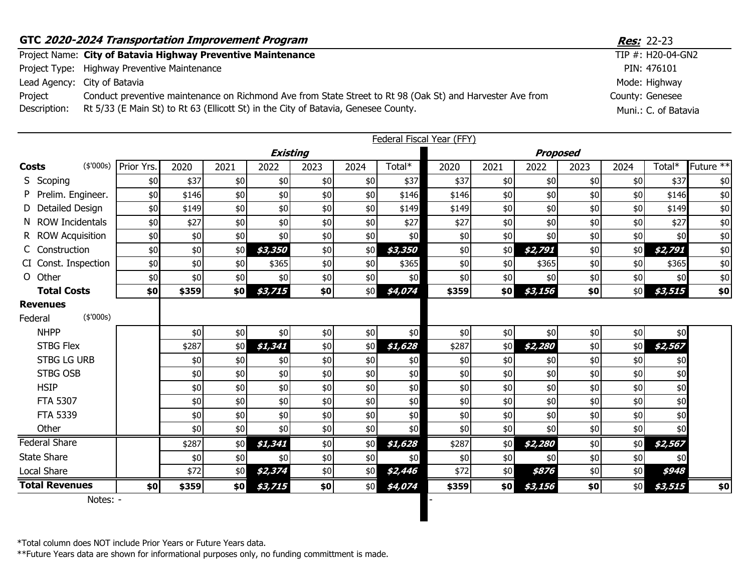**GTC *2020-2024 Transportation Improvement Program*** — ***Res:*** 22-23

| | | | |
|---|---|---|---|
| Project Name: | **City of Batavia Highway Preventive Maintenance** | TIP #: | H20-04-GN2 |
| Project Type: | Highway Preventive Maintenance | PIN: | 476101 |
| Lead Agency: | City of Batavia | Mode: | Highway |
| Project Description: | Conduct preventive maintenance on Richmond Ave from State Street to Rt 98 (Oak St) and Harvester Ave from Rt 5/33 (E Main St) to Rt 63 (Ellicott St) in the City of Batavia, Genesee County. | County: | Genesee |
| | | Muni.: | C. of Batavia |

| | Federal Fiscal Year (FFY) | | | | | | | | | | | | | | |
|---|---|---|---|---|---|---|---|---|---|---|---|---|---|---|---|
| | | ***Existing*** | | | | | | ***Proposed*** | | | | | | | |
| **Costs** ($'000s) | Prior Yrs. | 2020 | 2021 | 2022 | 2023 | 2024 | Total* | 2020 | 2021 | 2022 | 2023 | 2024 | Total* | Future ** |
| S Scoping | $0 | $37 | $0 | $0 | $0 | $0 | $37 | $37 | $0 | $0 | $0 | $0 | $37 | $0 |
| P Prelim. Engineer. | $0 | $146 | $0 | $0 | $0 | $0 | $146 | $146 | $0 | $0 | $0 | $0 | $146 | $0 |
| D Detailed Design | $0 | $149 | $0 | $0 | $0 | $0 | $149 | $149 | $0 | $0 | $0 | $0 | $149 | $0 |
| N ROW Incidentals | $0 | $27 | $0 | $0 | $0 | $0 | $27 | $27 | $0 | $0 | $0 | $0 | $27 | $0 |
| R ROW Acquisition | $0 | $0 | $0 | $0 | $0 | $0 | $0 | $0 | $0 | $0 | $0 | $0 | $0 | $0 |
| C Construction | $0 | $0 | $0 | ***$3,350*** | $0 | $0 | ***$3,350*** | $0 | $0 | ***$2,791*** | $0 | $0 | ***$2,791*** | $0 |
| CI Const. Inspection | $0 | $0 | $0 | $365 | $0 | $0 | $365 | $0 | $0 | $365 | $0 | $0 | $365 | $0 |
| O Other | $0 | $0 | $0 | $0 | $0 | $0 | $0 | $0 | $0 | $0 | $0 | $0 | $0 | $0 |
| **Total Costs** | **$0** | **$359** | **$0** | ***$3,715*** | **$0** | $0 | ***$4,074*** | **$359** | **$0** | ***$3,156*** | **$0** | $0 | ***$3,515*** | **$0** |
| **Revenues** | | | | | | | | | | | | | | |
| Federal ($'000s) | | | | | | | | | | | | | | |
| NHPP | | $0 | $0 | $0 | $0 | $0 | $0 | $0 | $0 | $0 | $0 | $0 | $0 | |
| STBG Flex | | $287 | $0 | ***$1,341*** | $0 | $0 | ***$1,628*** | $287 | $0 | ***$2,280*** | $0 | $0 | ***$2,567*** | |
| STBG LG URB | | $0 | $0 | $0 | $0 | $0 | $0 | $0 | $0 | $0 | $0 | $0 | $0 | |
| STBG OSB | | $0 | $0 | $0 | $0 | $0 | $0 | $0 | $0 | $0 | $0 | $0 | $0 | |
| HSIP | | $0 | $0 | $0 | $0 | $0 | $0 | $0 | $0 | $0 | $0 | $0 | $0 | |
| FTA 5307 | | $0 | $0 | $0 | $0 | $0 | $0 | $0 | $0 | $0 | $0 | $0 | $0 | |
| FTA 5339 | | $0 | $0 | $0 | $0 | $0 | $0 | $0 | $0 | $0 | $0 | $0 | $0 | |
| Other | | $0 | $0 | $0 | $0 | $0 | $0 | $0 | $0 | $0 | $0 | $0 | $0 | |
| Federal Share | | $287 | $0 | ***$1,341*** | $0 | $0 | ***$1,628*** | $287 | $0 | ***$2,280*** | $0 | $0 | ***$2,567*** | |
| State Share | | $0 | $0 | $0 | $0 | $0 | $0 | $0 | $0 | $0 | $0 | $0 | $0 | |
| Local Share | | $72 | $0 | ***$2,374*** | $0 | $0 | ***$2,446*** | $72 | $0 | ***$876*** | $0 | $0 | ***$948*** | |
| **Total Revenues** | **$0** | **$359** | **$0** | ***$3,715*** | **$0** | $0 | ***$4,074*** | **$359** | **$0** | ***$3,156*** | **$0** | $0 | ***$3,515*** | **$0** |

Notes: - | -

*Total column does NOT include Prior Years or Future Years data.

**Future Years data are shown for informational purposes only, no funding committment is made.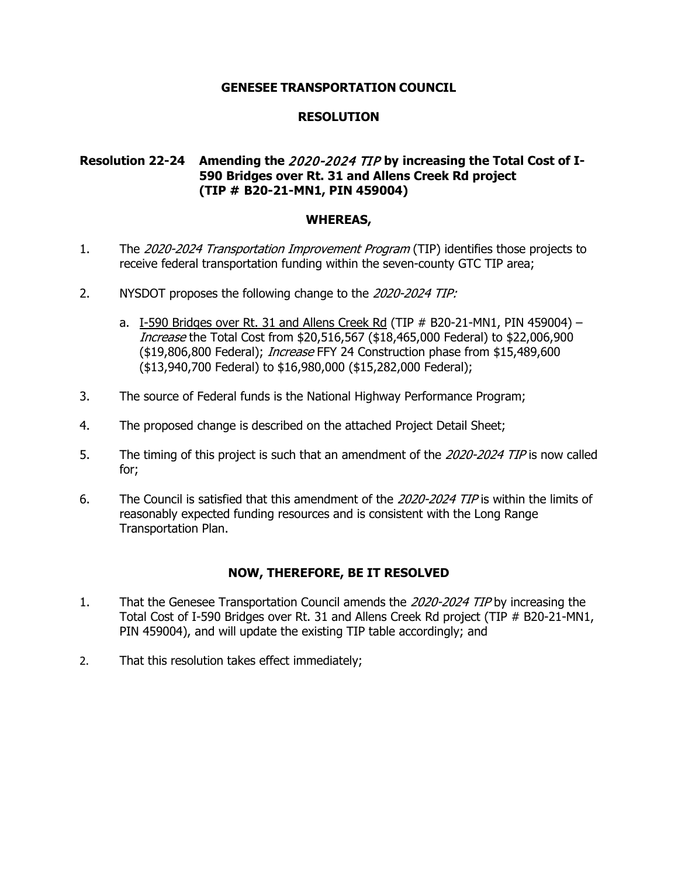**GENESEE TRANSPORTATION COUNCIL**

**RESOLUTION**

**Resolution 22-24 Amending the *2020-2024 TIP* by increasing the Total Cost of I-590 Bridges over Rt. 31 and Allens Creek Rd project (TIP # B20-21-MN1, PIN 459004)**

**WHEREAS,**

1. The *2020-2024 Transportation Improvement Program* (TIP) identifies those projects to receive federal transportation funding within the seven-county GTC TIP area;

2. NYSDOT proposes the following change to the *2020-2024 TIP:*

   a. I-590 Bridges over Rt. 31 and Allens Creek Rd (TIP # B20-21-MN1, PIN 459004) – *Increase* the Total Cost from $20,516,567 ($18,465,000 Federal) to $22,006,900 ($19,806,800 Federal); *Increase* FFY 24 Construction phase from $15,489,600 ($13,940,700 Federal) to $16,980,000 ($15,282,000 Federal);

3. The source of Federal funds is the National Highway Performance Program;

4. The proposed change is described on the attached Project Detail Sheet;

5. The timing of this project is such that an amendment of the *2020-2024 TIP* is now called for;

6. The Council is satisfied that this amendment of the *2020-2024 TIP* is within the limits of reasonably expected funding resources and is consistent with the Long Range Transportation Plan.

**NOW, THEREFORE, BE IT RESOLVED**

1. That the Genesee Transportation Council amends the *2020-2024 TIP* by increasing the Total Cost of I-590 Bridges over Rt. 31 and Allens Creek Rd project (TIP # B20-21-MN1, PIN 459004), and will update the existing TIP table accordingly; and

2. That this resolution takes effect immediately;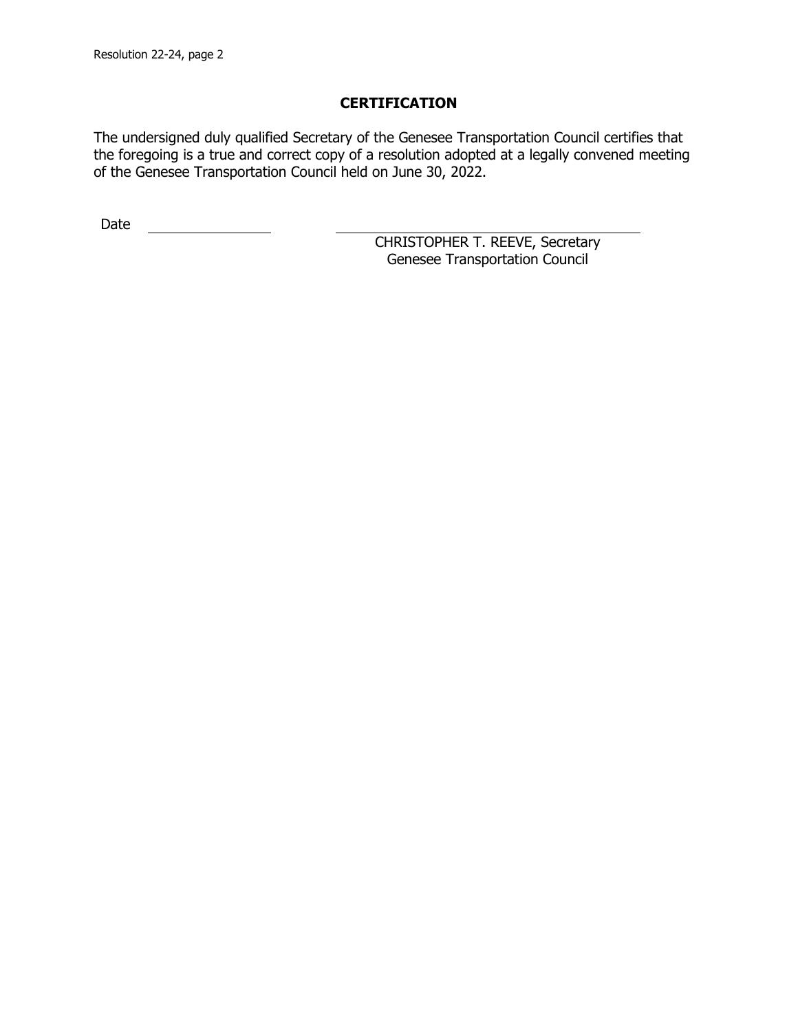## CERTIFICATION

The undersigned duly qualified Secretary of the Genesee Transportation Council certifies that the foregoing is a true and correct copy of a resolution adopted at a legally convened meeting of the Genesee Transportation Council held on June 30, 2022.

Date ________________

________________________________
CHRISTOPHER T. REEVE, Secretary
Genesee Transportation Council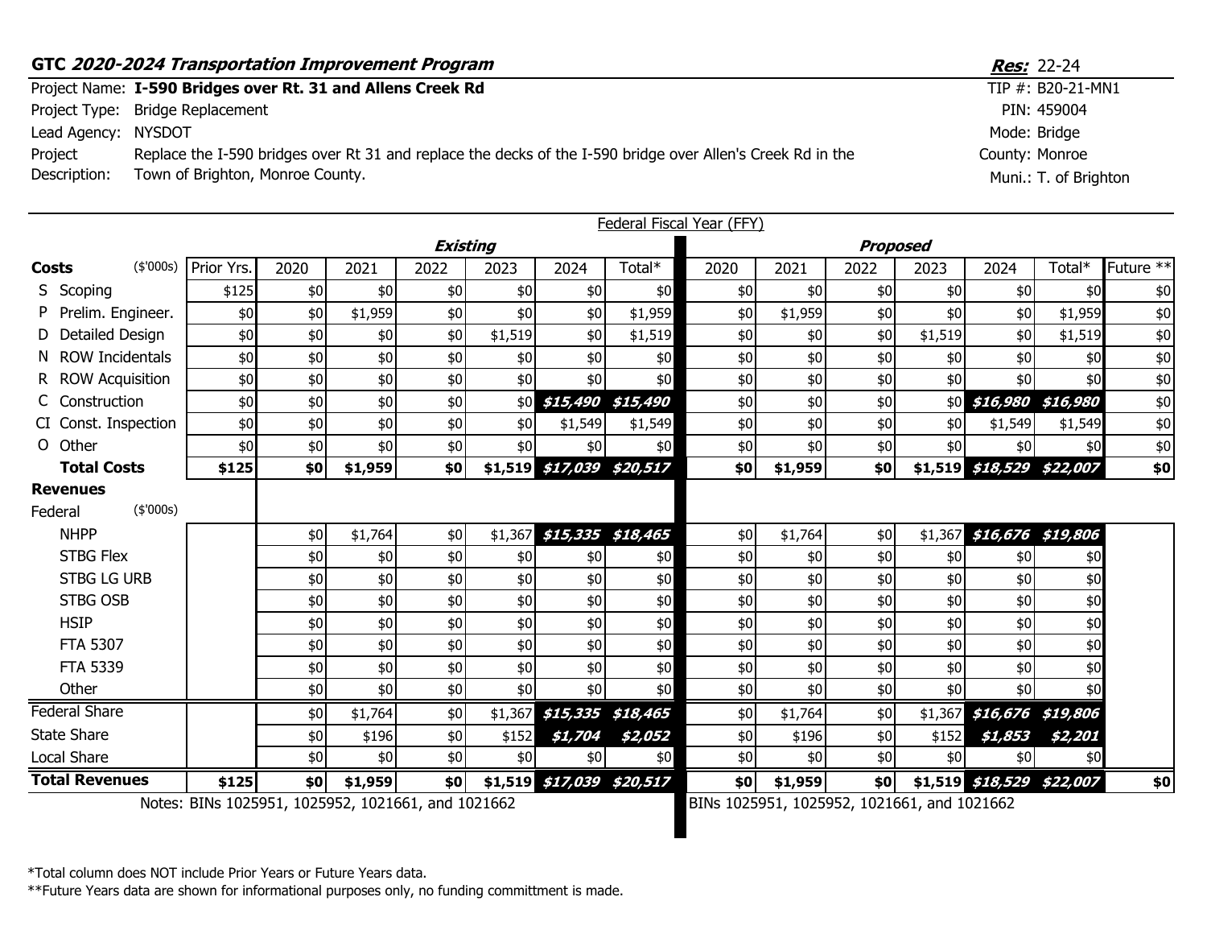**GTC *2020-2024 Transportation Improvement Program*** — ***Res:*** 22-24

| | | | |
|---|---|---|---|
| Project Name: | **I-590 Bridges over Rt. 31 and Allens Creek Rd** | TIP #: | B20-21-MN1 |
| Project Type: | Bridge Replacement | PIN: | 459004 |
| Lead Agency: | NYSDOT | Mode: | Bridge |
| Project Description: | Replace the I-590 bridges over Rt 31 and replace the decks of the I-590 bridge over Allen's Creek Rd in the Town of Brighton, Monroe County. | County: | Monroe |
| | | Muni.: | T. of Brighton |

Federal Fiscal Year (FFY)

| | | ***Existing*** | | | | | | | ***Proposed*** | | | | | | |
|---|---|---|---|---|---|---|---|---|---|---|---|---|---|---|---|
| **Costs** ($'000s) | Prior Yrs. | 2020 | 2021 | 2022 | 2023 | 2024 | Total* | 2020 | 2021 | 2022 | 2023 | 2024 | Total* | Future ** |
| S Scoping | $125 | $0 | $0 | $0 | $0 | $0 | $0 | $0 | $0 | $0 | $0 | $0 | $0 | $0 |
| P Prelim. Engineer. | $0 | $0 | $1,959 | $0 | $0 | $0 | $1,959 | $0 | $1,959 | $0 | $0 | $0 | $1,959 | $0 |
| D Detailed Design | $0 | $0 | $0 | $0 | $1,519 | $0 | $1,519 | $0 | $0 | $0 | $1,519 | $0 | $1,519 | $0 |
| N ROW Incidentals | $0 | $0 | $0 | $0 | $0 | $0 | $0 | $0 | $0 | $0 | $0 | $0 | $0 | $0 |
| R ROW Acquisition | $0 | $0 | $0 | $0 | $0 | $0 | $0 | $0 | $0 | $0 | $0 | $0 | $0 | $0 |
| C Construction | $0 | $0 | $0 | $0 | $0 | ***$15,490*** | ***$15,490*** | $0 | $0 | $0 | $0 | ***$16,980*** | ***$16,980*** | $0 |
| CI Const. Inspection | $0 | $0 | $0 | $0 | $0 | $1,549 | $1,549 | $0 | $0 | $0 | $0 | $1,549 | $1,549 | $0 |
| O Other | $0 | $0 | $0 | $0 | $0 | $0 | $0 | $0 | $0 | $0 | $0 | $0 | $0 | $0 |
| **Total Costs** | **$125** | **$0** | **$1,959** | **$0** | **$1,519** | ***$17,039*** | ***$20,517*** | **$0** | **$1,959** | **$0** | **$1,519** | ***$18,529*** | ***$22,007*** | **$0** |
| **Revenues** | | | | | | | | | | | | | | |
| Federal ($'000s) | | | | | | | | | | | | | | |
| NHPP | | $0 | $1,764 | $0 | $1,367 | ***$15,335*** | ***$18,465*** | $0 | $1,764 | $0 | $1,367 | ***$16,676*** | ***$19,806*** | |
| STBG Flex | | $0 | $0 | $0 | $0 | $0 | $0 | $0 | $0 | $0 | $0 | $0 | $0 | |
| STBG LG URB | | $0 | $0 | $0 | $0 | $0 | $0 | $0 | $0 | $0 | $0 | $0 | $0 | |
| STBG OSB | | $0 | $0 | $0 | $0 | $0 | $0 | $0 | $0 | $0 | $0 | $0 | $0 | |
| HSIP | | $0 | $0 | $0 | $0 | $0 | $0 | $0 | $0 | $0 | $0 | $0 | $0 | |
| FTA 5307 | | $0 | $0 | $0 | $0 | $0 | $0 | $0 | $0 | $0 | $0 | $0 | $0 | |
| FTA 5339 | | $0 | $0 | $0 | $0 | $0 | $0 | $0 | $0 | $0 | $0 | $0 | $0 | |
| Other | | $0 | $0 | $0 | $0 | $0 | $0 | $0 | $0 | $0 | $0 | $0 | $0 | |
| Federal Share | | $0 | $1,764 | $0 | $1,367 | ***$15,335*** | ***$18,465*** | $0 | $1,764 | $0 | $1,367 | ***$16,676*** | ***$19,806*** | |
| State Share | | $0 | $196 | $0 | $152 | ***$1,704*** | ***$2,052*** | $0 | $196 | $0 | $152 | ***$1,853*** | ***$2,201*** | |
| Local Share | | $0 | $0 | $0 | $0 | $0 | $0 | $0 | $0 | $0 | $0 | $0 | $0 | |
| **Total Revenues** | **$125** | **$0** | **$1,959** | **$0** | **$1,519** | ***$17,039*** | ***$20,517*** | **$0** | **$1,959** | **$0** | **$1,519** | ***$18,529*** | ***$22,007*** | **$0** |

Notes: BINs 1025951, 1025952, 1021661, and 1021662 (Existing) | BINs 1025951, 1025952, 1021661, and 1021662 (Proposed)

*Total column does NOT include Prior Years or Future Years data.

**Future Years data are shown for informational purposes only, no funding committment is made.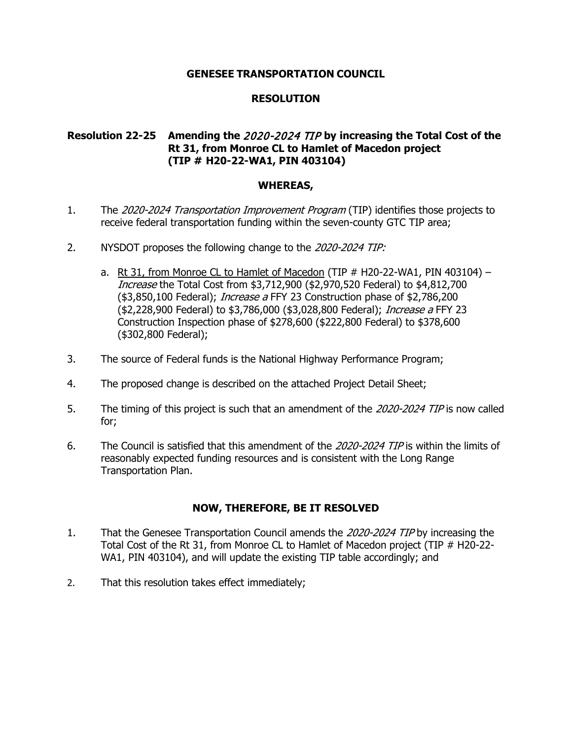**GENESEE TRANSPORTATION COUNCIL**

**RESOLUTION**

**Resolution 22-25 Amending the *2020-2024 TIP* by increasing the Total Cost of the Rt 31, from Monroe CL to Hamlet of Macedon project (TIP # H20-22-WA1, PIN 403104)**

**WHEREAS,**

1. The *2020-2024 Transportation Improvement Program* (TIP) identifies those projects to receive federal transportation funding within the seven-county GTC TIP area;

2. NYSDOT proposes the following change to the *2020-2024 TIP:*

   a. <u>Rt 31, from Monroe CL to Hamlet of Macedon</u> (TIP # H20-22-WA1, PIN 403104) – *Increase* the Total Cost from $3,712,900 ($2,970,520 Federal) to $4,812,700 ($3,850,100 Federal); *Increase a* FFY 23 Construction phase of $2,786,200 ($2,228,900 Federal) to $3,786,000 ($3,028,800 Federal); *Increase a* FFY 23 Construction Inspection phase of $278,600 ($222,800 Federal) to $378,600 ($302,800 Federal);

3. The source of Federal funds is the National Highway Performance Program;

4. The proposed change is described on the attached Project Detail Sheet;

5. The timing of this project is such that an amendment of the *2020-2024 TIP* is now called for;

6. The Council is satisfied that this amendment of the *2020-2024 TIP* is within the limits of reasonably expected funding resources and is consistent with the Long Range Transportation Plan.

**NOW, THEREFORE, BE IT RESOLVED**

1. That the Genesee Transportation Council amends the *2020-2024 TIP* by increasing the Total Cost of the Rt 31, from Monroe CL to Hamlet of Macedon project (TIP # H20-22-WA1, PIN 403104), and will update the existing TIP table accordingly; and

2. That this resolution takes effect immediately;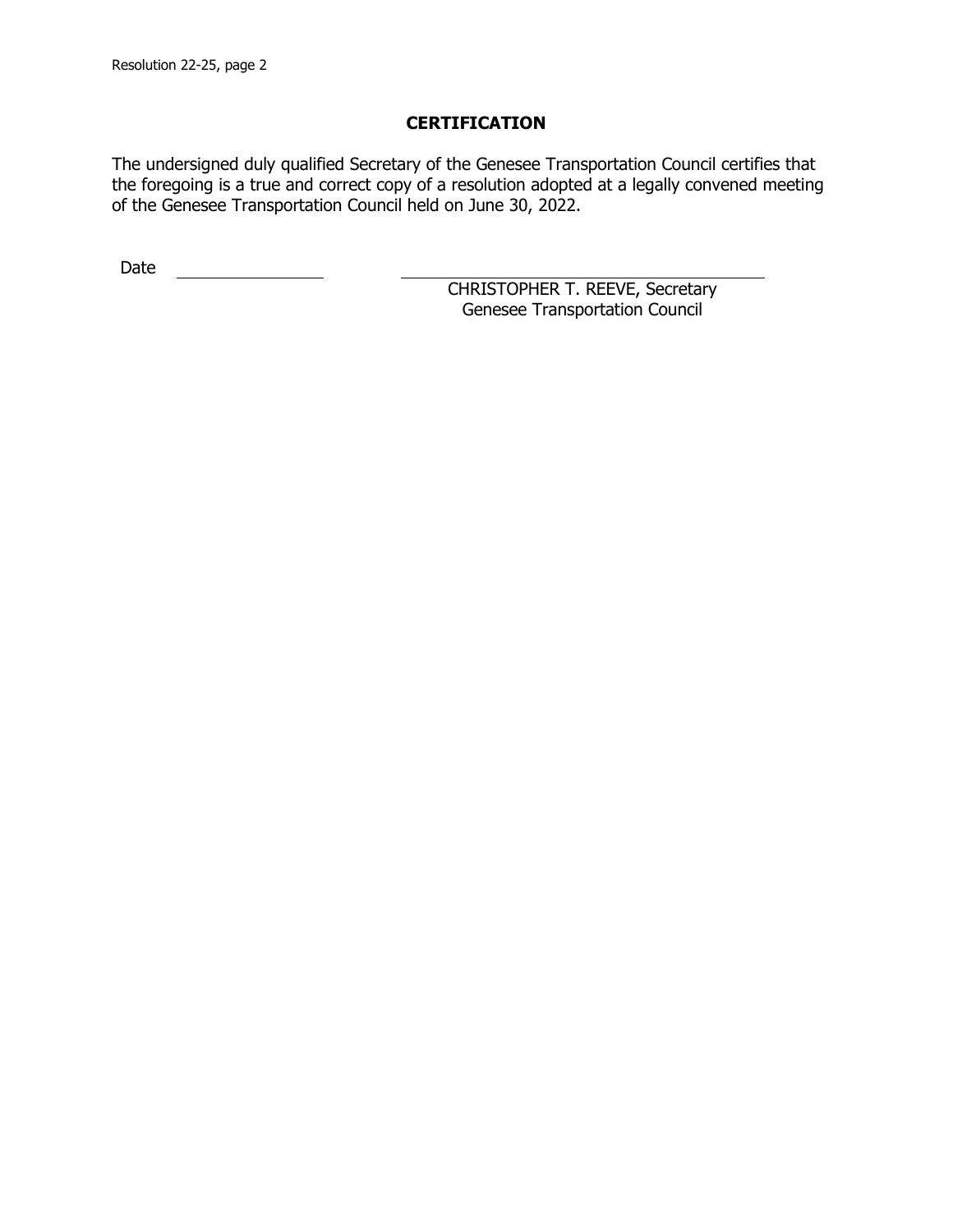## CERTIFICATION

The undersigned duly qualified Secretary of the Genesee Transportation Council certifies that the foregoing is a true and correct copy of a resolution adopted at a legally convened meeting of the Genesee Transportation Council held on June 30, 2022.

Date \_\_\_\_\_\_\_\_\_\_\_\_\_\_\_\_

\_\_\_\_\_\_\_\_\_\_\_\_\_\_\_\_\_\_\_\_\_\_\_\_\_\_\_\_\_\_\_\_\_\_\_\_

CHRISTOPHER T. REEVE, Secretary
Genesee Transportation Council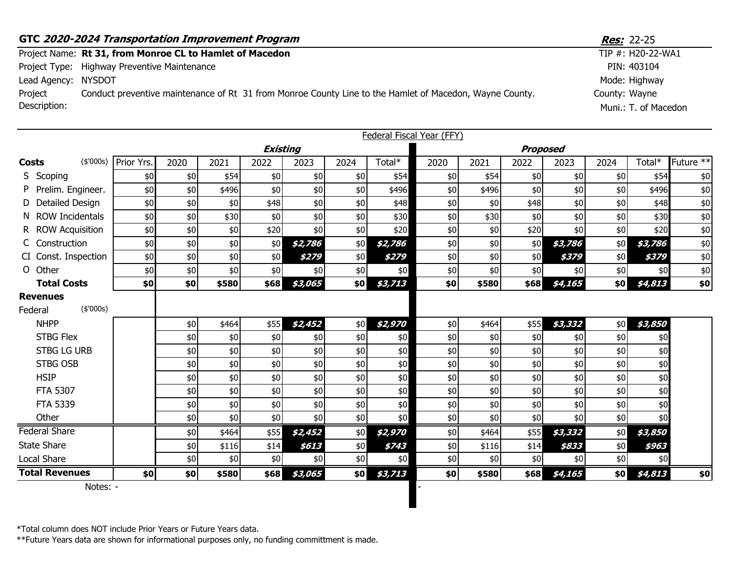**GTC *2020-2024 Transportation Improvement Program***

***Res:*** 22-25

Project Name: **Rt 31, from Monroe CL to Hamlet of Macedon**
Project Type: Highway Preventive Maintenance
Lead Agency: NYSDOT
Project Description: Conduct preventive maintenance of Rt 31 from Monroe County Line to the Hamlet of Macedon, Wayne County.

TIP #: H20-22-WA1
PIN: 403104
Mode: Highway
County: Wayne
Muni.: T. of Macedon

| | Federal Fiscal Year (FFY) | | | | | | | | | | | | | | | |
|---|---|---|---|---|---|---|---|---|---|---|---|---|---|---|---|---|
| | | ***Existing*** | | | | | | | ***Proposed*** | | | | | | | |
| **Costs** ($'000s) | Prior Yrs. | 2020 | 2021 | 2022 | 2023 | 2024 | Total* | | 2020 | 2021 | 2022 | 2023 | 2024 | Total* | Future ** |
| S Scoping | $0 | $0 | $54 | $0 | $0 | $0 | $54 | | $0 | $54 | $0 | $0 | $0 | $54 | $0 |
| P Prelim. Engineer. | $0 | $0 | $496 | $0 | $0 | $0 | $496 | | $0 | $496 | $0 | $0 | $0 | $496 | $0 |
| D Detailed Design | $0 | $0 | $0 | $48 | $0 | $0 | $48 | | $0 | $0 | $48 | $0 | $0 | $48 | $0 |
| N ROW Incidentals | $0 | $0 | $30 | $0 | $0 | $0 | $30 | | $0 | $30 | $0 | $0 | $0 | $30 | $0 |
| R ROW Acquisition | $0 | $0 | $0 | $20 | $0 | $0 | $20 | | $0 | $0 | $20 | $0 | $0 | $20 | $0 |
| C Construction | $0 | $0 | $0 | $0 | ***$2,786*** | $0 | ***$2,786*** | | $0 | $0 | $0 | ***$3,786*** | $0 | ***$3,786*** | $0 |
| CI Const. Inspection | $0 | $0 | $0 | $0 | ***$279*** | $0 | ***$279*** | | $0 | $0 | $0 | ***$379*** | $0 | ***$379*** | $0 |
| O Other | $0 | $0 | $0 | $0 | $0 | $0 | $0 | | $0 | $0 | $0 | $0 | $0 | $0 | $0 |
| **Total Costs** | **$0** | **$0** | **$580** | **$68** | ***$3,065*** | **$0** | ***$3,713*** | | **$0** | **$580** | **$68** | ***$4,165*** | **$0** | ***$4,813*** | **$0** |
| **Revenues** | | | | | | | | | | | | | | | |
| Federal ($'000s) | | | | | | | | | | | | | | | |
| NHPP | | $0 | $464 | $55 | ***$2,452*** | $0 | ***$2,970*** | | $0 | $464 | $55 | ***$3,332*** | $0 | ***$3,850*** | |
| STBG Flex | | $0 | $0 | $0 | $0 | $0 | $0 | | $0 | $0 | $0 | $0 | $0 | $0 | |
| STBG LG URB | | $0 | $0 | $0 | $0 | $0 | $0 | | $0 | $0 | $0 | $0 | $0 | $0 | |
| STBG OSB | | $0 | $0 | $0 | $0 | $0 | $0 | | $0 | $0 | $0 | $0 | $0 | $0 | |
| HSIP | | $0 | $0 | $0 | $0 | $0 | $0 | | $0 | $0 | $0 | $0 | $0 | $0 | |
| FTA 5307 | | $0 | $0 | $0 | $0 | $0 | $0 | | $0 | $0 | $0 | $0 | $0 | $0 | |
| FTA 5339 | | $0 | $0 | $0 | $0 | $0 | $0 | | $0 | $0 | $0 | $0 | $0 | $0 | |
| Other | | $0 | $0 | $0 | $0 | $0 | $0 | | $0 | $0 | $0 | $0 | $0 | $0 | |
| Federal Share | | $0 | $464 | $55 | ***$2,452*** | $0 | ***$2,970*** | | $0 | $464 | $55 | ***$3,332*** | $0 | ***$3,850*** | |
| State Share | | $0 | $116 | $14 | ***$613*** | $0 | ***$743*** | | $0 | $116 | $14 | ***$833*** | $0 | ***$963*** | |
| Local Share | | $0 | $0 | $0 | $0 | $0 | $0 | | $0 | $0 | $0 | $0 | $0 | $0 | |
| **Total Revenues** | **$0** | **$0** | **$580** | **$68** | ***$3,065*** | **$0** | ***$3,713*** | | **$0** | **$580** | **$68** | ***$4,165*** | **$0** | ***$4,813*** | **$0** |

Notes: - | -

*Total column does NOT include Prior Years or Future Years data.
**Future Years data are shown for informational purposes only, no funding committment is made.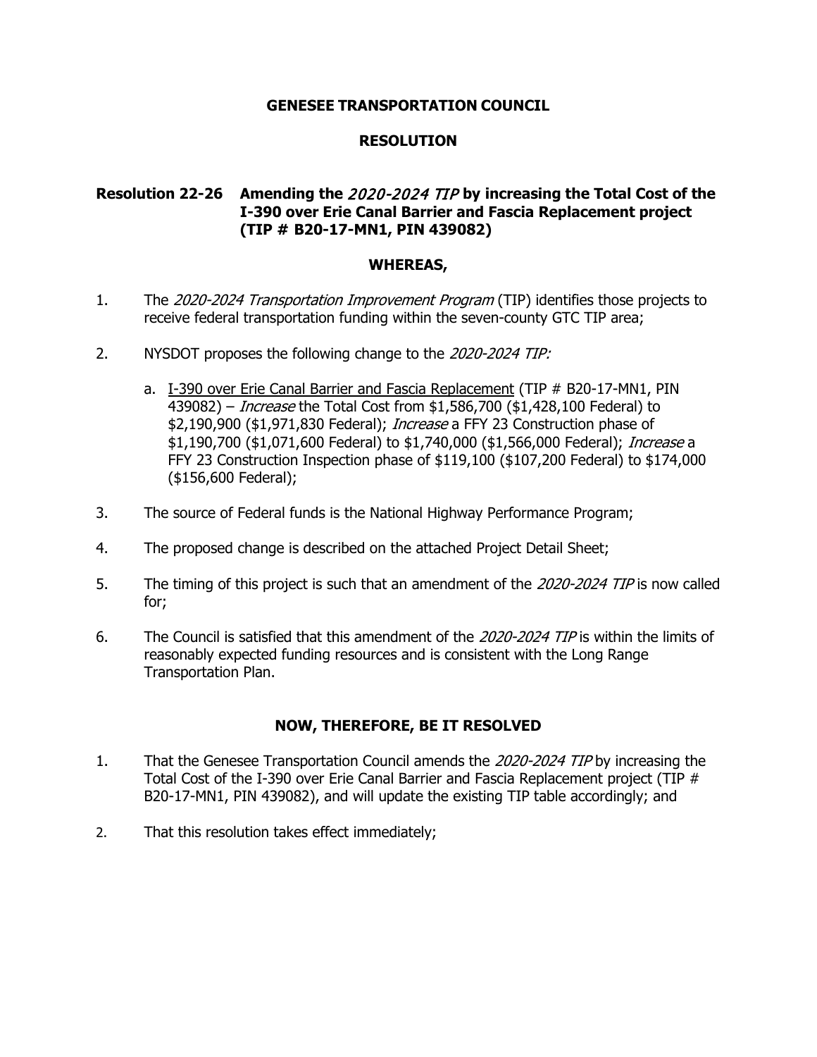**GENESEE TRANSPORTATION COUNCIL**

**RESOLUTION**

**Resolution 22-26 Amending the *2020-2024 TIP* by increasing the Total Cost of the I-390 over Erie Canal Barrier and Fascia Replacement project (TIP # B20-17-MN1, PIN 439082)**

**WHEREAS,**

1. The *2020-2024 Transportation Improvement Program* (TIP) identifies those projects to receive federal transportation funding within the seven-county GTC TIP area;

2. NYSDOT proposes the following change to the *2020-2024 TIP:*

   a. <u>I-390 over Erie Canal Barrier and Fascia Replacement</u> (TIP # B20-17-MN1, PIN 439082) – *Increase* the Total Cost from $1,586,700 ($1,428,100 Federal) to $2,190,900 ($1,971,830 Federal); *Increase* a FFY 23 Construction phase of $1,190,700 ($1,071,600 Federal) to $1,740,000 ($1,566,000 Federal); *Increase* a FFY 23 Construction Inspection phase of $119,100 ($107,200 Federal) to $174,000 ($156,600 Federal);

3. The source of Federal funds is the National Highway Performance Program;

4. The proposed change is described on the attached Project Detail Sheet;

5. The timing of this project is such that an amendment of the *2020-2024 TIP* is now called for;

6. The Council is satisfied that this amendment of the *2020-2024 TIP* is within the limits of reasonably expected funding resources and is consistent with the Long Range Transportation Plan.

**NOW, THEREFORE, BE IT RESOLVED**

1. That the Genesee Transportation Council amends the *2020-2024 TIP* by increasing the Total Cost of the I-390 over Erie Canal Barrier and Fascia Replacement project (TIP # B20-17-MN1, PIN 439082), and will update the existing TIP table accordingly; and

2. That this resolution takes effect immediately;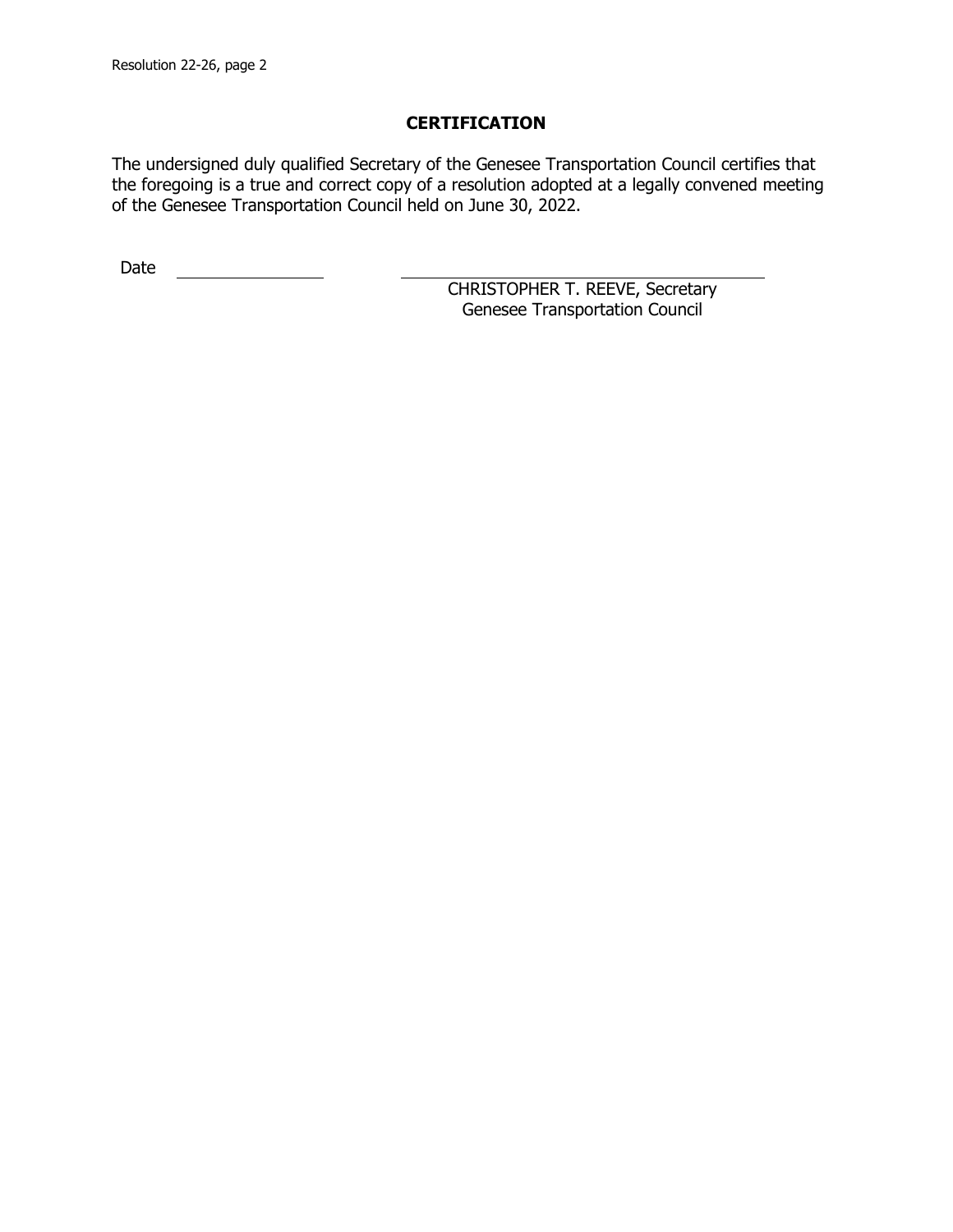## CERTIFICATION

The undersigned duly qualified Secretary of the Genesee Transportation Council certifies that the foregoing is a true and correct copy of a resolution adopted at a legally convened meeting of the Genesee Transportation Council held on June 30, 2022.

Date \_\_\_\_\_\_\_\_\_\_\_\_\_\_\_\_

\_\_\_\_\_\_\_\_\_\_\_\_\_\_\_\_\_\_\_\_\_\_\_\_\_\_\_\_\_\_\_\_\_\_\_\_\_\_\_\_

CHRISTOPHER T. REEVE, Secretary
Genesee Transportation Council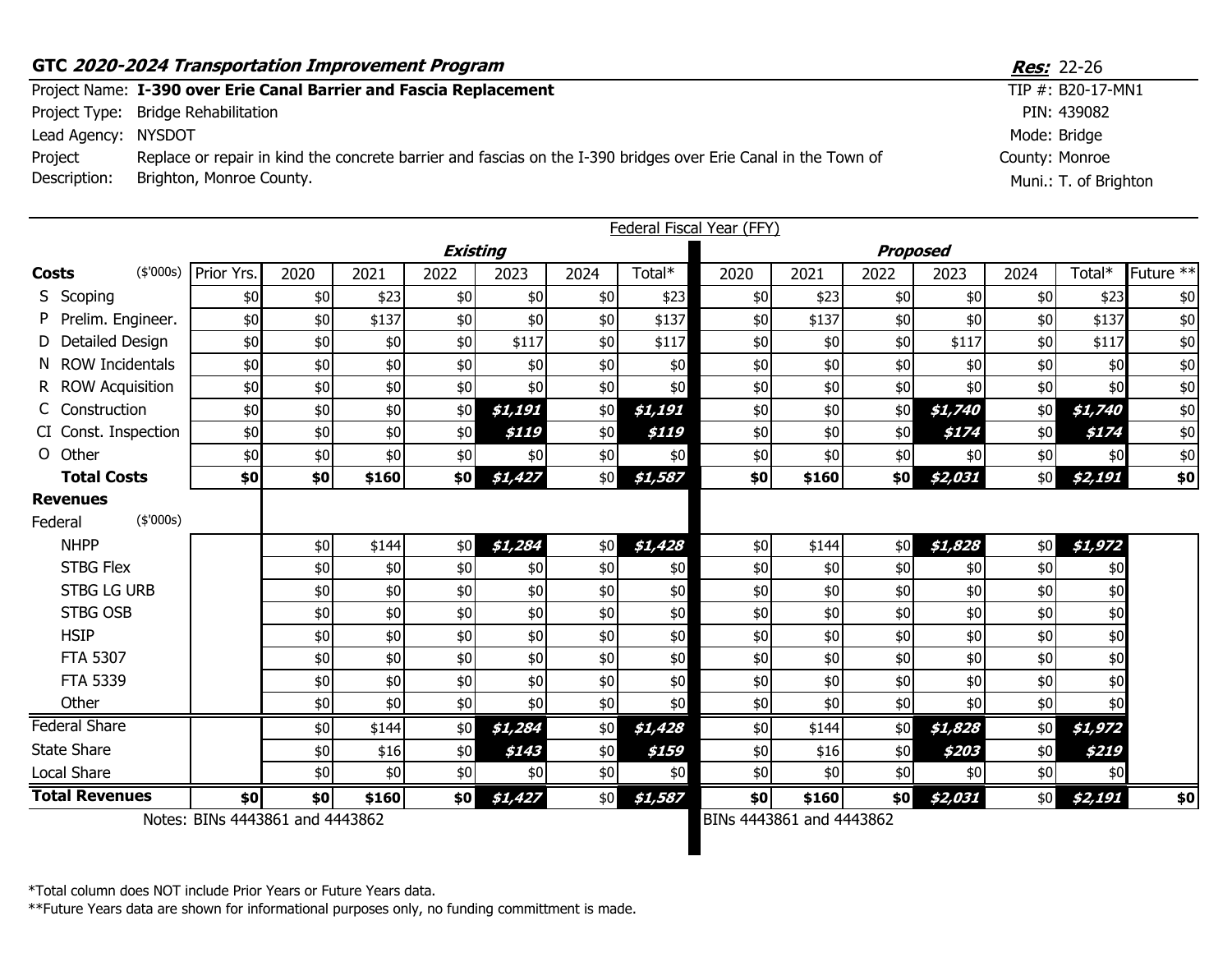**GTC *2020-2024 Transportation Improvement Program*** — ***Res:*** 22-26

Project Name: **I-390 over Erie Canal Barrier and Fascia Replacement**
Project Type: Bridge Rehabilitation
Lead Agency: NYSDOT
Project Description: Replace or repair in kind the concrete barrier and fascias on the I-390 bridges over Erie Canal in the Town of Brighton, Monroe County.

TIP #: B20-17-MN1
PIN: 439082
Mode: Bridge
County: Monroe
Muni.: T. of Brighton

Federal Fiscal Year (FFY)

| | | | ***Existing*** | | | | | | ***Proposed*** | | | | | | |
|---|---|---|---|---|---|---|---|---|---|---|---|---|---|---|---|
| **Costs** ($'000s) | Prior Yrs. | 2020 | 2021 | 2022 | 2023 | 2024 | Total* | 2020 | 2021 | 2022 | 2023 | 2024 | Total* | Future ** |
| S Scoping | $0 | $0 | $23 | $0 | $0 | $0 | $23 | $0 | $23 | $0 | $0 | $0 | $23 | $0 |
| P Prelim. Engineer. | $0 | $0 | $137 | $0 | $0 | $0 | $137 | $0 | $137 | $0 | $0 | $0 | $137 | $0 |
| D Detailed Design | $0 | $0 | $0 | $0 | $117 | $0 | $117 | $0 | $0 | $0 | $117 | $0 | $117 | $0 |
| N ROW Incidentals | $0 | $0 | $0 | $0 | $0 | $0 | $0 | $0 | $0 | $0 | $0 | $0 | $0 | $0 |
| R ROW Acquisition | $0 | $0 | $0 | $0 | $0 | $0 | $0 | $0 | $0 | $0 | $0 | $0 | $0 | $0 |
| C Construction | $0 | $0 | $0 | $0 | ***$1,191*** | $0 | ***$1,191*** | $0 | $0 | $0 | ***$1,740*** | $0 | ***$1,740*** | $0 |
| CI Const. Inspection | $0 | $0 | $0 | $0 | ***$119*** | $0 | ***$119*** | $0 | $0 | $0 | ***$174*** | $0 | ***$174*** | $0 |
| O Other | $0 | $0 | $0 | $0 | $0 | $0 | $0 | $0 | $0 | $0 | $0 | $0 | $0 | $0 |
| **Total Costs** | **$0** | **$0** | **$160** | **$0** | ***$1,427*** | $0 | ***$1,587*** | **$0** | **$160** | **$0** | ***$2,031*** | $0 | ***$2,191*** | **$0** |
| **Revenues** | | | | | | | | | | | | | | |
| Federal ($'000s) | | | | | | | | | | | | | | |
| NHPP | | $0 | $144 | $0 | ***$1,284*** | $0 | ***$1,428*** | $0 | $144 | $0 | ***$1,828*** | $0 | ***$1,972*** | |
| STBG Flex | | $0 | $0 | $0 | $0 | $0 | $0 | $0 | $0 | $0 | $0 | $0 | $0 | |
| STBG LG URB | | $0 | $0 | $0 | $0 | $0 | $0 | $0 | $0 | $0 | $0 | $0 | $0 | |
| STBG OSB | | $0 | $0 | $0 | $0 | $0 | $0 | $0 | $0 | $0 | $0 | $0 | $0 | |
| HSIP | | $0 | $0 | $0 | $0 | $0 | $0 | $0 | $0 | $0 | $0 | $0 | $0 | |
| FTA 5307 | | $0 | $0 | $0 | $0 | $0 | $0 | $0 | $0 | $0 | $0 | $0 | $0 | |
| FTA 5339 | | $0 | $0 | $0 | $0 | $0 | $0 | $0 | $0 | $0 | $0 | $0 | $0 | |
| Other | | $0 | $0 | $0 | $0 | $0 | $0 | $0 | $0 | $0 | $0 | $0 | $0 | |
| Federal Share | | $0 | $144 | $0 | ***$1,284*** | $0 | ***$1,428*** | $0 | $144 | $0 | ***$1,828*** | $0 | ***$1,972*** | |
| State Share | | $0 | $16 | $0 | ***$143*** | $0 | ***$159*** | $0 | $16 | $0 | ***$203*** | $0 | ***$219*** | |
| Local Share | | $0 | $0 | $0 | $0 | $0 | $0 | $0 | $0 | $0 | $0 | $0 | $0 | |
| **Total Revenues** | **$0** | **$0** | **$160** | **$0** | ***$1,427*** | $0 | ***$1,587*** | **$0** | **$160** | **$0** | ***$2,031*** | $0 | ***$2,191*** | **$0** |

Notes: BINs 4443861 and 4443862 | BINs 4443861 and 4443862

*Total column does NOT include Prior Years or Future Years data.
**Future Years data are shown for informational purposes only, no funding committment is made.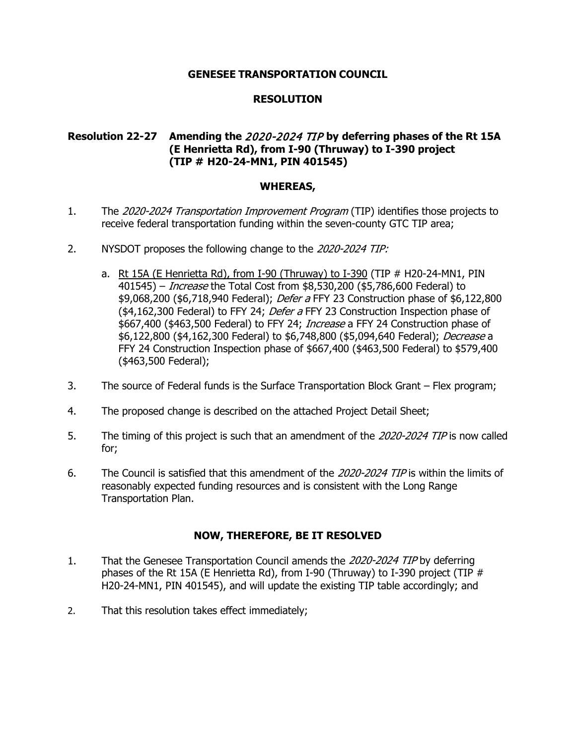**GENESEE TRANSPORTATION COUNCIL**

**RESOLUTION**

**Resolution 22-27 Amending the *2020-2024 TIP* by deferring phases of the Rt 15A (E Henrietta Rd), from I-90 (Thruway) to I-390 project (TIP # H20-24-MN1, PIN 401545)**

**WHEREAS,**

1. The *2020-2024 Transportation Improvement Program* (TIP) identifies those projects to receive federal transportation funding within the seven-county GTC TIP area;

2. NYSDOT proposes the following change to the *2020-2024 TIP:*

   a. Rt 15A (E Henrietta Rd), from I-90 (Thruway) to I-390 (TIP # H20-24-MN1, PIN 401545) – *Increase* the Total Cost from $8,530,200 ($5,786,600 Federal) to $9,068,200 ($6,718,940 Federal); *Defer a* FFY 23 Construction phase of $6,122,800 ($4,162,300 Federal) to FFY 24; *Defer a* FFY 23 Construction Inspection phase of $667,400 ($463,500 Federal) to FFY 24; *Increase* a FFY 24 Construction phase of $6,122,800 ($4,162,300 Federal) to $6,748,800 ($5,094,640 Federal); *Decrease* a FFY 24 Construction Inspection phase of $667,400 ($463,500 Federal) to $579,400 ($463,500 Federal);

3. The source of Federal funds is the Surface Transportation Block Grant – Flex program;

4. The proposed change is described on the attached Project Detail Sheet;

5. The timing of this project is such that an amendment of the *2020-2024 TIP* is now called for;

6. The Council is satisfied that this amendment of the *2020-2024 TIP* is within the limits of reasonably expected funding resources and is consistent with the Long Range Transportation Plan.

**NOW, THEREFORE, BE IT RESOLVED**

1. That the Genesee Transportation Council amends the *2020-2024 TIP* by deferring phases of the Rt 15A (E Henrietta Rd), from I-90 (Thruway) to I-390 project (TIP # H20-24-MN1, PIN 401545), and will update the existing TIP table accordingly; and

2. That this resolution takes effect immediately;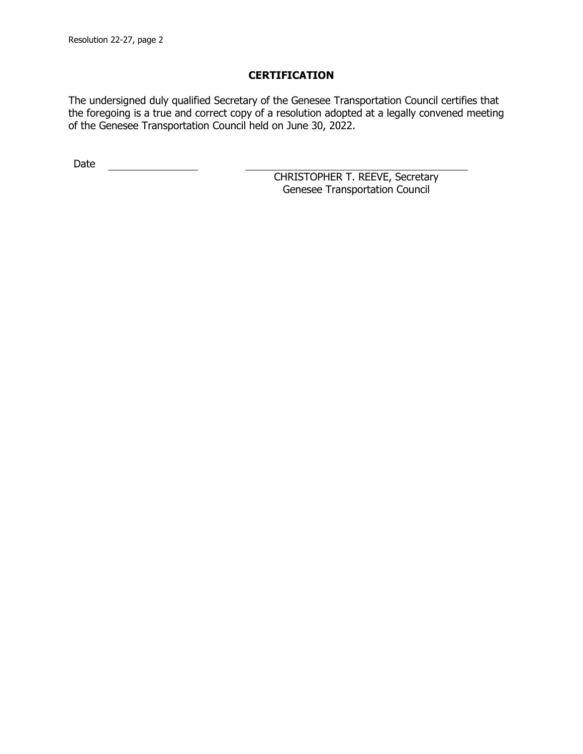## CERTIFICATION

The undersigned duly qualified Secretary of the Genesee Transportation Council certifies that the foregoing is a true and correct copy of a resolution adopted at a legally convened meeting of the Genesee Transportation Council held on June 30, 2022.

Date ________________

________________________________________
CHRISTOPHER T. REEVE, Secretary
Genesee Transportation Council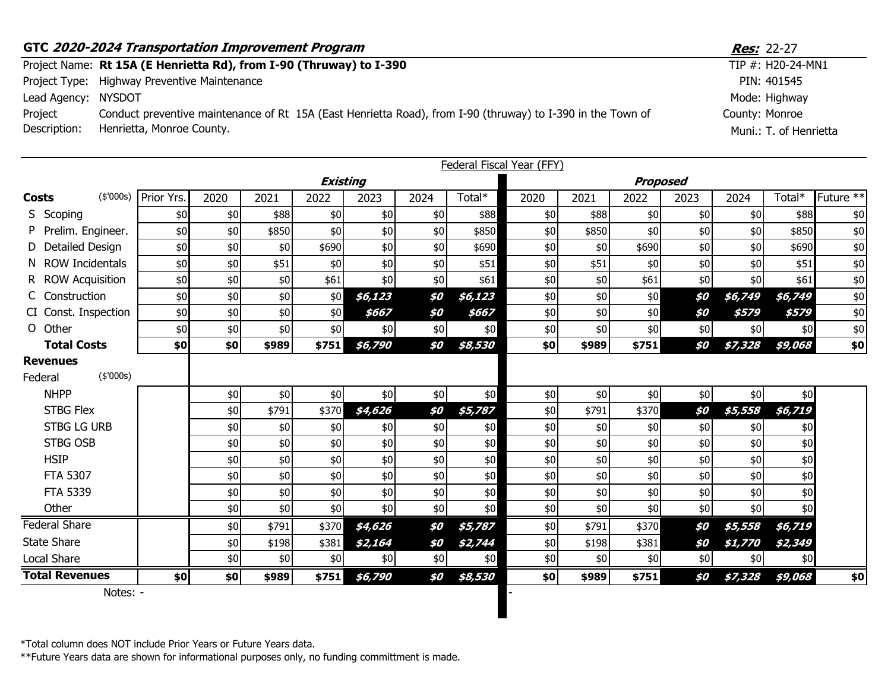**GTC *2020-2024 Transportation Improvement Program***

***Res:*** 22-27

Project Name: **Rt 15A (E Henrietta Rd), from I-90 (Thruway) to I-390**
Project Type: Highway Preventive Maintenance
Lead Agency: NYSDOT
Project Description: Conduct preventive maintenance of Rt 15A (East Henrietta Road), from I-90 (thruway) to I-390 in the Town of Henrietta, Monroe County.

TIP #: H20-24-MN1
PIN: 401545
Mode: Highway
County: Monroe
Muni.: T. of Henrietta

Federal Fiscal Year (FFY)

| | | Existing | | | | | | | Proposed | | | | | | |
|---|---|---|---|---|---|---|---|---|---|---|---|---|---|---|---|
| **Costs** ($'000s) | Prior Yrs. | 2020 | 2021 | 2022 | 2023 | 2024 | Total* | 2020 | 2021 | 2022 | 2023 | 2024 | Total* | Future ** |
| S Scoping | $0 | $0 | $88 | $0 | $0 | $0 | $88 | $0 | $88 | $0 | $0 | $0 | $88 | $0 |
| P Prelim. Engineer. | $0 | $0 | $850 | $0 | $0 | $0 | $850 | $0 | $850 | $0 | $0 | $0 | $850 | $0 |
| D Detailed Design | $0 | $0 | $0 | $690 | $0 | $0 | $690 | $0 | $0 | $690 | $0 | $0 | $690 | $0 |
| N ROW Incidentals | $0 | $0 | $51 | $0 | $0 | $0 | $51 | $0 | $51 | $0 | $0 | $0 | $51 | $0 |
| R ROW Acquisition | $0 | $0 | $0 | $61 | $0 | $0 | $61 | $0 | $0 | $61 | $0 | $0 | $61 | $0 |
| C Construction | $0 | $0 | $0 | $0 | ***$6,123*** | ***$0*** | ***$6,123*** | $0 | $0 | $0 | ***$0*** | ***$6,749*** | ***$6,749*** | $0 |
| CI Const. Inspection | $0 | $0 | $0 | $0 | ***$667*** | ***$0*** | ***$667*** | $0 | $0 | $0 | ***$0*** | ***$579*** | ***$579*** | $0 |
| O Other | $0 | $0 | $0 | $0 | $0 | $0 | $0 | $0 | $0 | $0 | $0 | $0 | $0 | $0 |
| **Total Costs** | **$0** | **$0** | **$989** | **$751** | ***$6,790*** | ***$0*** | ***$8,530*** | **$0** | **$989** | **$751** | ***$0*** | ***$7,328*** | ***$9,068*** | **$0** |
| **Revenues** | | | | | | | | | | | | | | |
| Federal ($'000s) | | | | | | | | | | | | | | |
| NHPP | | $0 | $0 | $0 | $0 | $0 | $0 | $0 | $0 | $0 | $0 | $0 | $0 | |
| STBG Flex | | $0 | $791 | $370 | ***$4,626*** | ***$0*** | ***$5,787*** | $0 | $791 | $370 | ***$0*** | ***$5,558*** | ***$6,719*** | |
| STBG LG URB | | $0 | $0 | $0 | $0 | $0 | $0 | $0 | $0 | $0 | $0 | $0 | $0 | |
| STBG OSB | | $0 | $0 | $0 | $0 | $0 | $0 | $0 | $0 | $0 | $0 | $0 | $0 | |
| HSIP | | $0 | $0 | $0 | $0 | $0 | $0 | $0 | $0 | $0 | $0 | $0 | $0 | |
| FTA 5307 | | $0 | $0 | $0 | $0 | $0 | $0 | $0 | $0 | $0 | $0 | $0 | $0 | |
| FTA 5339 | | $0 | $0 | $0 | $0 | $0 | $0 | $0 | $0 | $0 | $0 | $0 | $0 | |
| Other | | $0 | $0 | $0 | $0 | $0 | $0 | $0 | $0 | $0 | $0 | $0 | $0 | |
| Federal Share | | $0 | $791 | $370 | ***$4,626*** | ***$0*** | ***$5,787*** | $0 | $791 | $370 | ***$0*** | ***$5,558*** | ***$6,719*** | |
| State Share | | $0 | $198 | $381 | ***$2,164*** | ***$0*** | ***$2,744*** | $0 | $198 | $381 | ***$0*** | ***$1,770*** | ***$2,349*** | |
| Local Share | | $0 | $0 | $0 | $0 | $0 | $0 | $0 | $0 | $0 | $0 | $0 | $0 | |
| **Total Revenues** | **$0** | **$0** | **$989** | **$751** | ***$6,790*** | ***$0*** | ***$8,530*** | **$0** | **$989** | **$751** | ***$0*** | ***$7,328*** | ***$9,068*** | **$0** |

Notes: -

-

*Total column does NOT include Prior Years or Future Years data.

**Future Years data are shown for informational purposes only, no funding committment is made.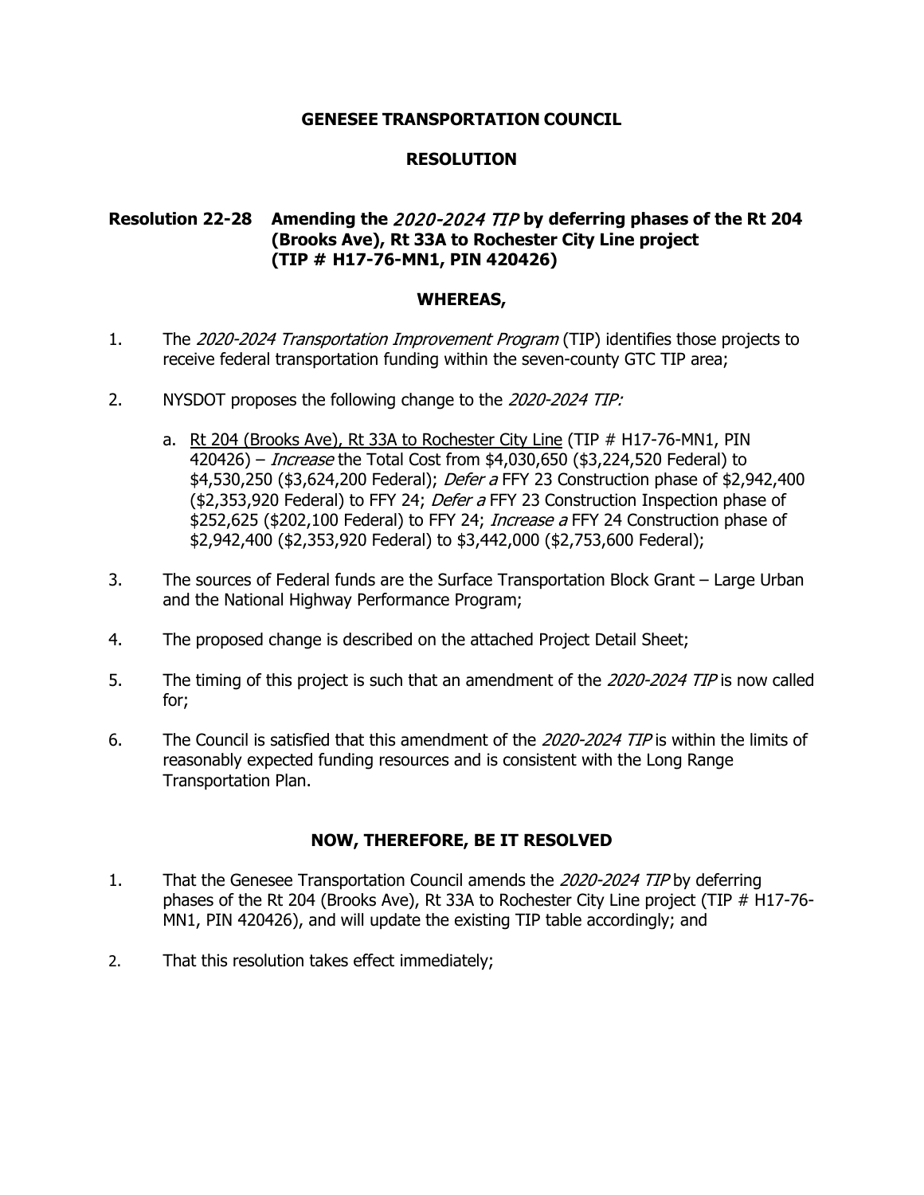# GENESEE TRANSPORTATION COUNCIL

## RESOLUTION

### Resolution 22-28 Amending the *2020-2024 TIP* by deferring phases of the Rt 204 (Brooks Ave), Rt 33A to Rochester City Line project (TIP # H17-76-MN1, PIN 420426)

### WHEREAS,

1. The *2020-2024 Transportation Improvement Program* (TIP) identifies those projects to receive federal transportation funding within the seven-county GTC TIP area;

2. NYSDOT proposes the following change to the *2020-2024 TIP:*

   a. Rt 204 (Brooks Ave), Rt 33A to Rochester City Line (TIP # H17-76-MN1, PIN 420426) – *Increase* the Total Cost from $4,030,650 ($3,224,520 Federal) to $4,530,250 ($3,624,200 Federal); *Defer a* FFY 23 Construction phase of $2,942,400 ($2,353,920 Federal) to FFY 24; *Defer a* FFY 23 Construction Inspection phase of $252,625 ($202,100 Federal) to FFY 24; *Increase a* FFY 24 Construction phase of $2,942,400 ($2,353,920 Federal) to $3,442,000 ($2,753,600 Federal);

3. The sources of Federal funds are the Surface Transportation Block Grant – Large Urban and the National Highway Performance Program;

4. The proposed change is described on the attached Project Detail Sheet;

5. The timing of this project is such that an amendment of the *2020-2024 TIP* is now called for;

6. The Council is satisfied that this amendment of the *2020-2024 TIP* is within the limits of reasonably expected funding resources and is consistent with the Long Range Transportation Plan.

### NOW, THEREFORE, BE IT RESOLVED

1. That the Genesee Transportation Council amends the *2020-2024 TIP* by deferring phases of the Rt 204 (Brooks Ave), Rt 33A to Rochester City Line project (TIP # H17-76-MN1, PIN 420426), and will update the existing TIP table accordingly; and

2. That this resolution takes effect immediately;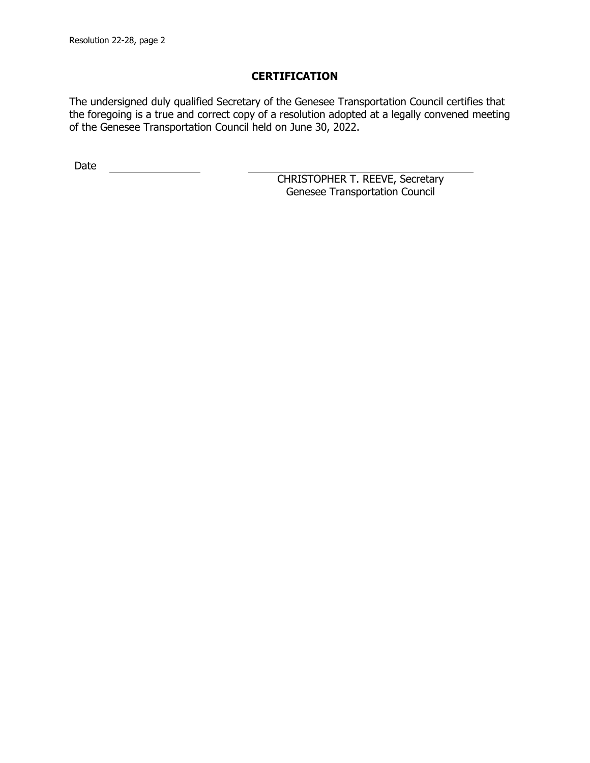## CERTIFICATION

The undersigned duly qualified Secretary of the Genesee Transportation Council certifies that the foregoing is a true and correct copy of a resolution adopted at a legally convened meeting of the Genesee Transportation Council held on June 30, 2022.

Date \_\_\_\_\_\_\_\_\_\_\_\_\_\_\_\_

\_\_\_\_\_\_\_\_\_\_\_\_\_\_\_\_\_\_\_\_\_\_\_\_\_\_\_\_\_\_\_\_\_\_\_\_

CHRISTOPHER T. REEVE, Secretary
Genesee Transportation Council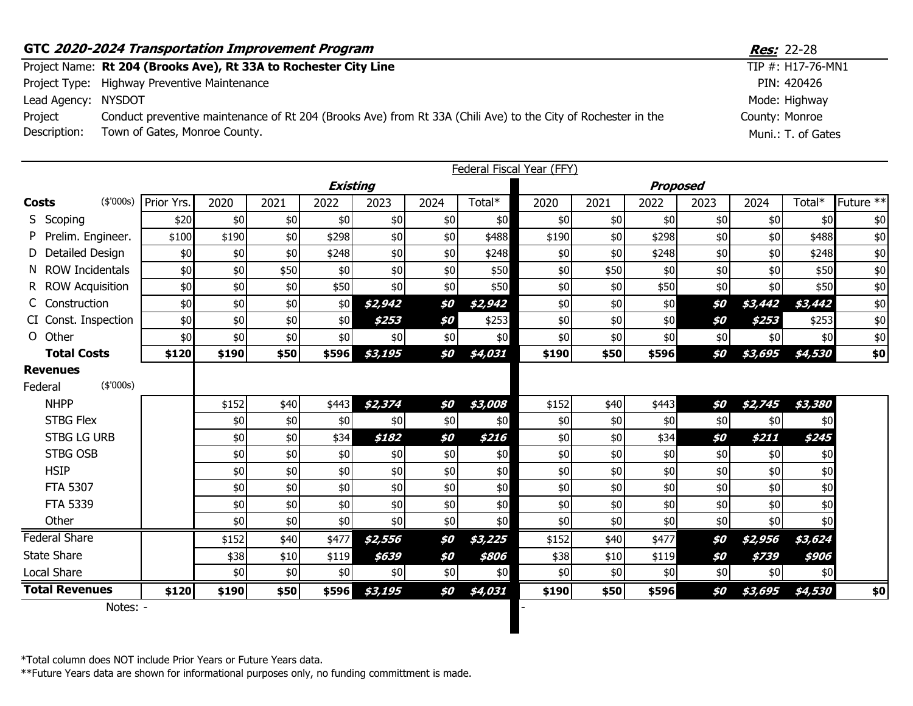**GTC *2020-2024 Transportation Improvement Program***

***Res:*** 22-28

| | | | |
|---|---|---|---|
| Project Name: | **Rt 204 (Brooks Ave), Rt 33A to Rochester City Line** | TIP #: | H17-76-MN1 |
| Project Type: | Highway Preventive Maintenance | PIN: | 420426 |
| Lead Agency: | NYSDOT | Mode: | Highway |
| Project Description: | Conduct preventive maintenance of Rt 204 (Brooks Ave) from Rt 33A (Chili Ave) to the City of Rochester in the Town of Gates, Monroe County. | County: | Monroe |
| | | Muni.: | T. of Gates |

Federal Fiscal Year (FFY)

| | | ***Existing*** | | | | | | ***Proposed*** | | | | | | |
|---|---|---|---|---|---|---|---|---|---|---|---|---|---|---|
| **Costs** ($'000s) | Prior Yrs. | 2020 | 2021 | 2022 | 2023 | 2024 | Total* | 2020 | 2021 | 2022 | 2023 | 2024 | Total* | Future ** |
| S Scoping | $20 | $0 | $0 | $0 | $0 | $0 | $0 | $0 | $0 | $0 | $0 | $0 | $0 | $0 |
| P Prelim. Engineer. | $100 | $190 | $0 | $298 | $0 | $0 | $488 | $190 | $0 | $298 | $0 | $0 | $488 | $0 |
| D Detailed Design | $0 | $0 | $0 | $248 | $0 | $0 | $248 | $0 | $0 | $248 | $0 | $0 | $248 | $0 |
| N ROW Incidentals | $0 | $0 | $50 | $0 | $0 | $0 | $50 | $0 | $50 | $0 | $0 | $0 | $50 | $0 |
| R ROW Acquisition | $0 | $0 | $0 | $50 | $0 | $0 | $50 | $0 | $0 | $50 | $0 | $0 | $50 | $0 |
| C Construction | $0 | $0 | $0 | $0 | ***$2,942*** | ***$0*** | ***$2,942*** | $0 | $0 | $0 | ***$0*** | ***$3,442*** | ***$3,442*** | $0 |
| CI Const. Inspection | $0 | $0 | $0 | $0 | ***$253*** | ***$0*** | $253 | $0 | $0 | $0 | ***$0*** | ***$253*** | $253 | $0 |
| O Other | $0 | $0 | $0 | $0 | $0 | $0 | $0 | $0 | $0 | $0 | $0 | $0 | $0 | $0 |
| **Total Costs** | **$120** | **$190** | **$50** | **$596** | ***$3,195*** | ***$0*** | ***$4,031*** | **$190** | **$50** | **$596** | ***$0*** | ***$3,695*** | ***$4,530*** | **$0** |
| **Revenues** | | | | | | | | | | | | | | |
| Federal ($'000s) | | | | | | | | | | | | | | |
| NHPP | | $152 | $40 | $443 | ***$2,374*** | ***$0*** | ***$3,008*** | $152 | $40 | $443 | ***$0*** | ***$2,745*** | ***$3,380*** | |
| STBG Flex | | $0 | $0 | $0 | $0 | $0 | $0 | $0 | $0 | $0 | $0 | $0 | $0 | |
| STBG LG URB | | $0 | $0 | $34 | ***$182*** | ***$0*** | ***$216*** | $0 | $0 | $34 | ***$0*** | ***$211*** | ***$245*** | |
| STBG OSB | | $0 | $0 | $0 | $0 | $0 | $0 | $0 | $0 | $0 | $0 | $0 | $0 | |
| HSIP | | $0 | $0 | $0 | $0 | $0 | $0 | $0 | $0 | $0 | $0 | $0 | $0 | |
| FTA 5307 | | $0 | $0 | $0 | $0 | $0 | $0 | $0 | $0 | $0 | $0 | $0 | $0 | |
| FTA 5339 | | $0 | $0 | $0 | $0 | $0 | $0 | $0 | $0 | $0 | $0 | $0 | $0 | |
| Other | | $0 | $0 | $0 | $0 | $0 | $0 | $0 | $0 | $0 | $0 | $0 | $0 | |
| Federal Share | | $152 | $40 | $477 | ***$2,556*** | ***$0*** | ***$3,225*** | $152 | $40 | $477 | ***$0*** | ***$2,956*** | ***$3,624*** | |
| State Share | | $38 | $10 | $119 | ***$639*** | ***$0*** | ***$806*** | $38 | $10 | $119 | ***$0*** | ***$739*** | ***$906*** | |
| Local Share | | $0 | $0 | $0 | $0 | $0 | $0 | $0 | $0 | $0 | $0 | $0 | $0 | |
| **Total Revenues** | **$120** | **$190** | **$50** | **$596** | ***$3,195*** | ***$0*** | ***$4,031*** | **$190** | **$50** | **$596** | ***$0*** | ***$3,695*** | ***$4,530*** | **$0** |

Notes: - | -

*Total column does NOT include Prior Years or Future Years data.

**Future Years data are shown for informational purposes only, no funding committment is made.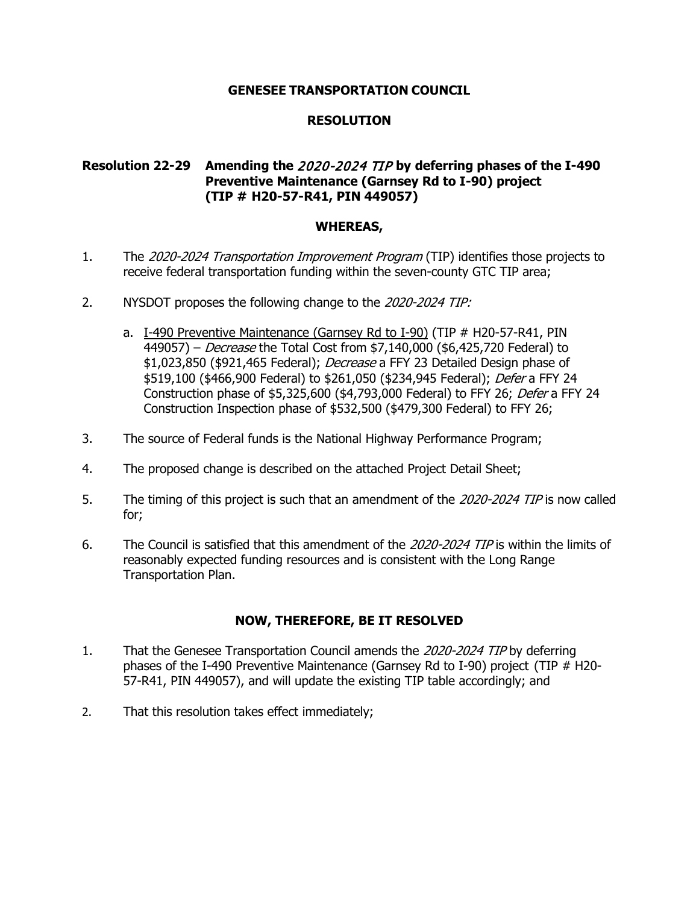**GENESEE TRANSPORTATION COUNCIL**

**RESOLUTION**

**Resolution 22-29 Amending the *2020-2024 TIP* by deferring phases of the I-490 Preventive Maintenance (Garnsey Rd to I-90) project (TIP # H20-57-R41, PIN 449057)**

**WHEREAS,**

1. The *2020-2024 Transportation Improvement Program* (TIP) identifies those projects to receive federal transportation funding within the seven-county GTC TIP area;

2. NYSDOT proposes the following change to the *2020-2024 TIP:*

   a. I-490 Preventive Maintenance (Garnsey Rd to I-90) (TIP # H20-57-R41, PIN 449057) – *Decrease* the Total Cost from $7,140,000 ($6,425,720 Federal) to $1,023,850 ($921,465 Federal); *Decrease* a FFY 23 Detailed Design phase of $519,100 ($466,900 Federal) to $261,050 ($234,945 Federal); *Defer* a FFY 24 Construction phase of $5,325,600 ($4,793,000 Federal) to FFY 26; *Defer* a FFY 24 Construction Inspection phase of $532,500 ($479,300 Federal) to FFY 26;

3. The source of Federal funds is the National Highway Performance Program;

4. The proposed change is described on the attached Project Detail Sheet;

5. The timing of this project is such that an amendment of the *2020-2024 TIP* is now called for;

6. The Council is satisfied that this amendment of the *2020-2024 TIP* is within the limits of reasonably expected funding resources and is consistent with the Long Range Transportation Plan.

**NOW, THEREFORE, BE IT RESOLVED**

1. That the Genesee Transportation Council amends the *2020-2024 TIP* by deferring phases of the I-490 Preventive Maintenance (Garnsey Rd to I-90) project (TIP # H20-57-R41, PIN 449057), and will update the existing TIP table accordingly; and

2. That this resolution takes effect immediately;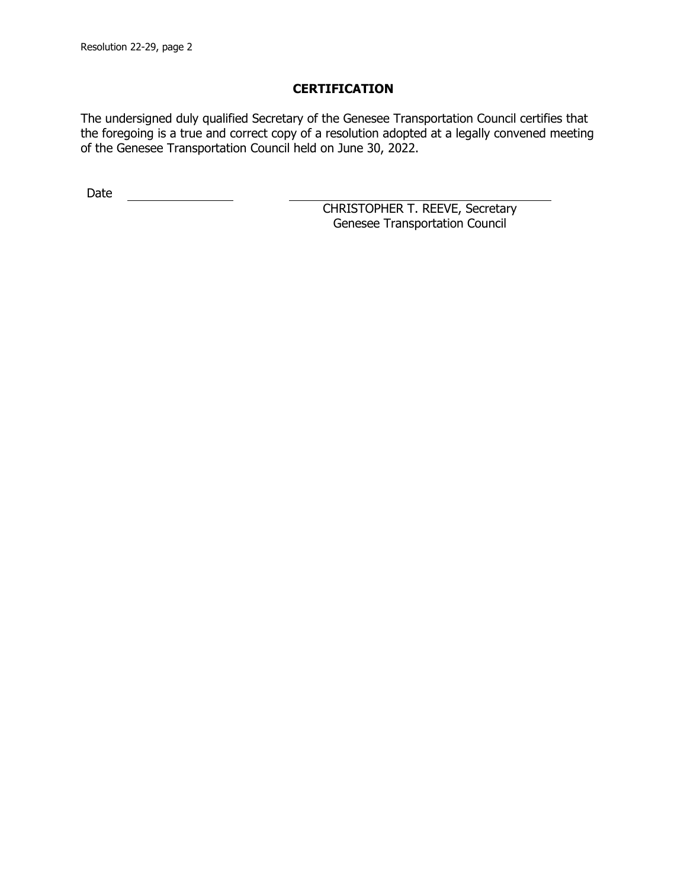## CERTIFICATION

The undersigned duly qualified Secretary of the Genesee Transportation Council certifies that the foregoing is a true and correct copy of a resolution adopted at a legally convened meeting of the Genesee Transportation Council held on June 30, 2022.

Date \_\_\_\_\_\_\_\_\_\_\_\_\_\_\_\_

\_\_\_\_\_\_\_\_\_\_\_\_\_\_\_\_\_\_\_\_\_\_\_\_\_\_\_\_\_\_\_\_\_\_\_\_

CHRISTOPHER T. REEVE, Secretary
Genesee Transportation Council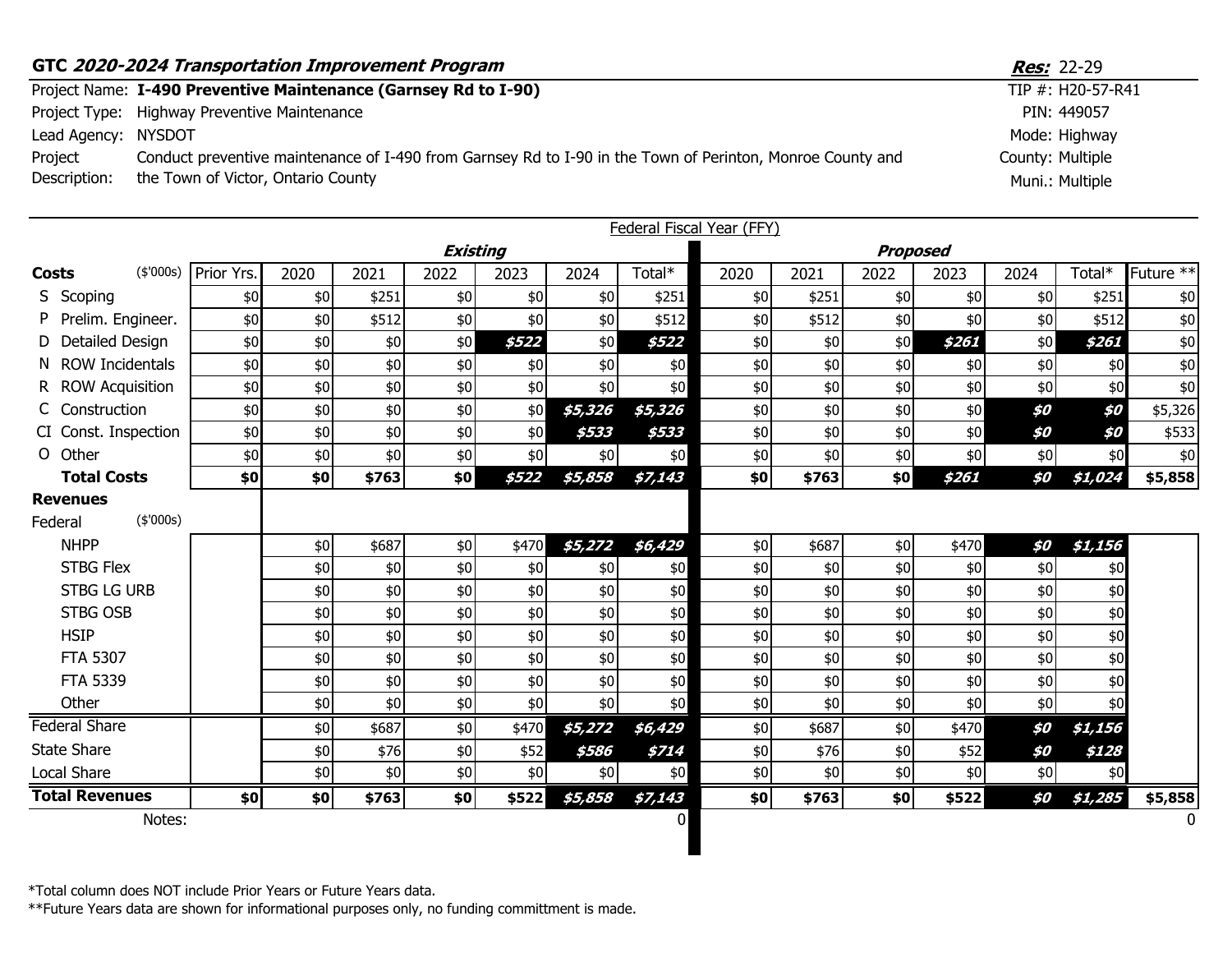**GTC *2020-2024 Transportation Improvement Program***

***Res:*** 22-29

Project Name: **I-490 Preventive Maintenance (Garnsey Rd to I-90)**
TIP #: H20-57-R41

Project Type: Highway Preventive Maintenance
PIN: 449057

Lead Agency: NYSDOT
Mode: Highway

Project Description: Conduct preventive maintenance of I-490 from Garnsey Rd to I-90 in the Town of Perinton, Monroe County and the Town of Victor, Ontario County

County: Multiple

Muni.: Multiple

Federal Fiscal Year (FFY)

| Costs ($'000s) | Prior Yrs. | Existing 2020 | Existing 2021 | Existing 2022 | Existing 2023 | Existing 2024 | Existing Total* | Proposed 2020 | Proposed 2021 | Proposed 2022 | Proposed 2023 | Proposed 2024 | Proposed Total* | Future ** |
|---|---|---|---|---|---|---|---|---|---|---|---|---|---|---|
| S Scoping | $0 | $0 | $251 | $0 | $0 | $0 | $251 | $0 | $251 | $0 | $0 | $0 | $251 | $0 |
| P Prelim. Engineer. | $0 | $0 | $512 | $0 | $0 | $0 | $512 | $0 | $512 | $0 | $0 | $0 | $512 | $0 |
| D Detailed Design | $0 | $0 | $0 | $0 | ***$522*** | $0 | ***$522*** | $0 | $0 | $0 | ***$261*** | $0 | ***$261*** | $0 |
| N ROW Incidentals | $0 | $0 | $0 | $0 | $0 | $0 | $0 | $0 | $0 | $0 | $0 | $0 | $0 | $0 |
| R ROW Acquisition | $0 | $0 | $0 | $0 | $0 | $0 | $0 | $0 | $0 | $0 | $0 | $0 | $0 | $0 |
| C Construction | $0 | $0 | $0 | $0 | $0 | ***$5,326*** | ***$5,326*** | $0 | $0 | $0 | $0 | ***$0*** | ***$0*** | $5,326 |
| CI Const. Inspection | $0 | $0 | $0 | $0 | $0 | ***$533*** | ***$533*** | $0 | $0 | $0 | $0 | ***$0*** | ***$0*** | $533 |
| O Other | $0 | $0 | $0 | $0 | $0 | $0 | $0 | $0 | $0 | $0 | $0 | $0 | $0 | $0 |
| **Total Costs** | **$0** | **$0** | **$763** | **$0** | ***$522*** | ***$5,858*** | ***$7,143*** | **$0** | **$763** | **$0** | ***$261*** | ***$0*** | ***$1,024*** | **$5,858** |
| **Revenues** | | | | | | | | | | | | | | |
| Federal ($'000s) | | | | | | | | | | | | | | |
| NHPP | | $0 | $687 | $0 | $470 | ***$5,272*** | ***$6,429*** | $0 | $687 | $0 | $470 | ***$0*** | ***$1,156*** | |
| STBG Flex | | $0 | $0 | $0 | $0 | $0 | $0 | $0 | $0 | $0 | $0 | $0 | $0 | |
| STBG LG URB | | $0 | $0 | $0 | $0 | $0 | $0 | $0 | $0 | $0 | $0 | $0 | $0 | |
| STBG OSB | | $0 | $0 | $0 | $0 | $0 | $0 | $0 | $0 | $0 | $0 | $0 | $0 | |
| HSIP | | $0 | $0 | $0 | $0 | $0 | $0 | $0 | $0 | $0 | $0 | $0 | $0 | |
| FTA 5307 | | $0 | $0 | $0 | $0 | $0 | $0 | $0 | $0 | $0 | $0 | $0 | $0 | |
| FTA 5339 | | $0 | $0 | $0 | $0 | $0 | $0 | $0 | $0 | $0 | $0 | $0 | $0 | |
| Other | | $0 | $0 | $0 | $0 | $0 | $0 | $0 | $0 | $0 | $0 | $0 | $0 | |
| Federal Share | | $0 | $687 | $0 | $470 | ***$5,272*** | ***$6,429*** | $0 | $687 | $0 | $470 | ***$0*** | ***$1,156*** | |
| State Share | | $0 | $76 | $0 | $52 | ***$586*** | ***$714*** | $0 | $76 | $0 | $52 | ***$0*** | ***$128*** | |
| Local Share | | $0 | $0 | $0 | $0 | $0 | $0 | $0 | $0 | $0 | $0 | $0 | $0 | |
| **Total Revenues** | **$0** | **$0** | **$763** | **$0** | **$522** | ***$5,858*** | ***$7,143*** | **$0** | **$763** | **$0** | **$522** | ***$0*** | ***$1,285*** | **$5,858** |
| Notes: | | | | | | | 0 | | | | | | | 0 |

*Total column does NOT include Prior Years or Future Years data.

**Future Years data are shown for informational purposes only, no funding committment is made.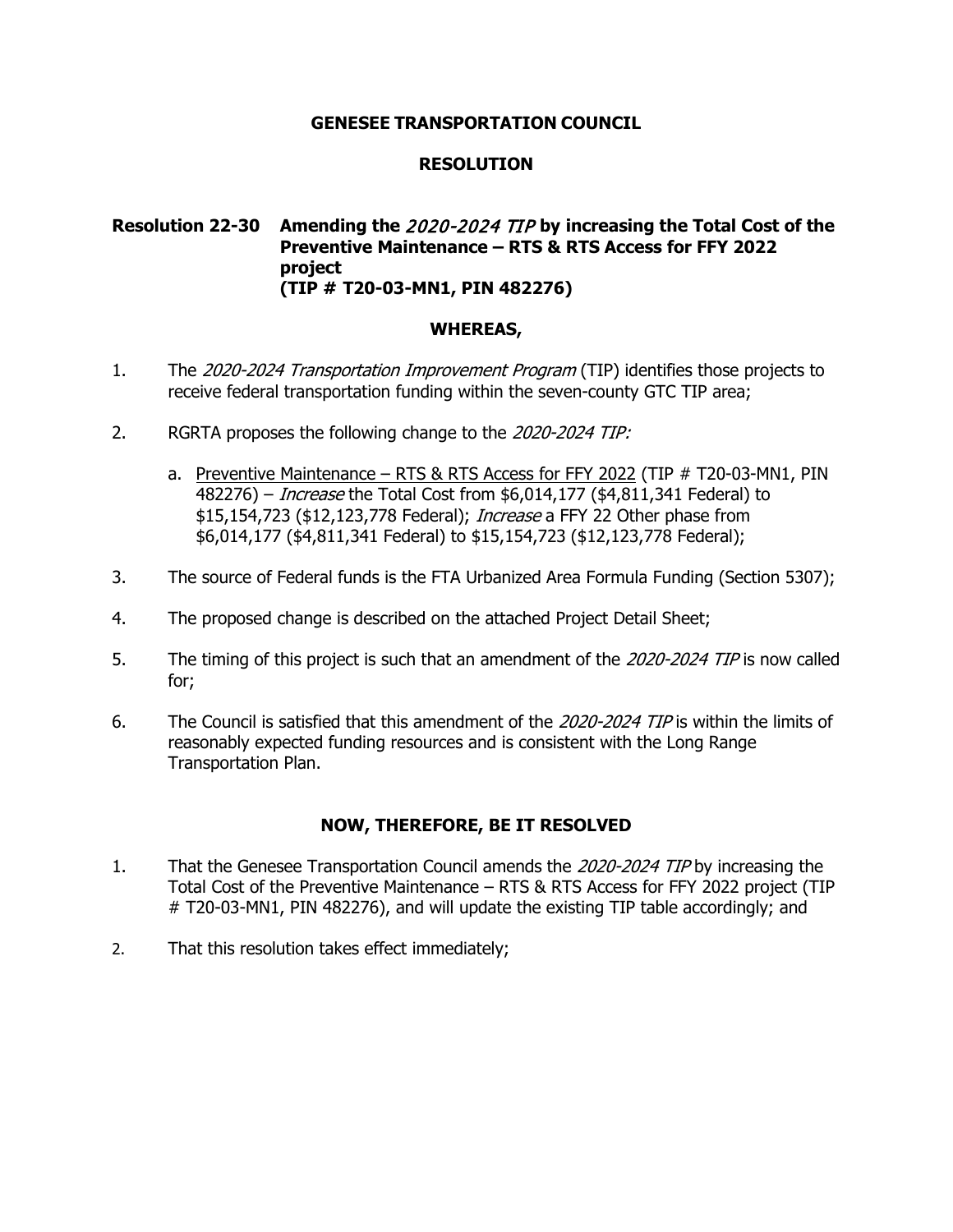**GENESEE TRANSPORTATION COUNCIL**

**RESOLUTION**

**Resolution 22-30 Amending the *2020-2024 TIP* by increasing the Total Cost of the Preventive Maintenance – RTS & RTS Access for FFY 2022 project (TIP # T20-03-MN1, PIN 482276)**

**WHEREAS,**

1. The *2020-2024 Transportation Improvement Program* (TIP) identifies those projects to receive federal transportation funding within the seven-county GTC TIP area;

2. RGRTA proposes the following change to the *2020-2024 TIP:*

   a. <u>Preventive Maintenance – RTS & RTS Access for FFY 2022</u> (TIP # T20-03-MN1, PIN 482276) – *Increase* the Total Cost from $6,014,177 ($4,811,341 Federal) to $15,154,723 ($12,123,778 Federal); *Increase* a FFY 22 Other phase from $6,014,177 ($4,811,341 Federal) to $15,154,723 ($12,123,778 Federal);

3. The source of Federal funds is the FTA Urbanized Area Formula Funding (Section 5307);

4. The proposed change is described on the attached Project Detail Sheet;

5. The timing of this project is such that an amendment of the *2020-2024 TIP* is now called for;

6. The Council is satisfied that this amendment of the *2020-2024 TIP* is within the limits of reasonably expected funding resources and is consistent with the Long Range Transportation Plan.

**NOW, THEREFORE, BE IT RESOLVED**

1. That the Genesee Transportation Council amends the *2020-2024 TIP* by increasing the Total Cost of the Preventive Maintenance – RTS & RTS Access for FFY 2022 project (TIP # T20-03-MN1, PIN 482276), and will update the existing TIP table accordingly; and

2. That this resolution takes effect immediately;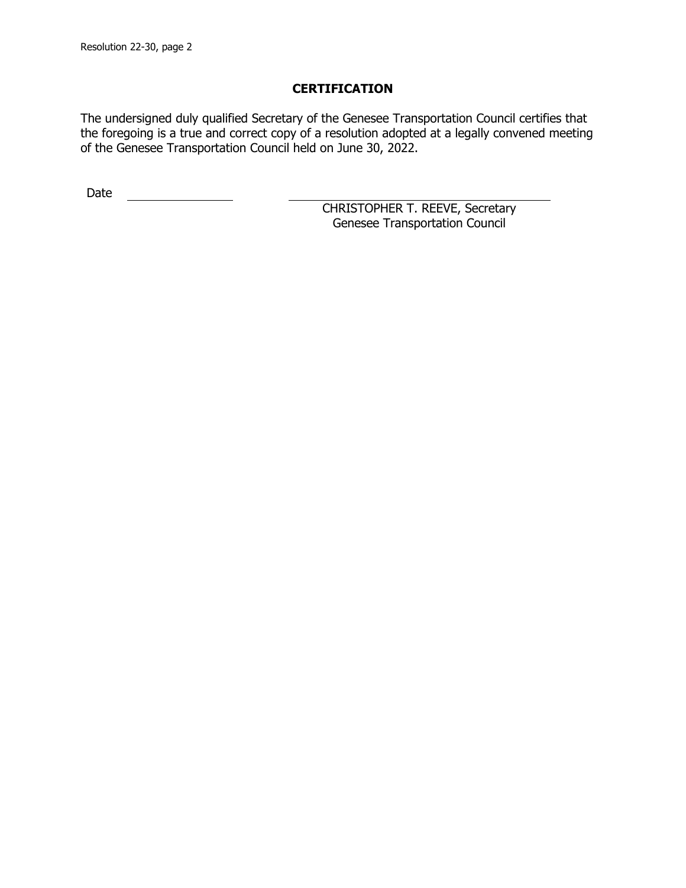## CERTIFICATION

The undersigned duly qualified Secretary of the Genesee Transportation Council certifies that the foregoing is a true and correct copy of a resolution adopted at a legally convened meeting of the Genesee Transportation Council held on June 30, 2022.

Date ________________

________________________________
CHRISTOPHER T. REEVE, Secretary
Genesee Transportation Council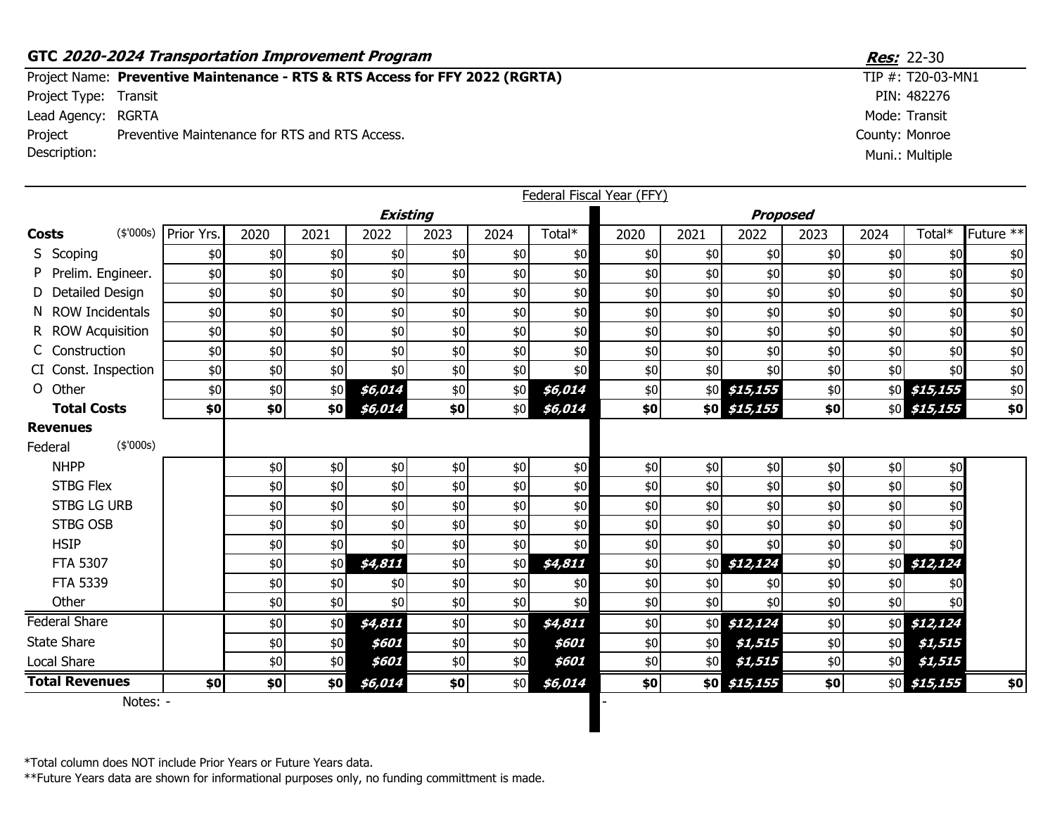**GTC *2020-2024 Transportation Improvement Program***

***Res:*** 22-30

Project Name: **Preventive Maintenance - RTS & RTS Access for FFY 2022 (RGRTA)**
Project Type: Transit
Lead Agency: RGRTA
Project Description: Preventive Maintenance for RTS and RTS Access.

TIP #: T20-03-MN1
PIN: 482276
Mode: Transit
County: Monroe
Muni.: Multiple

Federal Fiscal Year (FFY)

| | Prior Yrs. | Existing 2020 | Existing 2021 | Existing 2022 | Existing 2023 | Existing 2024 | Existing Total* | Proposed 2020 | Proposed 2021 | Proposed 2022 | Proposed 2023 | Proposed 2024 | Proposed Total* | Future ** |
|---|---|---|---|---|---|---|---|---|---|---|---|---|---|---|
| **Costs** ($'000s) | | | | | | | | | | | | | | |
| S Scoping | $0 | $0 | $0 | $0 | $0 | $0 | $0 | $0 | $0 | $0 | $0 | $0 | $0 | $0 |
| P Prelim. Engineer. | $0 | $0 | $0 | $0 | $0 | $0 | $0 | $0 | $0 | $0 | $0 | $0 | $0 | $0 |
| D Detailed Design | $0 | $0 | $0 | $0 | $0 | $0 | $0 | $0 | $0 | $0 | $0 | $0 | $0 | $0 |
| N ROW Incidentals | $0 | $0 | $0 | $0 | $0 | $0 | $0 | $0 | $0 | $0 | $0 | $0 | $0 | $0 |
| R ROW Acquisition | $0 | $0 | $0 | $0 | $0 | $0 | $0 | $0 | $0 | $0 | $0 | $0 | $0 | $0 |
| C Construction | $0 | $0 | $0 | $0 | $0 | $0 | $0 | $0 | $0 | $0 | $0 | $0 | $0 | $0 |
| CI Const. Inspection | $0 | $0 | $0 | $0 | $0 | $0 | $0 | $0 | $0 | $0 | $0 | $0 | $0 | $0 |
| O Other | $0 | $0 | $0 | ***$6,014*** | $0 | $0 | ***$6,014*** | $0 | $0 | ***$15,155*** | $0 | $0 | ***$15,155*** | $0 |
| **Total Costs** | **$0** | **$0** | **$0** | ***$6,014*** | **$0** | $0 | ***$6,014*** | **$0** | **$0** | ***$15,155*** | **$0** | $0 | ***$15,155*** | **$0** |
| **Revenues** | | | | | | | | | | | | | | |
| Federal ($'000s) | | | | | | | | | | | | | | |
| NHPP | | $0 | $0 | $0 | $0 | $0 | $0 | $0 | $0 | $0 | $0 | $0 | $0 | |
| STBG Flex | | $0 | $0 | $0 | $0 | $0 | $0 | $0 | $0 | $0 | $0 | $0 | $0 | |
| STBG LG URB | | $0 | $0 | $0 | $0 | $0 | $0 | $0 | $0 | $0 | $0 | $0 | $0 | |
| STBG OSB | | $0 | $0 | $0 | $0 | $0 | $0 | $0 | $0 | $0 | $0 | $0 | $0 | |
| HSIP | | $0 | $0 | $0 | $0 | $0 | $0 | $0 | $0 | $0 | $0 | $0 | $0 | |
| FTA 5307 | | $0 | $0 | ***$4,811*** | $0 | $0 | ***$4,811*** | $0 | $0 | ***$12,124*** | $0 | $0 | ***$12,124*** | |
| FTA 5339 | | $0 | $0 | $0 | $0 | $0 | $0 | $0 | $0 | $0 | $0 | $0 | $0 | |
| Other | | $0 | $0 | $0 | $0 | $0 | $0 | $0 | $0 | $0 | $0 | $0 | $0 | |
| Federal Share | | $0 | $0 | ***$4,811*** | $0 | $0 | ***$4,811*** | $0 | $0 | ***$12,124*** | $0 | $0 | ***$12,124*** | |
| State Share | | $0 | $0 | ***$601*** | $0 | $0 | ***$601*** | $0 | $0 | ***$1,515*** | $0 | $0 | ***$1,515*** | |
| Local Share | | $0 | $0 | ***$601*** | $0 | $0 | ***$601*** | $0 | $0 | ***$1,515*** | $0 | $0 | ***$1,515*** | |
| **Total Revenues** | **$0** | **$0** | **$0** | ***$6,014*** | **$0** | $0 | ***$6,014*** | **$0** | **$0** | ***$15,155*** | **$0** | $0 | ***$15,155*** | **$0** |

Notes: - | -

*Total column does NOT include Prior Years or Future Years data.
**Future Years data are shown for informational purposes only, no funding committment is made.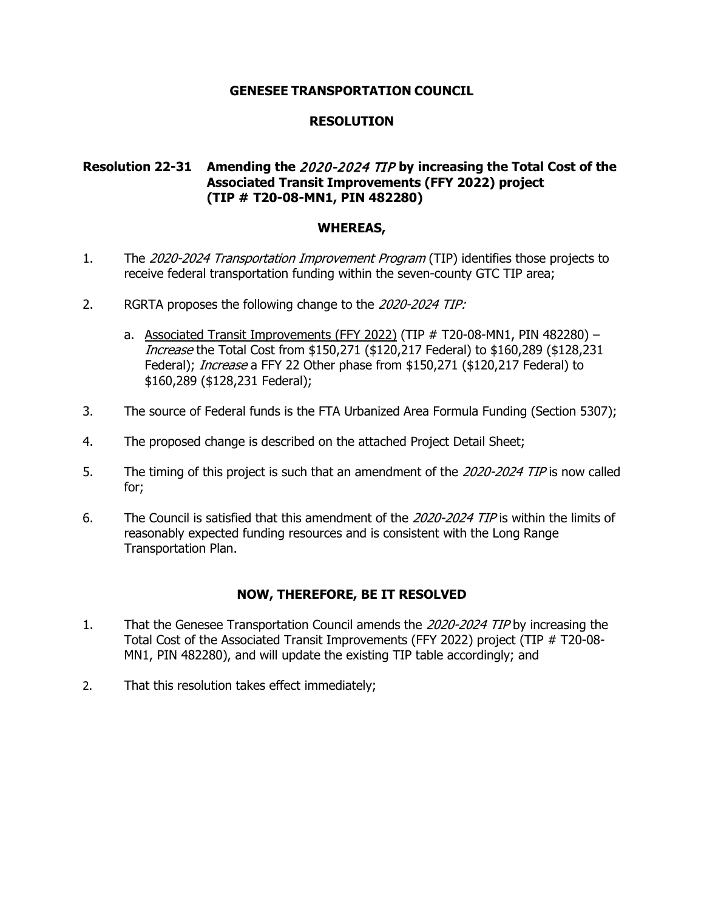**GENESEE TRANSPORTATION COUNCIL**

**RESOLUTION**

**Resolution 22-31 Amending the *2020-2024 TIP* by increasing the Total Cost of the Associated Transit Improvements (FFY 2022) project (TIP # T20-08-MN1, PIN 482280)**

**WHEREAS,**

1. The *2020-2024 Transportation Improvement Program* (TIP) identifies those projects to receive federal transportation funding within the seven-county GTC TIP area;

2. RGRTA proposes the following change to the *2020-2024 TIP:*

   a. <u>Associated Transit Improvements (FFY 2022)</u> (TIP # T20-08-MN1, PIN 482280) – *Increase* the Total Cost from $150,271 ($120,217 Federal) to $160,289 ($128,231 Federal); *Increase* a FFY 22 Other phase from $150,271 ($120,217 Federal) to $160,289 ($128,231 Federal);

3. The source of Federal funds is the FTA Urbanized Area Formula Funding (Section 5307);

4. The proposed change is described on the attached Project Detail Sheet;

5. The timing of this project is such that an amendment of the *2020-2024 TIP* is now called for;

6. The Council is satisfied that this amendment of the *2020-2024 TIP* is within the limits of reasonably expected funding resources and is consistent with the Long Range Transportation Plan.

**NOW, THEREFORE, BE IT RESOLVED**

1. That the Genesee Transportation Council amends the *2020-2024 TIP* by increasing the Total Cost of the Associated Transit Improvements (FFY 2022) project (TIP # T20-08-MN1, PIN 482280), and will update the existing TIP table accordingly; and

2. That this resolution takes effect immediately;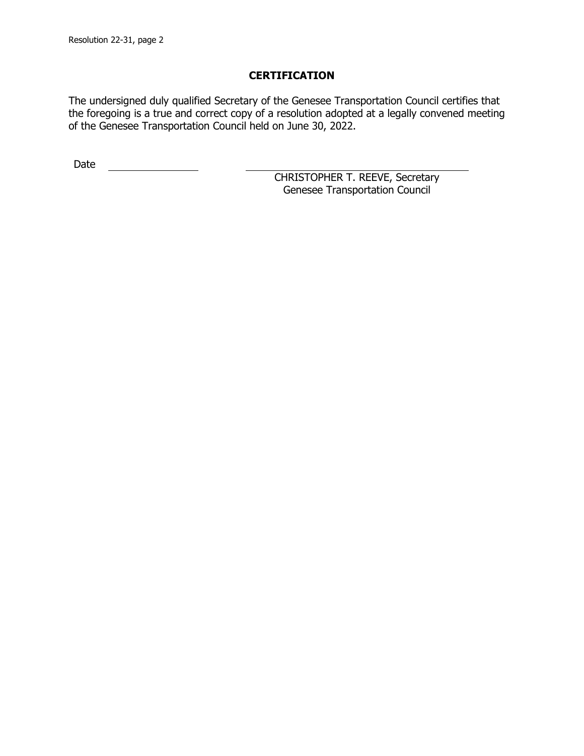## CERTIFICATION

The undersigned duly qualified Secretary of the Genesee Transportation Council certifies that the foregoing is a true and correct copy of a resolution adopted at a legally convened meeting of the Genesee Transportation Council held on June 30, 2022.

Date \_\_\_\_\_\_\_\_\_\_\_\_\_\_\_\_

\_\_\_\_\_\_\_\_\_\_\_\_\_\_\_\_\_\_\_\_\_\_\_\_\_\_\_\_\_\_\_\_

CHRISTOPHER T. REEVE, Secretary
Genesee Transportation Council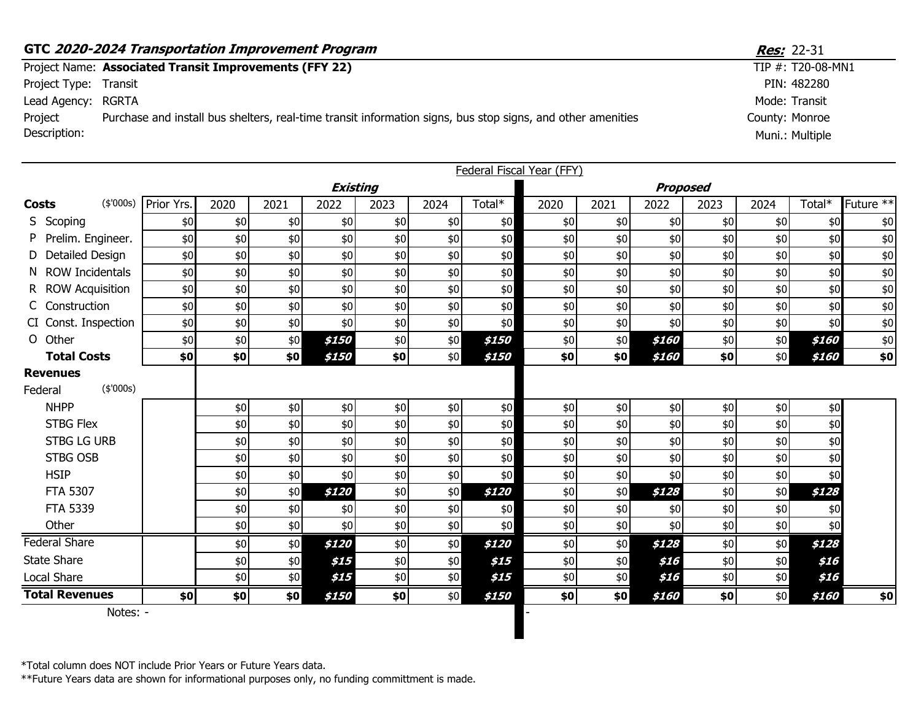**GTC *2020-2024 Transportation Improvement Program*** — ***Res:*** 22-31

Project Name: **Associated Transit Improvements (FFY 22)** — TIP #: T20-08-MN1

Project Type: Transit — PIN: 482280

Lead Agency: RGRTA — Mode: Transit

Project Description: Purchase and install bus shelters, real-time transit information signs, bus stop signs, and other amenities — County: Monroe

Muni.: Multiple

Federal Fiscal Year (FFY)

| Costs ($'000s) | Prior Yrs. | Existing 2020 | Existing 2021 | Existing 2022 | Existing 2023 | Existing 2024 | Existing Total* | Proposed 2020 | Proposed 2021 | Proposed 2022 | Proposed 2023 | Proposed 2024 | Proposed Total* | Future ** |
|---|---|---|---|---|---|---|---|---|---|---|---|---|---|---|
| S Scoping | $0 | $0 | $0 | $0 | $0 | $0 | $0 | $0 | $0 | $0 | $0 | $0 | $0 | $0 |
| P Prelim. Engineer. | $0 | $0 | $0 | $0 | $0 | $0 | $0 | $0 | $0 | $0 | $0 | $0 | $0 | $0 |
| D Detailed Design | $0 | $0 | $0 | $0 | $0 | $0 | $0 | $0 | $0 | $0 | $0 | $0 | $0 | $0 |
| N ROW Incidentals | $0 | $0 | $0 | $0 | $0 | $0 | $0 | $0 | $0 | $0 | $0 | $0 | $0 | $0 |
| R ROW Acquisition | $0 | $0 | $0 | $0 | $0 | $0 | $0 | $0 | $0 | $0 | $0 | $0 | $0 | $0 |
| C Construction | $0 | $0 | $0 | $0 | $0 | $0 | $0 | $0 | $0 | $0 | $0 | $0 | $0 | $0 |
| CI Const. Inspection | $0 | $0 | $0 | $0 | $0 | $0 | $0 | $0 | $0 | $0 | $0 | $0 | $0 | $0 |
| O Other | $0 | $0 | $0 | ***$150*** | $0 | $0 | ***$150*** | $0 | $0 | ***$160*** | $0 | $0 | ***$160*** | $0 |
| **Total Costs** | **$0** | **$0** | **$0** | ***$150*** | **$0** | $0 | ***$150*** | **$0** | **$0** | ***$160*** | **$0** | $0 | ***$160*** | **$0** |
| **Revenues** | | | | | | | | | | | | | | |
| Federal ($'000s) | | | | | | | | | | | | | | |
| NHPP | | $0 | $0 | $0 | $0 | $0 | $0 | $0 | $0 | $0 | $0 | $0 | $0 | |
| STBG Flex | | $0 | $0 | $0 | $0 | $0 | $0 | $0 | $0 | $0 | $0 | $0 | $0 | |
| STBG LG URB | | $0 | $0 | $0 | $0 | $0 | $0 | $0 | $0 | $0 | $0 | $0 | $0 | |
| STBG OSB | | $0 | $0 | $0 | $0 | $0 | $0 | $0 | $0 | $0 | $0 | $0 | $0 | |
| HSIP | | $0 | $0 | $0 | $0 | $0 | $0 | $0 | $0 | $0 | $0 | $0 | $0 | |
| FTA 5307 | | $0 | $0 | ***$120*** | $0 | $0 | ***$120*** | $0 | $0 | ***$128*** | $0 | $0 | ***$128*** | |
| FTA 5339 | | $0 | $0 | $0 | $0 | $0 | $0 | $0 | $0 | $0 | $0 | $0 | $0 | |
| Other | | $0 | $0 | $0 | $0 | $0 | $0 | $0 | $0 | $0 | $0 | $0 | $0 | |
| Federal Share | | $0 | $0 | ***$120*** | $0 | $0 | ***$120*** | $0 | $0 | ***$128*** | $0 | $0 | ***$128*** | |
| State Share | | $0 | $0 | ***$15*** | $0 | $0 | ***$15*** | $0 | $0 | ***$16*** | $0 | $0 | ***$16*** | |
| Local Share | | $0 | $0 | ***$15*** | $0 | $0 | ***$15*** | $0 | $0 | ***$16*** | $0 | $0 | ***$16*** | |
| **Total Revenues** | **$0** | **$0** | **$0** | ***$150*** | **$0** | $0 | ***$150*** | **$0** | **$0** | ***$160*** | **$0** | $0 | ***$160*** | **$0** |

Notes: - | -

*Total column does NOT include Prior Years or Future Years data.

**Future Years data are shown for informational purposes only, no funding committment is made.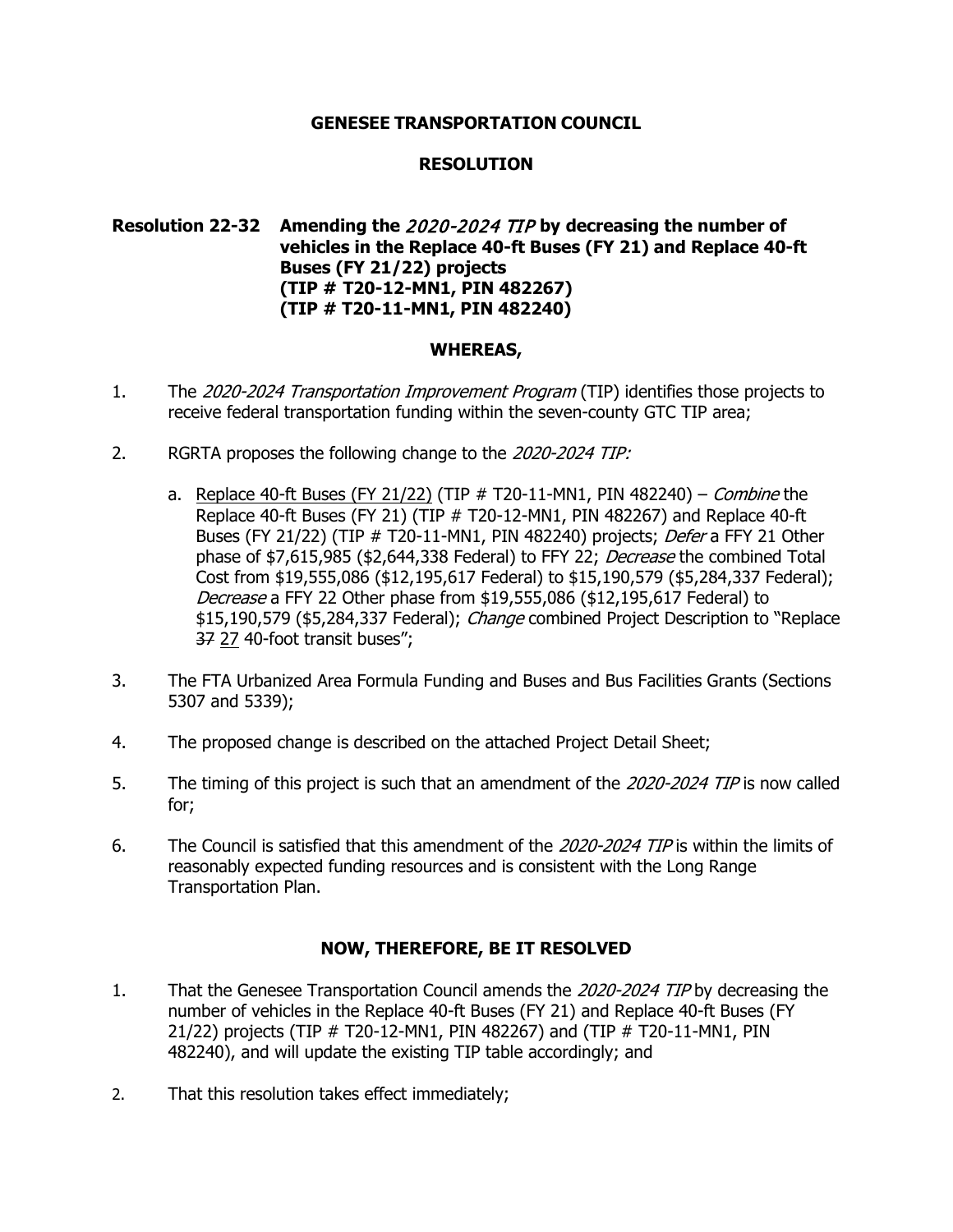**GENESEE TRANSPORTATION COUNCIL**

**RESOLUTION**

**Resolution 22-32 Amending the *2020-2024 TIP* by decreasing the number of vehicles in the Replace 40-ft Buses (FY 21) and Replace 40-ft Buses (FY 21/22) projects (TIP # T20-12-MN1, PIN 482267) (TIP # T20-11-MN1, PIN 482240)**

**WHEREAS,**

1. The *2020-2024 Transportation Improvement Program* (TIP) identifies those projects to receive federal transportation funding within the seven-county GTC TIP area;

2. RGRTA proposes the following change to the *2020-2024 TIP:*

   a. Replace 40-ft Buses (FY 21/22) (TIP # T20-11-MN1, PIN 482240) – *Combine* the Replace 40-ft Buses (FY 21) (TIP # T20-12-MN1, PIN 482267) and Replace 40-ft Buses (FY 21/22) (TIP # T20-11-MN1, PIN 482240) projects; *Defer* a FFY 21 Other phase of $7,615,985 ($2,644,338 Federal) to FFY 22; *Decrease* the combined Total Cost from $19,555,086 ($12,195,617 Federal) to $15,190,579 ($5,284,337 Federal); *Decrease* a FFY 22 Other phase from $19,555,086 ($12,195,617 Federal) to $15,190,579 ($5,284,337 Federal); *Change* combined Project Description to "Replace ~~37~~ 27 40-foot transit buses";

3. The FTA Urbanized Area Formula Funding and Buses and Bus Facilities Grants (Sections 5307 and 5339);

4. The proposed change is described on the attached Project Detail Sheet;

5. The timing of this project is such that an amendment of the *2020-2024 TIP* is now called for;

6. The Council is satisfied that this amendment of the *2020-2024 TIP* is within the limits of reasonably expected funding resources and is consistent with the Long Range Transportation Plan.

**NOW, THEREFORE, BE IT RESOLVED**

1. That the Genesee Transportation Council amends the *2020-2024 TIP* by decreasing the number of vehicles in the Replace 40-ft Buses (FY 21) and Replace 40-ft Buses (FY 21/22) projects (TIP # T20-12-MN1, PIN 482267) and (TIP # T20-11-MN1, PIN 482240), and will update the existing TIP table accordingly; and

2. That this resolution takes effect immediately;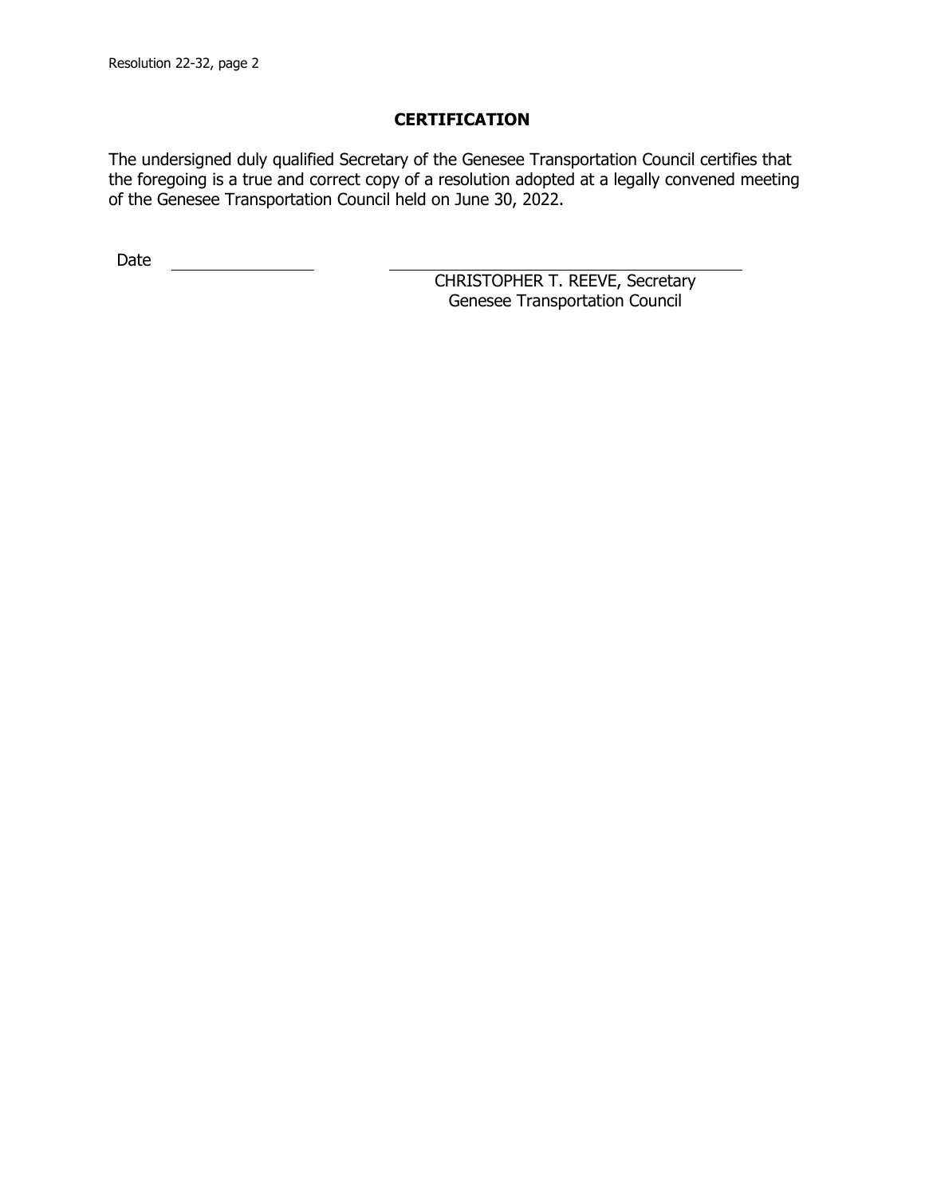## CERTIFICATION

The undersigned duly qualified Secretary of the Genesee Transportation Council certifies that the foregoing is a true and correct copy of a resolution adopted at a legally convened meeting of the Genesee Transportation Council held on June 30, 2022.

Date \_\_\_\_\_\_\_\_\_\_\_\_\_\_\_\_

\_\_\_\_\_\_\_\_\_\_\_\_\_\_\_\_\_\_\_\_\_\_\_\_\_\_\_\_\_\_\_\_\_\_\_\_

CHRISTOPHER T. REEVE, Secretary
Genesee Transportation Council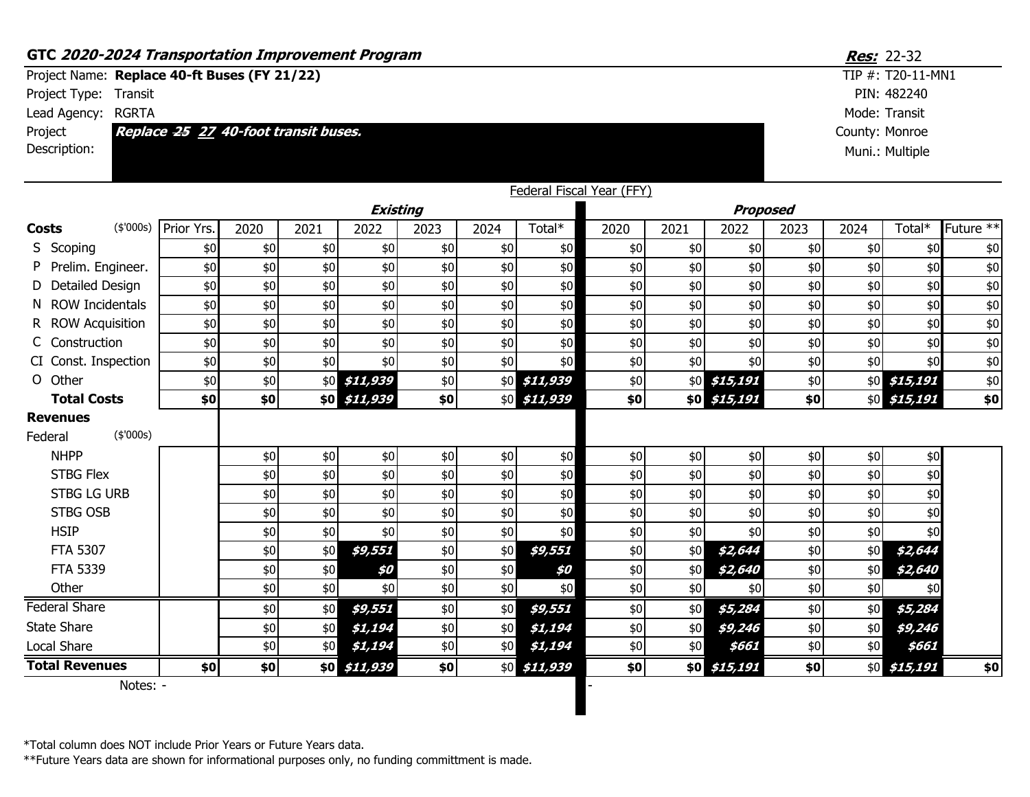**GTC *2020-2024 Transportation Improvement Program***

***Res:*** 22-32

Project Name: **Replace 40-ft Buses (FY 21/22)**
TIP #: T20-11-MN1
Project Type: Transit
PIN: 482240
Lead Agency: RGRTA
Mode: Transit
Project Description: ***Replace ~~25~~ 27 40-foot transit buses.***
County: Monroe
Muni.: Multiple

Federal Fiscal Year (FFY)

| | | | ***Existing*** | | | | | | ***Proposed*** | | | | | | |
|---|---|---|---|---|---|---|---|---|---|---|---|---|---|---|---|
| **Costs** ($'000s) | Prior Yrs. | 2020 | 2021 | 2022 | 2023 | 2024 | Total* | 2020 | 2021 | 2022 | 2023 | 2024 | Total* | Future ** |
| S Scoping | $0 | $0 | $0 | $0 | $0 | $0 | $0 | $0 | $0 | $0 | $0 | $0 | $0 | $0 |
| P Prelim. Engineer. | $0 | $0 | $0 | $0 | $0 | $0 | $0 | $0 | $0 | $0 | $0 | $0 | $0 | $0 |
| D Detailed Design | $0 | $0 | $0 | $0 | $0 | $0 | $0 | $0 | $0 | $0 | $0 | $0 | $0 | $0 |
| N ROW Incidentals | $0 | $0 | $0 | $0 | $0 | $0 | $0 | $0 | $0 | $0 | $0 | $0 | $0 | $0 |
| R ROW Acquisition | $0 | $0 | $0 | $0 | $0 | $0 | $0 | $0 | $0 | $0 | $0 | $0 | $0 | $0 |
| C Construction | $0 | $0 | $0 | $0 | $0 | $0 | $0 | $0 | $0 | $0 | $0 | $0 | $0 | $0 |
| CI Const. Inspection | $0 | $0 | $0 | $0 | $0 | $0 | $0 | $0 | $0 | $0 | $0 | $0 | $0 | $0 |
| O Other | $0 | $0 | $0 | ***$11,939*** | $0 | $0 | ***$11,939*** | $0 | $0 | ***$15,191*** | $0 | $0 | ***$15,191*** | $0 |
| **Total Costs** | **$0** | **$0** | **$0** | ***$11,939*** | **$0** | $0 | ***$11,939*** | **$0** | **$0** | ***$15,191*** | **$0** | $0 | ***$15,191*** | **$0** |
| **Revenues** | | | | | | | | | | | | | | |
| Federal ($'000s) | | | | | | | | | | | | | | |
| NHPP | | $0 | $0 | $0 | $0 | $0 | $0 | $0 | $0 | $0 | $0 | $0 | $0 | |
| STBG Flex | | $0 | $0 | $0 | $0 | $0 | $0 | $0 | $0 | $0 | $0 | $0 | $0 | |
| STBG LG URB | | $0 | $0 | $0 | $0 | $0 | $0 | $0 | $0 | $0 | $0 | $0 | $0 | |
| STBG OSB | | $0 | $0 | $0 | $0 | $0 | $0 | $0 | $0 | $0 | $0 | $0 | $0 | |
| HSIP | | $0 | $0 | $0 | $0 | $0 | $0 | $0 | $0 | $0 | $0 | $0 | $0 | |
| FTA 5307 | | $0 | $0 | ***$9,551*** | $0 | $0 | ***$9,551*** | $0 | $0 | ***$2,644*** | $0 | $0 | ***$2,644*** | |
| FTA 5339 | | $0 | $0 | ***$0*** | $0 | $0 | ***$0*** | $0 | $0 | ***$2,640*** | $0 | $0 | ***$2,640*** | |
| Other | | $0 | $0 | $0 | $0 | $0 | $0 | $0 | $0 | $0 | $0 | $0 | $0 | |
| Federal Share | | $0 | $0 | ***$9,551*** | $0 | $0 | ***$9,551*** | $0 | $0 | ***$5,284*** | $0 | $0 | ***$5,284*** | |
| State Share | | $0 | $0 | ***$1,194*** | $0 | $0 | ***$1,194*** | $0 | $0 | ***$9,246*** | $0 | $0 | ***$9,246*** | |
| Local Share | | $0 | $0 | ***$1,194*** | $0 | $0 | ***$1,194*** | $0 | $0 | ***$661*** | $0 | $0 | ***$661*** | |
| **Total Revenues** | **$0** | **$0** | **$0** | ***$11,939*** | **$0** | $0 | ***$11,939*** | **$0** | **$0** | ***$15,191*** | **$0** | $0 | ***$15,191*** | **$0** |

Notes: -

-

*Total column does NOT include Prior Years or Future Years data.

**Future Years data are shown for informational purposes only, no funding committment is made.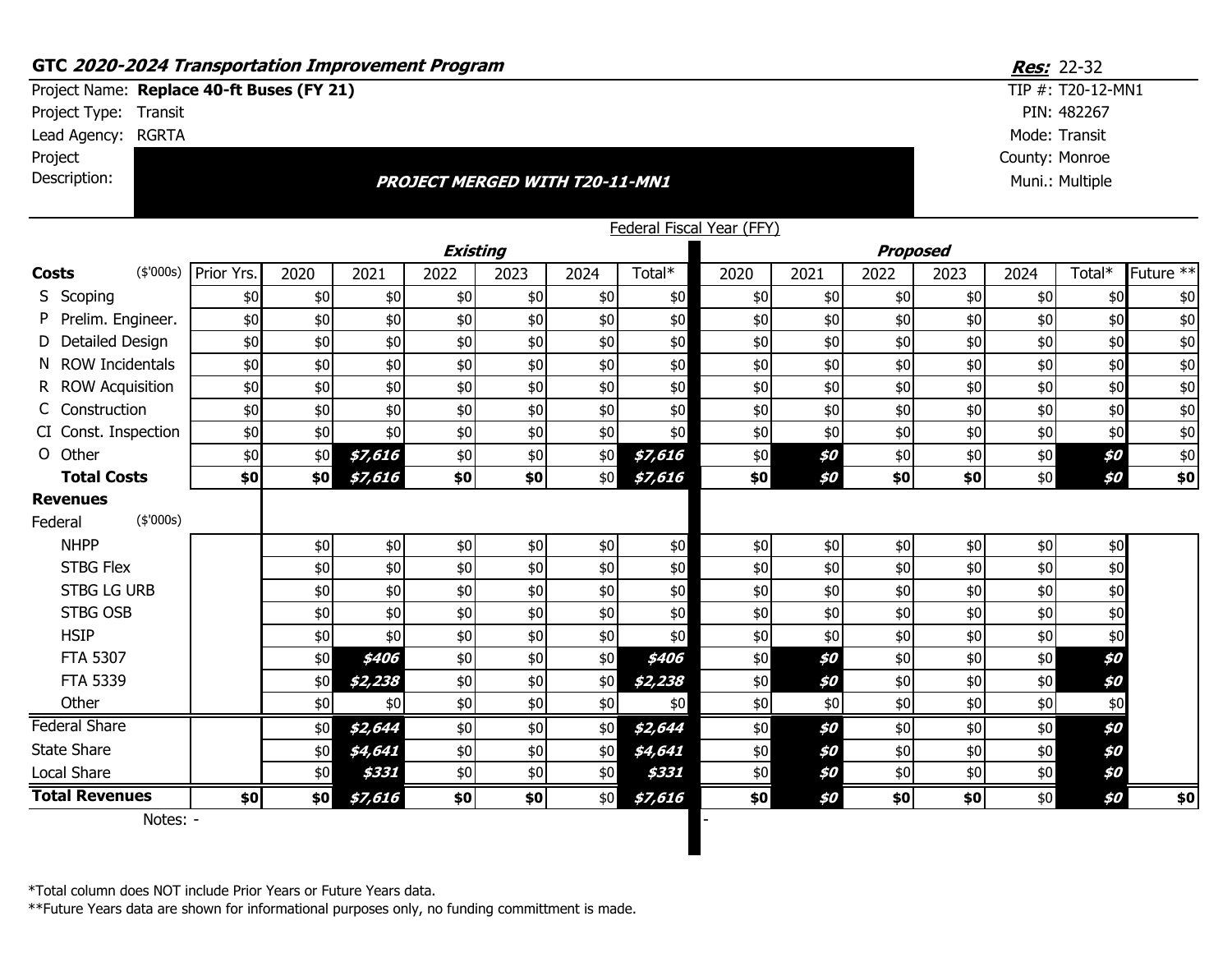## GTC *2020-2024 Transportation Improvement Program*

***Res:*** 22-32

Project Name: **Replace 40-ft Buses (FY 21)**
Project Type: Transit
Lead Agency: RGRTA
Project Description: ***PROJECT MERGED WITH T20-11-MN1***

TIP #: T20-12-MN1
PIN: 482267
Mode: Transit
County: Monroe
Muni.: Multiple

Federal Fiscal Year (FFY)

| | | ***Existing*** | | | | | | | ***Proposed*** | | | | | | |
|---|---|---|---|---|---|---|---|---|---|---|---|---|---|---|---|
| **Costs** ($'000s) | Prior Yrs. | 2020 | 2021 | 2022 | 2023 | 2024 | Total* | 2020 | 2021 | 2022 | 2023 | 2024 | Total* | Future ** |
| S Scoping | $0 | $0 | $0 | $0 | $0 | $0 | $0 | $0 | $0 | $0 | $0 | $0 | $0 | $0 |
| P Prelim. Engineer. | $0 | $0 | $0 | $0 | $0 | $0 | $0 | $0 | $0 | $0 | $0 | $0 | $0 | $0 |
| D Detailed Design | $0 | $0 | $0 | $0 | $0 | $0 | $0 | $0 | $0 | $0 | $0 | $0 | $0 | $0 |
| N ROW Incidentals | $0 | $0 | $0 | $0 | $0 | $0 | $0 | $0 | $0 | $0 | $0 | $0 | $0 | $0 |
| R ROW Acquisition | $0 | $0 | $0 | $0 | $0 | $0 | $0 | $0 | $0 | $0 | $0 | $0 | $0 | $0 |
| C Construction | $0 | $0 | $0 | $0 | $0 | $0 | $0 | $0 | $0 | $0 | $0 | $0 | $0 | $0 |
| CI Const. Inspection | $0 | $0 | $0 | $0 | $0 | $0 | $0 | $0 | $0 | $0 | $0 | $0 | $0 | $0 |
| O Other | $0 | $0 | ***$7,616*** | $0 | $0 | $0 | ***$7,616*** | $0 | ***$0*** | $0 | $0 | $0 | ***$0*** | $0 |
| **Total Costs** | **$0** | **$0** | ***$7,616*** | **$0** | **$0** | $0 | ***$7,616*** | **$0** | ***$0*** | **$0** | **$0** | $0 | ***$0*** | **$0** |
| **Revenues** | | | | | | | | | | | | | | |
| Federal ($'000s) | | | | | | | | | | | | | | |
| NHPP | | $0 | $0 | $0 | $0 | $0 | $0 | $0 | $0 | $0 | $0 | $0 | $0 | |
| STBG Flex | | $0 | $0 | $0 | $0 | $0 | $0 | $0 | $0 | $0 | $0 | $0 | $0 | |
| STBG LG URB | | $0 | $0 | $0 | $0 | $0 | $0 | $0 | $0 | $0 | $0 | $0 | $0 | |
| STBG OSB | | $0 | $0 | $0 | $0 | $0 | $0 | $0 | $0 | $0 | $0 | $0 | $0 | |
| HSIP | | $0 | $0 | $0 | $0 | $0 | $0 | $0 | $0 | $0 | $0 | $0 | $0 | |
| FTA 5307 | | $0 | ***$406*** | $0 | $0 | $0 | ***$406*** | $0 | ***$0*** | $0 | $0 | $0 | ***$0*** | |
| FTA 5339 | | $0 | ***$2,238*** | $0 | $0 | $0 | ***$2,238*** | $0 | ***$0*** | $0 | $0 | $0 | ***$0*** | |
| Other | | $0 | $0 | $0 | $0 | $0 | $0 | $0 | $0 | $0 | $0 | $0 | $0 | |
| Federal Share | | $0 | ***$2,644*** | $0 | $0 | $0 | ***$2,644*** | $0 | ***$0*** | $0 | $0 | $0 | ***$0*** | |
| State Share | | $0 | ***$4,641*** | $0 | $0 | $0 | ***$4,641*** | $0 | ***$0*** | $0 | $0 | $0 | ***$0*** | |
| Local Share | | $0 | ***$331*** | $0 | $0 | $0 | ***$331*** | $0 | ***$0*** | $0 | $0 | $0 | ***$0*** | |
| **Total Revenues** | **$0** | **$0** | ***$7,616*** | **$0** | **$0** | $0 | ***$7,616*** | **$0** | ***$0*** | **$0** | **$0** | $0 | ***$0*** | **$0** |

Notes: - | -

*Total column does NOT include Prior Years or Future Years data.
**Future Years data are shown for informational purposes only, no funding committment is made.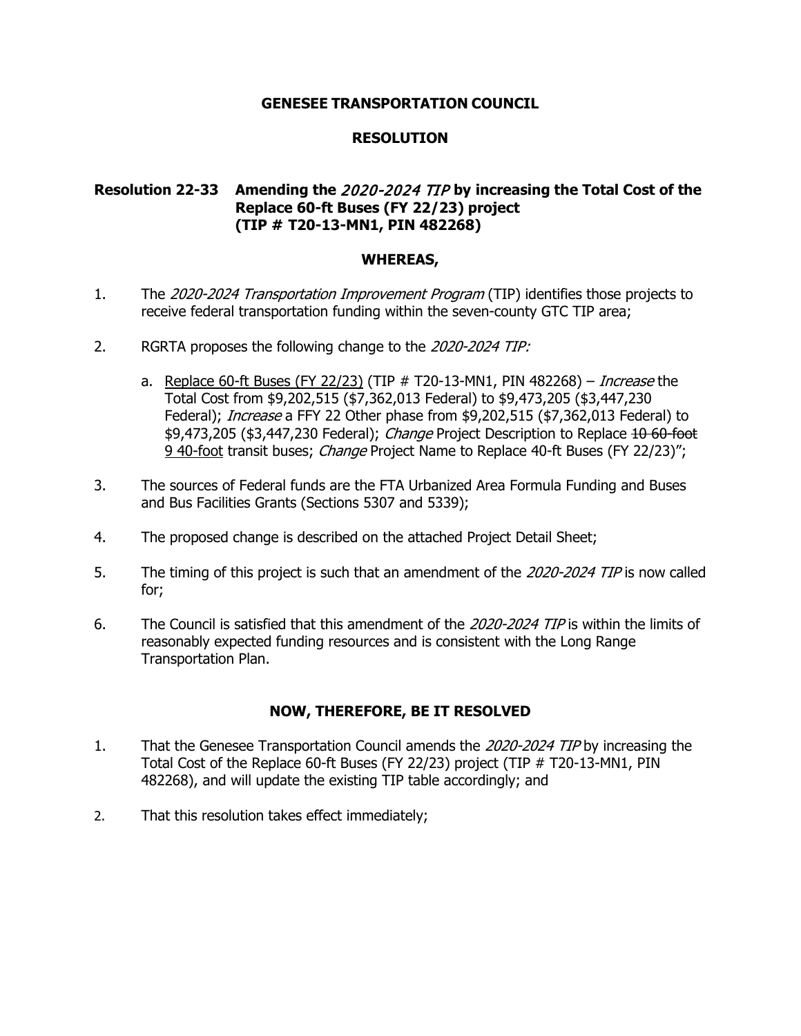**GENESEE TRANSPORTATION COUNCIL**

**RESOLUTION**

**Resolution 22-33 Amending the *2020-2024 TIP* by increasing the Total Cost of the Replace 60-ft Buses (FY 22/23) project (TIP # T20-13-MN1, PIN 482268)**

**WHEREAS,**

1. The *2020-2024 Transportation Improvement Program* (TIP) identifies those projects to receive federal transportation funding within the seven-county GTC TIP area;

2. RGRTA proposes the following change to the *2020-2024 TIP:*

   a. <u>Replace 60-ft Buses (FY 22/23)</u> (TIP # T20-13-MN1, PIN 482268) – *Increase* the Total Cost from $9,202,515 ($7,362,013 Federal) to $9,473,205 ($3,447,230 Federal); *Increase* a FFY 22 Other phase from $9,202,515 ($7,362,013 Federal) to $9,473,205 ($3,447,230 Federal); *Change* Project Description to Replace ~~10 60-foot~~ <u>9 40-foot</u> transit buses; *Change* Project Name to Replace 40-ft Buses (FY 22/23)";

3. The sources of Federal funds are the FTA Urbanized Area Formula Funding and Buses and Bus Facilities Grants (Sections 5307 and 5339);

4. The proposed change is described on the attached Project Detail Sheet;

5. The timing of this project is such that an amendment of the *2020-2024 TIP* is now called for;

6. The Council is satisfied that this amendment of the *2020-2024 TIP* is within the limits of reasonably expected funding resources and is consistent with the Long Range Transportation Plan.

**NOW, THEREFORE, BE IT RESOLVED**

1. That the Genesee Transportation Council amends the *2020-2024 TIP* by increasing the Total Cost of the Replace 60-ft Buses (FY 22/23) project (TIP # T20-13-MN1, PIN 482268), and will update the existing TIP table accordingly; and

2. That this resolution takes effect immediately;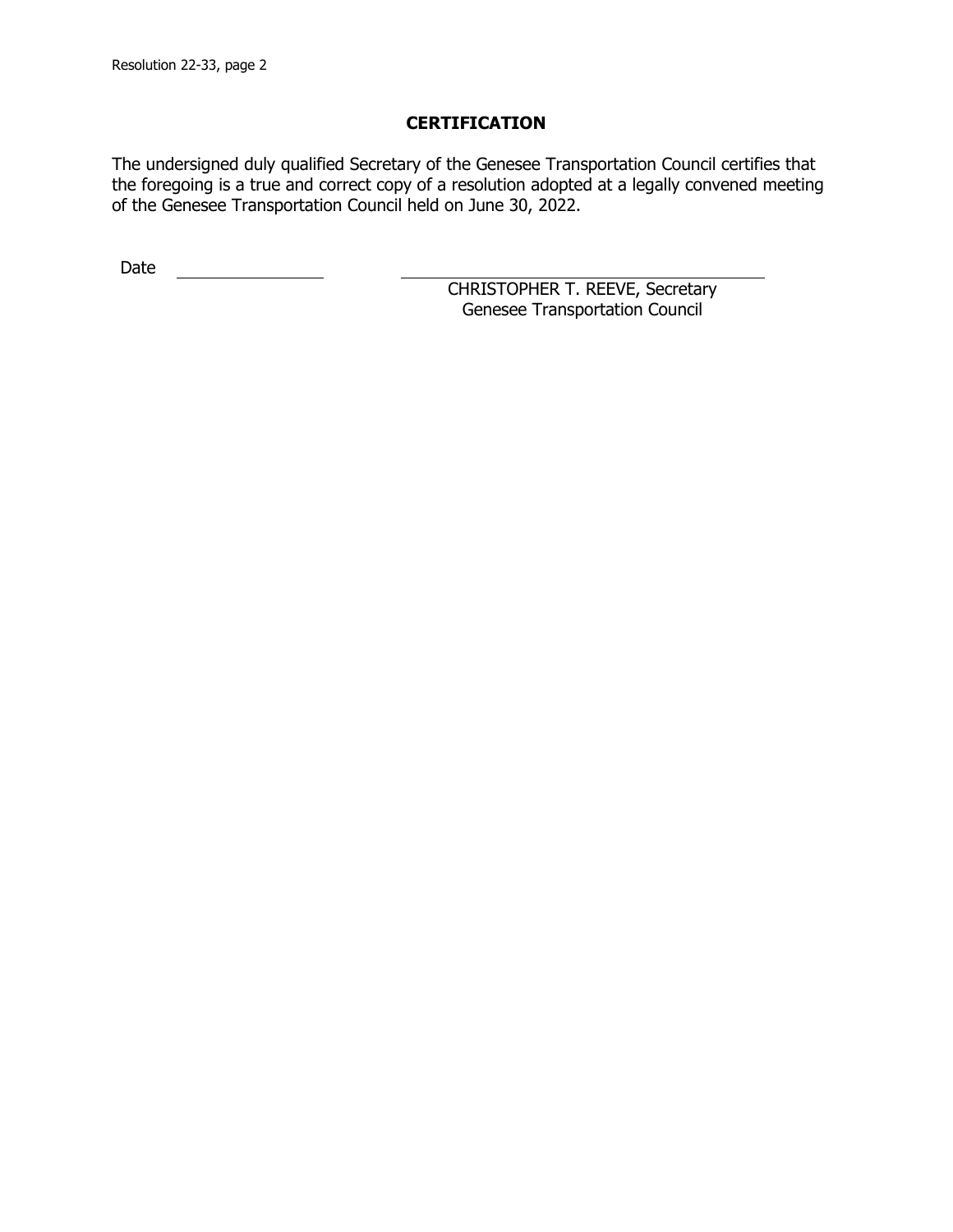## CERTIFICATION

The undersigned duly qualified Secretary of the Genesee Transportation Council certifies that the foregoing is a true and correct copy of a resolution adopted at a legally convened meeting of the Genesee Transportation Council held on June 30, 2022.

Date ______________

______________________________
CHRISTOPHER T. REEVE, Secretary
Genesee Transportation Council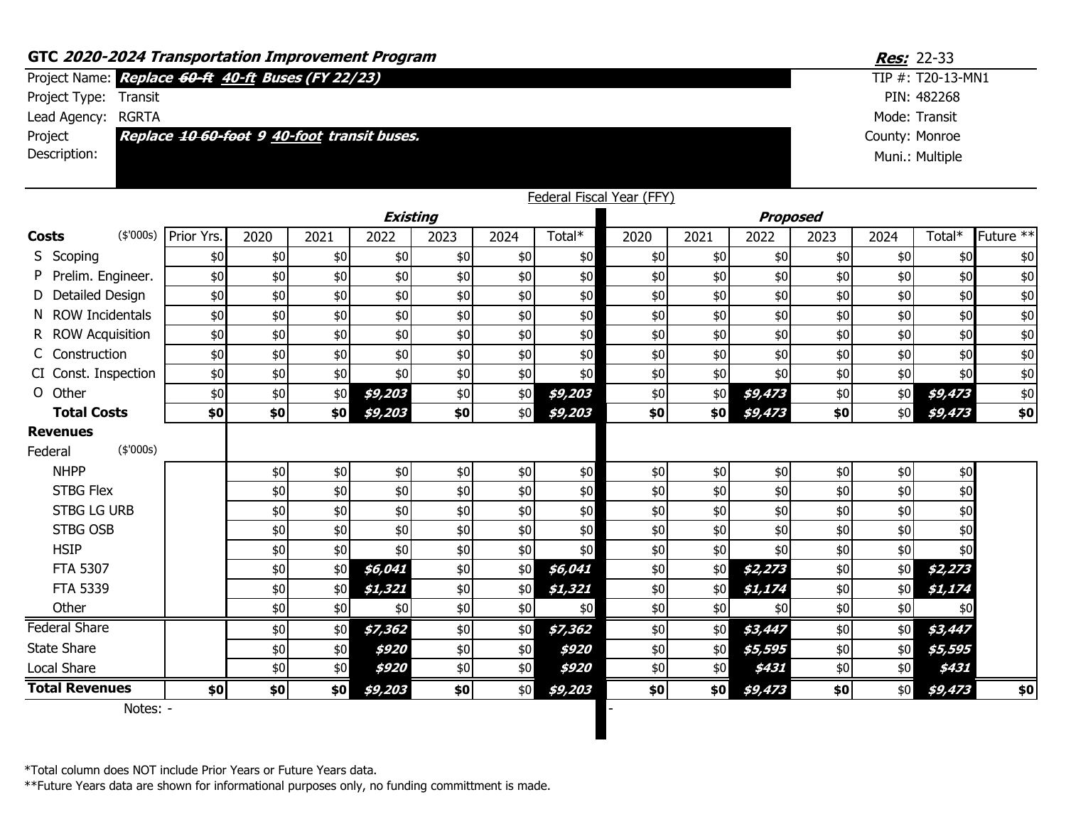**GTC *2020-2024 Transportation Improvement Program*** 

***Res:*** 22-33

| | | | |
|---|---|---|---|
| Project Name: | ***Replace ~~60-ft~~ 40-ft Buses (FY 22/23)*** | TIP #: | T20-13-MN1 |
| Project Type: | Transit | PIN: | 482268 |
| Lead Agency: | RGRTA | Mode: | Transit |
| Project Description: | ***Replace ~~10 60-foot~~ 9 40-foot transit buses.*** | County: | Monroe |
| | | Muni.: | Multiple |

Federal Fiscal Year (FFY)

| | | Existing | | | | | | Proposed | | | | | | |
|---|---|---|---|---|---|---|---|---|---|---|---|---|---|---|
| **Costs** ($'000s) | Prior Yrs. | 2020 | 2021 | 2022 | 2023 | 2024 | Total* | 2020 | 2021 | 2022 | 2023 | 2024 | Total* | Future ** |
| S Scoping | $0 | $0 | $0 | $0 | $0 | $0 | $0 | $0 | $0 | $0 | $0 | $0 | $0 | $0 |
| P Prelim. Engineer. | $0 | $0 | $0 | $0 | $0 | $0 | $0 | $0 | $0 | $0 | $0 | $0 | $0 | $0 |
| D Detailed Design | $0 | $0 | $0 | $0 | $0 | $0 | $0 | $0 | $0 | $0 | $0 | $0 | $0 | $0 |
| N ROW Incidentals | $0 | $0 | $0 | $0 | $0 | $0 | $0 | $0 | $0 | $0 | $0 | $0 | $0 | $0 |
| R ROW Acquisition | $0 | $0 | $0 | $0 | $0 | $0 | $0 | $0 | $0 | $0 | $0 | $0 | $0 | $0 |
| C Construction | $0 | $0 | $0 | $0 | $0 | $0 | $0 | $0 | $0 | $0 | $0 | $0 | $0 | $0 |
| CI Const. Inspection | $0 | $0 | $0 | $0 | $0 | $0 | $0 | $0 | $0 | $0 | $0 | $0 | $0 | $0 |
| O Other | $0 | $0 | $0 | ***$9,203*** | $0 | $0 | ***$9,203*** | $0 | $0 | ***$9,473*** | $0 | $0 | ***$9,473*** | $0 |
| **Total Costs** | **$0** | **$0** | **$0** | ***$9,203*** | **$0** | $0 | ***$9,203*** | **$0** | **$0** | ***$9,473*** | **$0** | $0 | ***$9,473*** | **$0** |
| **Revenues** | | | | | | | | | | | | | | |
| Federal ($'000s) | | | | | | | | | | | | | | |
| NHPP | | $0 | $0 | $0 | $0 | $0 | $0 | $0 | $0 | $0 | $0 | $0 | $0 | |
| STBG Flex | | $0 | $0 | $0 | $0 | $0 | $0 | $0 | $0 | $0 | $0 | $0 | $0 | |
| STBG LG URB | | $0 | $0 | $0 | $0 | $0 | $0 | $0 | $0 | $0 | $0 | $0 | $0 | |
| STBG OSB | | $0 | $0 | $0 | $0 | $0 | $0 | $0 | $0 | $0 | $0 | $0 | $0 | |
| HSIP | | $0 | $0 | $0 | $0 | $0 | $0 | $0 | $0 | $0 | $0 | $0 | $0 | |
| FTA 5307 | | $0 | $0 | ***$6,041*** | $0 | $0 | ***$6,041*** | $0 | $0 | ***$2,273*** | $0 | $0 | ***$2,273*** | |
| FTA 5339 | | $0 | $0 | ***$1,321*** | $0 | $0 | ***$1,321*** | $0 | $0 | ***$1,174*** | $0 | $0 | ***$1,174*** | |
| Other | | $0 | $0 | $0 | $0 | $0 | $0 | $0 | $0 | $0 | $0 | $0 | $0 | |
| Federal Share | | $0 | $0 | ***$7,362*** | $0 | $0 | ***$7,362*** | $0 | $0 | ***$3,447*** | $0 | $0 | ***$3,447*** | |
| State Share | | $0 | $0 | ***$920*** | $0 | $0 | ***$920*** | $0 | $0 | ***$5,595*** | $0 | $0 | ***$5,595*** | |
| Local Share | | $0 | $0 | ***$920*** | $0 | $0 | ***$920*** | $0 | $0 | ***$431*** | $0 | $0 | ***$431*** | |
| **Total Revenues** | **$0** | **$0** | **$0** | ***$9,203*** | **$0** | $0 | ***$9,203*** | **$0** | **$0** | ***$9,473*** | **$0** | $0 | ***$9,473*** | **$0** |

Notes: - | -

*Total column does NOT include Prior Years or Future Years data.

**Future Years data are shown for informational purposes only, no funding committment is made.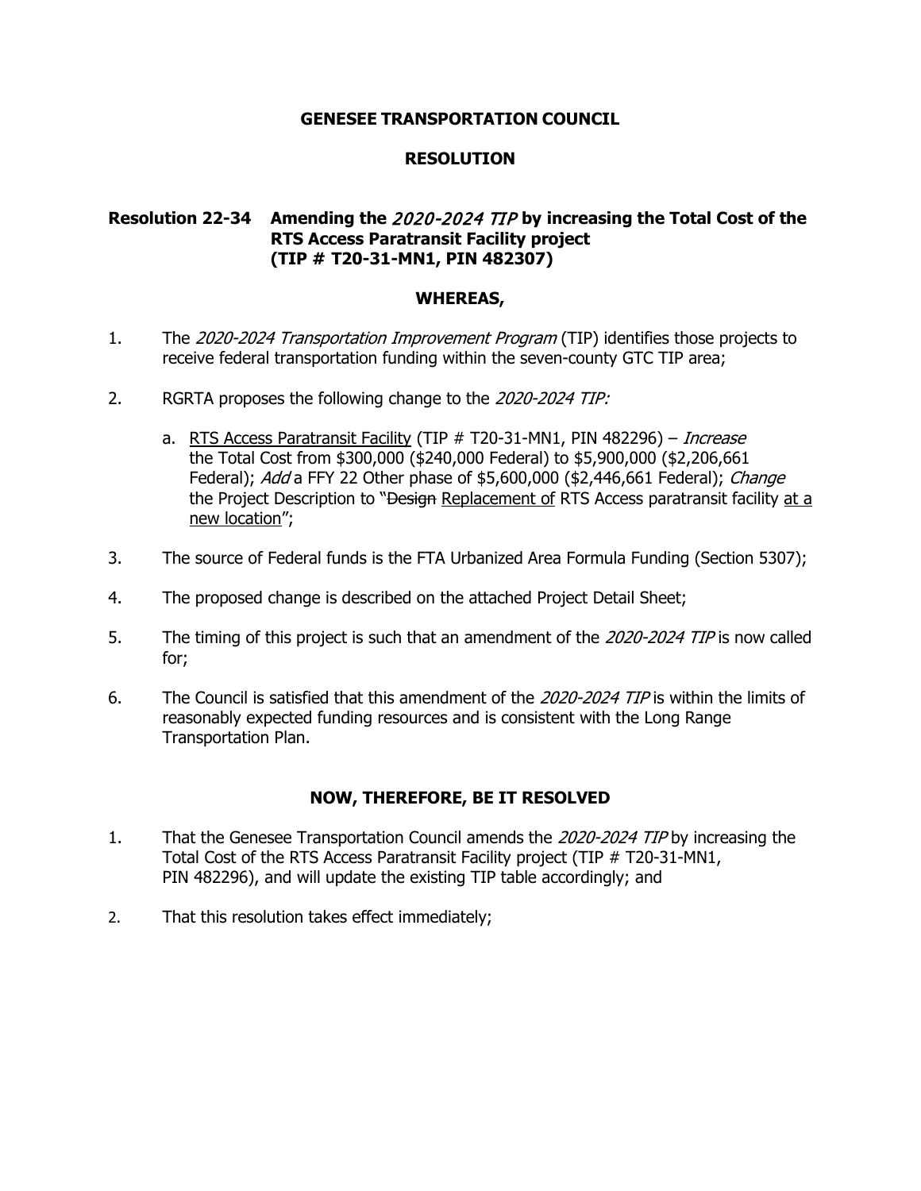**GENESEE TRANSPORTATION COUNCIL**

**RESOLUTION**

**Resolution 22-34 Amending the *2020-2024 TIP* by increasing the Total Cost of the RTS Access Paratransit Facility project (TIP # T20-31-MN1, PIN 482307)**

**WHEREAS,**

1. The *2020-2024 Transportation Improvement Program* (TIP) identifies those projects to receive federal transportation funding within the seven-county GTC TIP area;

2. RGRTA proposes the following change to the *2020-2024 TIP:*

   a. <u>RTS Access Paratransit Facility</u> (TIP # T20-31-MN1, PIN 482296) – *Increase* the Total Cost from \$300,000 (\$240,000 Federal) to \$5,900,000 (\$2,206,661 Federal); *Add* a FFY 22 Other phase of \$5,600,000 (\$2,446,661 Federal); *Change* the Project Description to "~~Design~~ <u>Replacement of</u> RTS Access paratransit facility <u>at a new location</u>";

3. The source of Federal funds is the FTA Urbanized Area Formula Funding (Section 5307);

4. The proposed change is described on the attached Project Detail Sheet;

5. The timing of this project is such that an amendment of the *2020-2024 TIP* is now called for;

6. The Council is satisfied that this amendment of the *2020-2024 TIP* is within the limits of reasonably expected funding resources and is consistent with the Long Range Transportation Plan.

**NOW, THEREFORE, BE IT RESOLVED**

1. That the Genesee Transportation Council amends the *2020-2024 TIP* by increasing the Total Cost of the RTS Access Paratransit Facility project (TIP # T20-31-MN1, PIN 482296), and will update the existing TIP table accordingly; and

2. That this resolution takes effect immediately;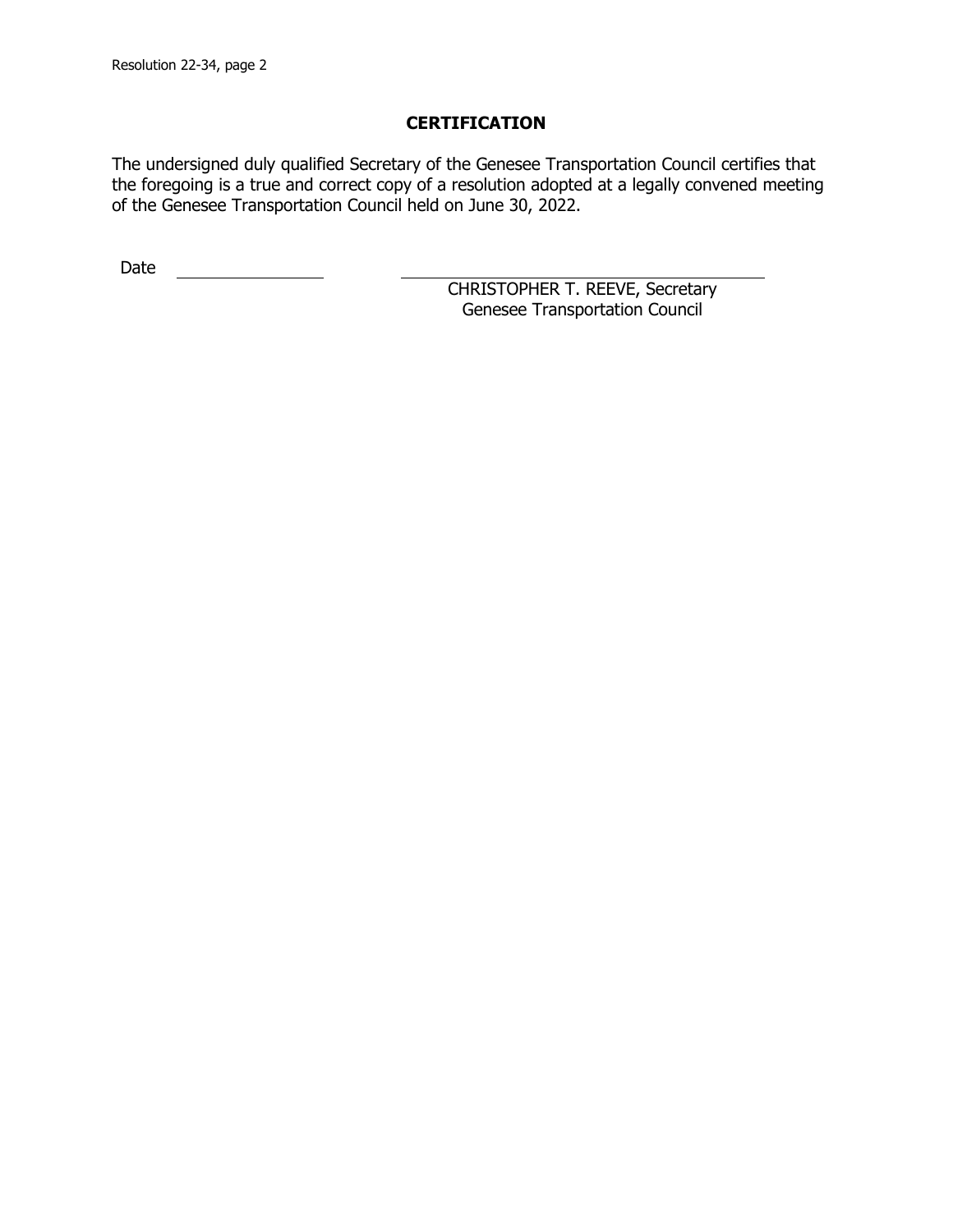## CERTIFICATION

The undersigned duly qualified Secretary of the Genesee Transportation Council certifies that the foregoing is a true and correct copy of a resolution adopted at a legally convened meeting of the Genesee Transportation Council held on June 30, 2022.

Date ________________

________________________________
CHRISTOPHER T. REEVE, Secretary
Genesee Transportation Council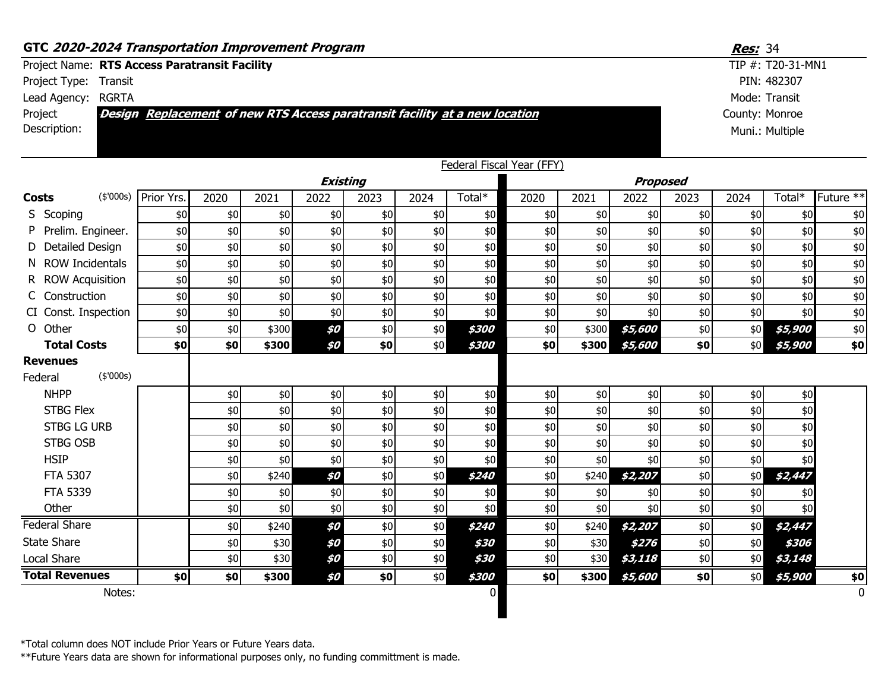## GTC *2020-2024 Transportation Improvement Program*

***Res:*** 34

| | |
|---|---|
| Project Name: **RTS Access Paratransit Facility** | TIP #: T20-31-MN1 |
| Project Type: Transit | PIN: 482307 |
| Lead Agency: RGRTA | Mode: Transit |
| Project Description: ~~***Design***~~ ***Replacement of new RTS Access paratransit facility at a new location*** | County: Monroe |
| | Muni.: Multiple |

Federal Fiscal Year (FFY)

| | | Existing | | | | | | | Proposed | | | | | | |
|---|---|---|---|---|---|---|---|---|---|---|---|---|---|---|---|
| **Costs** ($'000s) | Prior Yrs. | 2020 | 2021 | 2022 | 2023 | 2024 | Total* | 2020 | 2021 | 2022 | 2023 | 2024 | Total* | Future ** |
| S Scoping | $0 | $0 | $0 | $0 | $0 | $0 | $0 | $0 | $0 | $0 | $0 | $0 | $0 | $0 |
| P Prelim. Engineer. | $0 | $0 | $0 | $0 | $0 | $0 | $0 | $0 | $0 | $0 | $0 | $0 | $0 | $0 |
| D Detailed Design | $0 | $0 | $0 | $0 | $0 | $0 | $0 | $0 | $0 | $0 | $0 | $0 | $0 | $0 |
| N ROW Incidentals | $0 | $0 | $0 | $0 | $0 | $0 | $0 | $0 | $0 | $0 | $0 | $0 | $0 | $0 |
| R ROW Acquisition | $0 | $0 | $0 | $0 | $0 | $0 | $0 | $0 | $0 | $0 | $0 | $0 | $0 | $0 |
| C Construction | $0 | $0 | $0 | $0 | $0 | $0 | $0 | $0 | $0 | $0 | $0 | $0 | $0 | $0 |
| CI Const. Inspection | $0 | $0 | $0 | $0 | $0 | $0 | $0 | $0 | $0 | $0 | $0 | $0 | $0 | $0 |
| O Other | $0 | $0 | $300 | ***$0*** | $0 | $0 | ***$300*** | $0 | $300 | ***$5,600*** | $0 | $0 | ***$5,900*** | $0 |
| **Total Costs** | **$0** | **$0** | **$300** | ***$0*** | **$0** | $0 | ***$300*** | **$0** | **$300** | ***$5,600*** | **$0** | $0 | ***$5,900*** | **$0** |
| **Revenues** | | | | | | | | | | | | | | |
| Federal ($'000s) | | | | | | | | | | | | | | |
| NHPP | | $0 | $0 | $0 | $0 | $0 | $0 | $0 | $0 | $0 | $0 | $0 | $0 | |
| STBG Flex | | $0 | $0 | $0 | $0 | $0 | $0 | $0 | $0 | $0 | $0 | $0 | $0 | |
| STBG LG URB | | $0 | $0 | $0 | $0 | $0 | $0 | $0 | $0 | $0 | $0 | $0 | $0 | |
| STBG OSB | | $0 | $0 | $0 | $0 | $0 | $0 | $0 | $0 | $0 | $0 | $0 | $0 | |
| HSIP | | $0 | $0 | $0 | $0 | $0 | $0 | $0 | $0 | $0 | $0 | $0 | $0 | |
| FTA 5307 | | $0 | $240 | ***$0*** | $0 | $0 | ***$240*** | $0 | $240 | ***$2,207*** | $0 | $0 | ***$2,447*** | |
| FTA 5339 | | $0 | $0 | $0 | $0 | $0 | $0 | $0 | $0 | $0 | $0 | $0 | $0 | |
| Other | | $0 | $0 | $0 | $0 | $0 | $0 | $0 | $0 | $0 | $0 | $0 | $0 | |
| Federal Share | | $0 | $240 | ***$0*** | $0 | $0 | ***$240*** | $0 | $240 | ***$2,207*** | $0 | $0 | ***$2,447*** | |
| State Share | | $0 | $30 | ***$0*** | $0 | $0 | ***$30*** | $0 | $30 | ***$276*** | $0 | $0 | ***$306*** | |
| Local Share | | $0 | $30 | ***$0*** | $0 | $0 | ***$30*** | $0 | $30 | ***$3,118*** | $0 | $0 | ***$3,148*** | |
| **Total Revenues** | **$0** | **$0** | **$300** | ***$0*** | **$0** | $0 | ***$300*** | **$0** | **$300** | ***$5,600*** | **$0** | $0 | ***$5,900*** | **$0** |
| Notes: | | | | | | | 0 | | | | | | | 0 |

*Total column does NOT include Prior Years or Future Years data.

**Future Years data are shown for informational purposes only, no funding committment is made.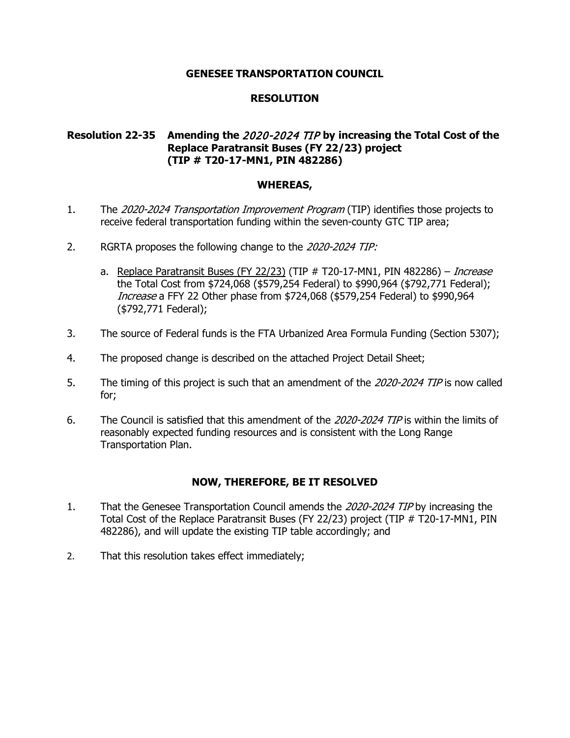**GENESEE TRANSPORTATION COUNCIL**

**RESOLUTION**

**Resolution 22-35 Amending the *2020-2024 TIP* by increasing the Total Cost of the Replace Paratransit Buses (FY 22/23) project (TIP # T20-17-MN1, PIN 482286)**

**WHEREAS,**

1. The *2020-2024 Transportation Improvement Program* (TIP) identifies those projects to receive federal transportation funding within the seven-county GTC TIP area;

2. RGRTA proposes the following change to the *2020-2024 TIP:*

   a. Replace Paratransit Buses (FY 22/23) (TIP # T20-17-MN1, PIN 482286) – *Increase* the Total Cost from $724,068 ($579,254 Federal) to $990,964 ($792,771 Federal); *Increase* a FFY 22 Other phase from $724,068 ($579,254 Federal) to $990,964 ($792,771 Federal);

3. The source of Federal funds is the FTA Urbanized Area Formula Funding (Section 5307);

4. The proposed change is described on the attached Project Detail Sheet;

5. The timing of this project is such that an amendment of the *2020-2024 TIP* is now called for;

6. The Council is satisfied that this amendment of the *2020-2024 TIP* is within the limits of reasonably expected funding resources and is consistent with the Long Range Transportation Plan.

**NOW, THEREFORE, BE IT RESOLVED**

1. That the Genesee Transportation Council amends the *2020-2024 TIP* by increasing the Total Cost of the Replace Paratransit Buses (FY 22/23) project (TIP # T20-17-MN1, PIN 482286), and will update the existing TIP table accordingly; and

2. That this resolution takes effect immediately;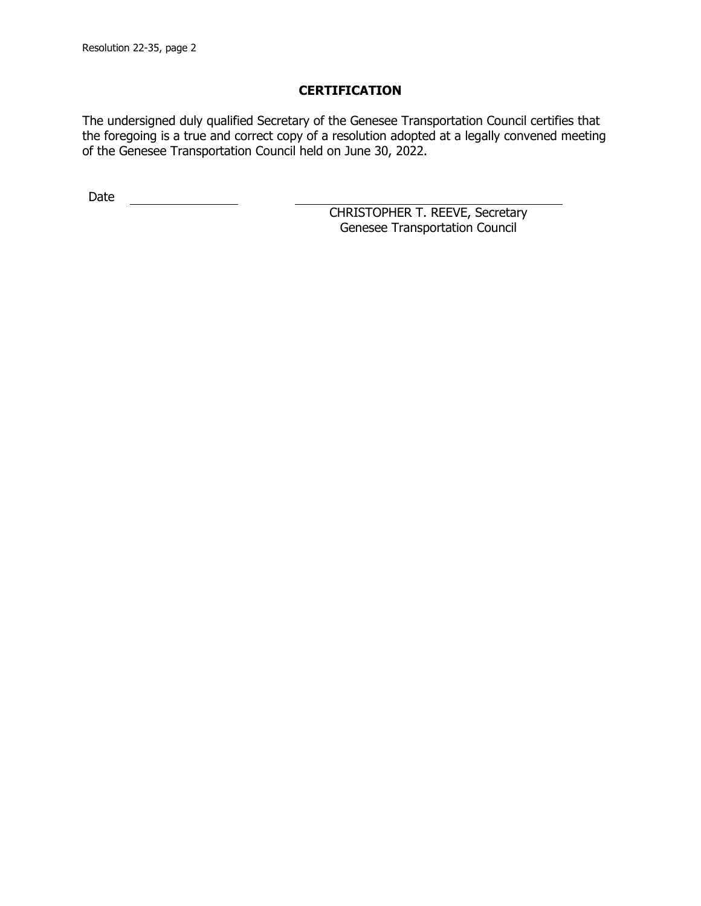## CERTIFICATION

The undersigned duly qualified Secretary of the Genesee Transportation Council certifies that the foregoing is a true and correct copy of a resolution adopted at a legally convened meeting of the Genesee Transportation Council held on June 30, 2022.

Date \_\_\_\_\_\_\_\_\_\_\_\_\_\_\_\_

\_\_\_\_\_\_\_\_\_\_\_\_\_\_\_\_\_\_\_\_\_\_\_\_\_\_\_\_\_\_\_\_

CHRISTOPHER T. REEVE, Secretary
Genesee Transportation Council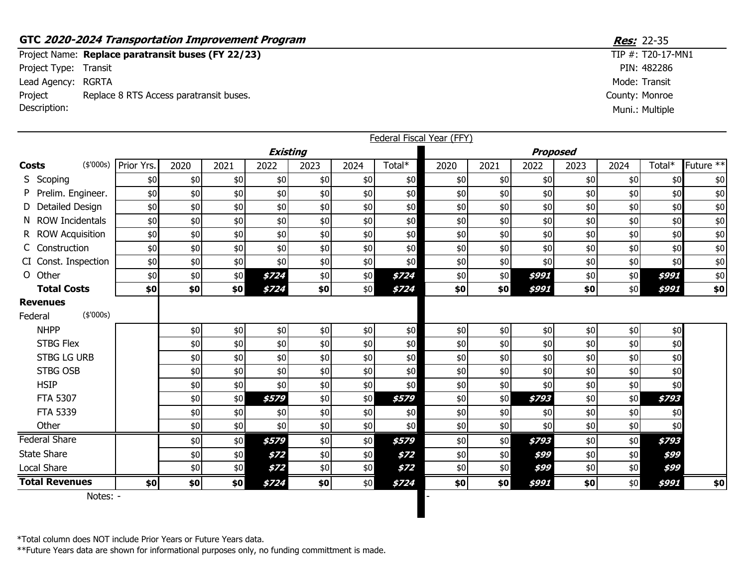**GTC *2020-2024 Transportation Improvement Program***

***Res:*** 22-35

Project Name: **Replace paratransit buses (FY 22/23)**
Project Type: Transit
Lead Agency: RGRTA
Project Description: Replace 8 RTS Access paratransit buses.

TIP #: T20-17-MN1
PIN: 482286
Mode: Transit
County: Monroe
Muni.: Multiple

| | Federal Fiscal Year (FFY) | | | | | | | | | | | | | | |
|---|---|---|---|---|---|---|---|---|---|---|---|---|---|---|---|
| | | ***Existing*** | | | | | | | ***Proposed*** | | | | | | |
| **Costs** ($'000s) | Prior Yrs. | 2020 | 2021 | 2022 | 2023 | 2024 | Total* | 2020 | 2021 | 2022 | 2023 | 2024 | Total* | Future ** |
| S Scoping | $0 | $0 | $0 | $0 | $0 | $0 | $0 | $0 | $0 | $0 | $0 | $0 | $0 | $0 |
| P Prelim. Engineer. | $0 | $0 | $0 | $0 | $0 | $0 | $0 | $0 | $0 | $0 | $0 | $0 | $0 | $0 |
| D Detailed Design | $0 | $0 | $0 | $0 | $0 | $0 | $0 | $0 | $0 | $0 | $0 | $0 | $0 | $0 |
| N ROW Incidentals | $0 | $0 | $0 | $0 | $0 | $0 | $0 | $0 | $0 | $0 | $0 | $0 | $0 | $0 |
| R ROW Acquisition | $0 | $0 | $0 | $0 | $0 | $0 | $0 | $0 | $0 | $0 | $0 | $0 | $0 | $0 |
| C Construction | $0 | $0 | $0 | $0 | $0 | $0 | $0 | $0 | $0 | $0 | $0 | $0 | $0 | $0 |
| CI Const. Inspection | $0 | $0 | $0 | $0 | $0 | $0 | $0 | $0 | $0 | $0 | $0 | $0 | $0 | $0 |
| O Other | $0 | $0 | $0 | ***$724*** | $0 | $0 | ***$724*** | $0 | $0 | ***$991*** | $0 | $0 | ***$991*** | $0 |
| **Total Costs** | **$0** | **$0** | **$0** | ***$724*** | **$0** | $0 | ***$724*** | **$0** | **$0** | ***$991*** | **$0** | $0 | ***$991*** | **$0** |
| **Revenues** | | | | | | | | | | | | | | |
| Federal ($'000s) | | | | | | | | | | | | | | |
| NHPP | | $0 | $0 | $0 | $0 | $0 | $0 | $0 | $0 | $0 | $0 | $0 | $0 | |
| STBG Flex | | $0 | $0 | $0 | $0 | $0 | $0 | $0 | $0 | $0 | $0 | $0 | $0 | |
| STBG LG URB | | $0 | $0 | $0 | $0 | $0 | $0 | $0 | $0 | $0 | $0 | $0 | $0 | |
| STBG OSB | | $0 | $0 | $0 | $0 | $0 | $0 | $0 | $0 | $0 | $0 | $0 | $0 | |
| HSIP | | $0 | $0 | $0 | $0 | $0 | $0 | $0 | $0 | $0 | $0 | $0 | $0 | |
| FTA 5307 | | $0 | $0 | ***$579*** | $0 | $0 | ***$579*** | $0 | $0 | ***$793*** | $0 | $0 | ***$793*** | |
| FTA 5339 | | $0 | $0 | $0 | $0 | $0 | $0 | $0 | $0 | $0 | $0 | $0 | $0 | |
| Other | | $0 | $0 | $0 | $0 | $0 | $0 | $0 | $0 | $0 | $0 | $0 | $0 | |
| Federal Share | | $0 | $0 | ***$579*** | $0 | $0 | ***$579*** | $0 | $0 | ***$793*** | $0 | $0 | ***$793*** | |
| State Share | | $0 | $0 | ***$72*** | $0 | $0 | ***$72*** | $0 | $0 | ***$99*** | $0 | $0 | ***$99*** | |
| Local Share | | $0 | $0 | ***$72*** | $0 | $0 | ***$72*** | $0 | $0 | ***$99*** | $0 | $0 | ***$99*** | |
| **Total Revenues** | **$0** | **$0** | **$0** | ***$724*** | **$0** | $0 | ***$724*** | **$0** | **$0** | ***$991*** | **$0** | $0 | ***$991*** | **$0** |

Notes: - | -

*Total column does NOT include Prior Years or Future Years data.
**Future Years data are shown for informational purposes only, no funding committment is made.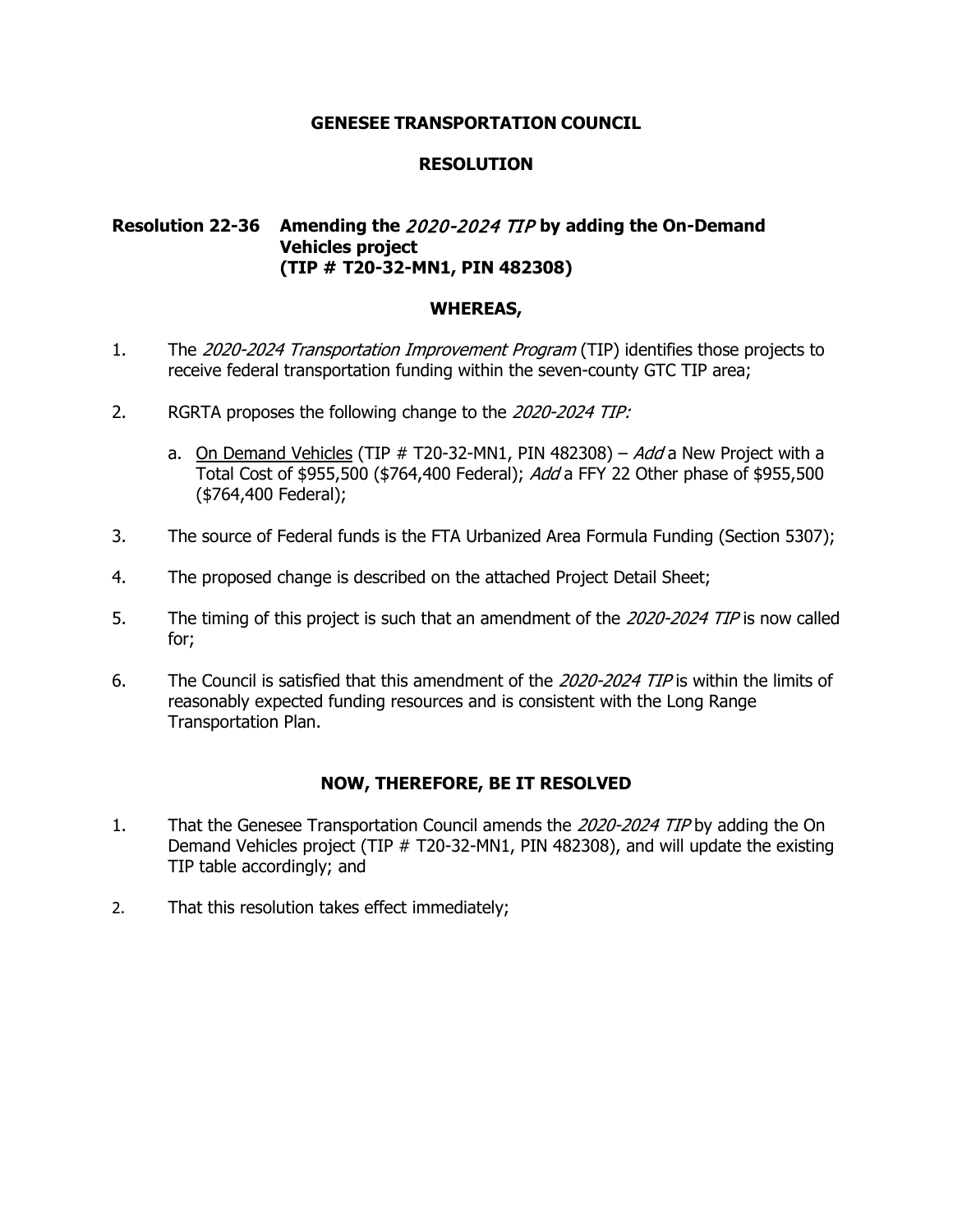**GENESEE TRANSPORTATION COUNCIL**

**RESOLUTION**

**Resolution 22-36 Amending the *2020-2024 TIP* by adding the On-Demand Vehicles project (TIP # T20-32-MN1, PIN 482308)**

**WHEREAS,**

1. The *2020-2024 Transportation Improvement Program* (TIP) identifies those projects to receive federal transportation funding within the seven-county GTC TIP area;

2. RGRTA proposes the following change to the *2020-2024 TIP:*

   a. <u>On Demand Vehicles</u> (TIP # T20-32-MN1, PIN 482308) – *Add* a New Project with a Total Cost of $955,500 ($764,400 Federal); *Add* a FFY 22 Other phase of $955,500 ($764,400 Federal);

3. The source of Federal funds is the FTA Urbanized Area Formula Funding (Section 5307);

4. The proposed change is described on the attached Project Detail Sheet;

5. The timing of this project is such that an amendment of the *2020-2024 TIP* is now called for;

6. The Council is satisfied that this amendment of the *2020-2024 TIP* is within the limits of reasonably expected funding resources and is consistent with the Long Range Transportation Plan.

**NOW, THEREFORE, BE IT RESOLVED**

1. That the Genesee Transportation Council amends the *2020-2024 TIP* by adding the On Demand Vehicles project (TIP # T20-32-MN1, PIN 482308), and will update the existing TIP table accordingly; and

2. That this resolution takes effect immediately;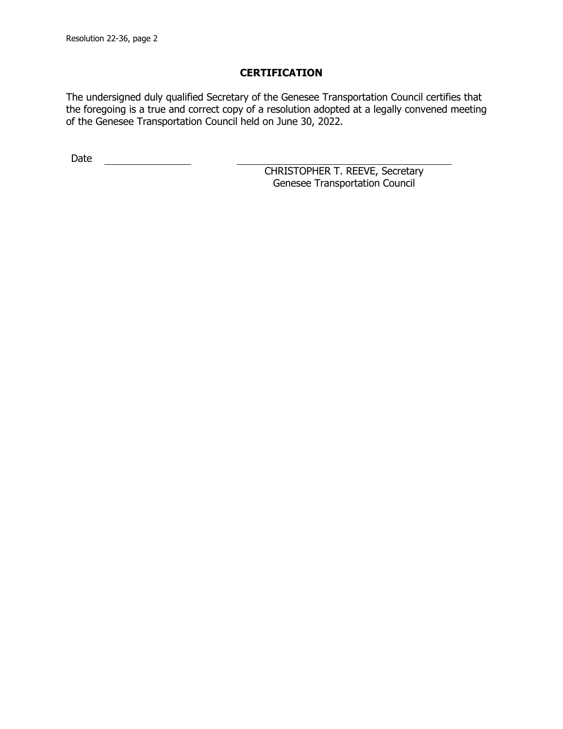## CERTIFICATION

The undersigned duly qualified Secretary of the Genesee Transportation Council certifies that the foregoing is a true and correct copy of a resolution adopted at a legally convened meeting of the Genesee Transportation Council held on June 30, 2022.

Date ________________

________________________________________
CHRISTOPHER T. REEVE, Secretary
Genesee Transportation Council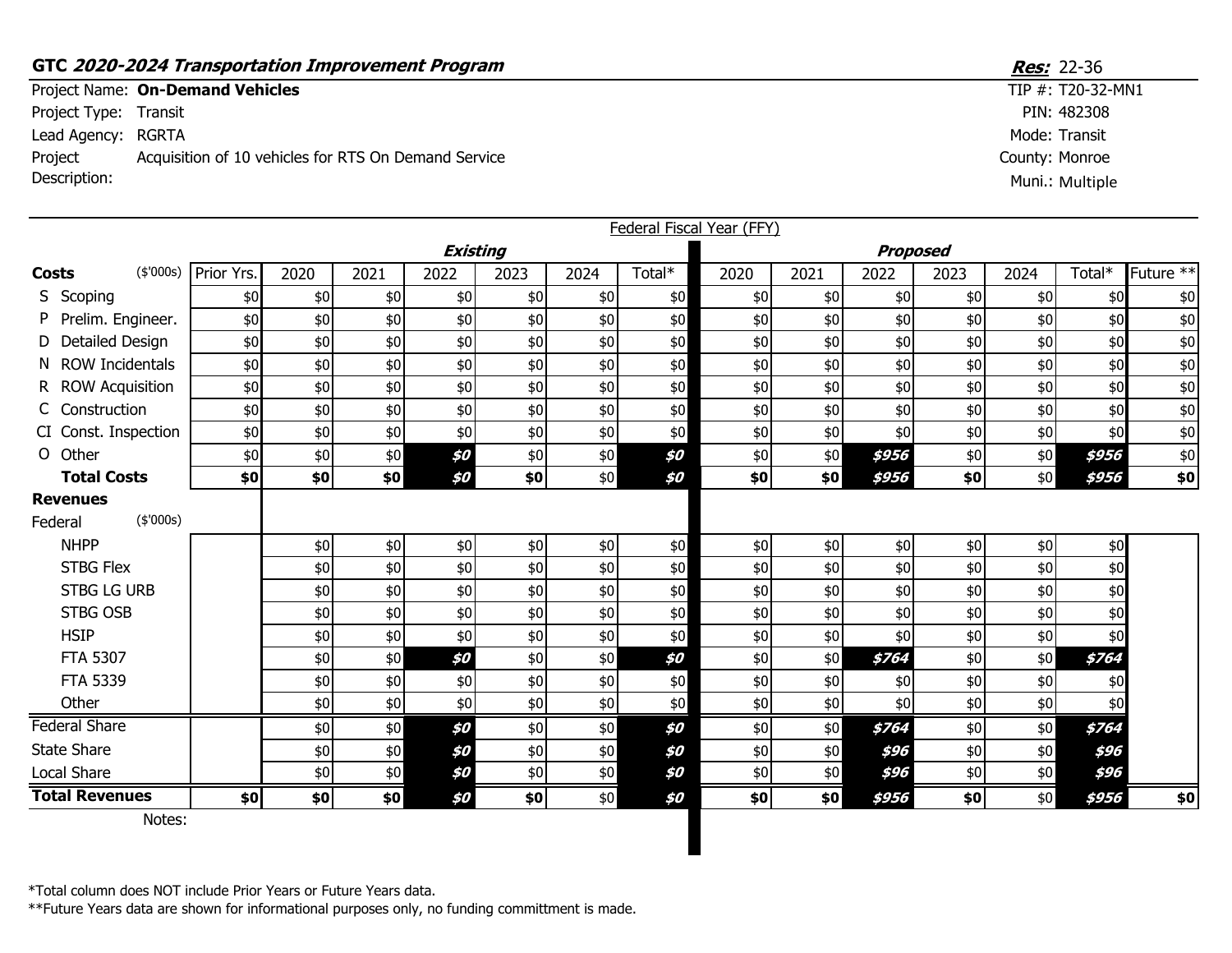**GTC *2020-2024 Transportation Improvement Program*** 

***Res:*** 22-36

Project Name: **On-Demand Vehicles**
Project Type: Transit
Lead Agency: RGRTA
Project Description: Acquisition of 10 vehicles for RTS On Demand Service

TIP #: T20-32-MN1
PIN: 482308
Mode: Transit
County: Monroe
Muni.: Multiple

| | Federal Fiscal Year (FFY) | | | | | | | | | | | | | | |
|---|---|---|---|---|---|---|---|---|---|---|---|---|---|---|---|
| | | ***Existing*** | | | | | | ***Proposed*** | | | | | | | |
| **Costs** ($'000s) | Prior Yrs. | 2020 | 2021 | 2022 | 2023 | 2024 | Total* | 2020 | 2021 | 2022 | 2023 | 2024 | Total* | Future ** |
| S Scoping | $0 | $0 | $0 | $0 | $0 | $0 | $0 | $0 | $0 | $0 | $0 | $0 | $0 | $0 |
| P Prelim. Engineer. | $0 | $0 | $0 | $0 | $0 | $0 | $0 | $0 | $0 | $0 | $0 | $0 | $0 | $0 |
| D Detailed Design | $0 | $0 | $0 | $0 | $0 | $0 | $0 | $0 | $0 | $0 | $0 | $0 | $0 | $0 |
| N ROW Incidentals | $0 | $0 | $0 | $0 | $0 | $0 | $0 | $0 | $0 | $0 | $0 | $0 | $0 | $0 |
| R ROW Acquisition | $0 | $0 | $0 | $0 | $0 | $0 | $0 | $0 | $0 | $0 | $0 | $0 | $0 | $0 |
| C Construction | $0 | $0 | $0 | $0 | $0 | $0 | $0 | $0 | $0 | $0 | $0 | $0 | $0 | $0 |
| CI Const. Inspection | $0 | $0 | $0 | $0 | $0 | $0 | $0 | $0 | $0 | $0 | $0 | $0 | $0 | $0 |
| O Other | $0 | $0 | $0 | ***$0*** | $0 | $0 | ***$0*** | $0 | $0 | ***$956*** | $0 | $0 | ***$956*** | $0 |
| **Total Costs** | **$0** | **$0** | **$0** | ***$0*** | **$0** | $0 | ***$0*** | **$0** | **$0** | ***$956*** | **$0** | $0 | ***$956*** | **$0** |
| **Revenues** | | | | | | | | | | | | | | |
| Federal ($'000s) | | | | | | | | | | | | | | |
| NHPP | | $0 | $0 | $0 | $0 | $0 | $0 | $0 | $0 | $0 | $0 | $0 | $0 | |
| STBG Flex | | $0 | $0 | $0 | $0 | $0 | $0 | $0 | $0 | $0 | $0 | $0 | $0 | |
| STBG LG URB | | $0 | $0 | $0 | $0 | $0 | $0 | $0 | $0 | $0 | $0 | $0 | $0 | |
| STBG OSB | | $0 | $0 | $0 | $0 | $0 | $0 | $0 | $0 | $0 | $0 | $0 | $0 | |
| HSIP | | $0 | $0 | $0 | $0 | $0 | $0 | $0 | $0 | $0 | $0 | $0 | $0 | |
| FTA 5307 | | $0 | $0 | ***$0*** | $0 | $0 | ***$0*** | $0 | $0 | ***$764*** | $0 | $0 | ***$764*** | |
| FTA 5339 | | $0 | $0 | $0 | $0 | $0 | $0 | $0 | $0 | $0 | $0 | $0 | $0 | |
| Other | | $0 | $0 | $0 | $0 | $0 | $0 | $0 | $0 | $0 | $0 | $0 | $0 | |
| Federal Share | | $0 | $0 | ***$0*** | $0 | $0 | ***$0*** | $0 | $0 | ***$764*** | $0 | $0 | ***$764*** | |
| State Share | | $0 | $0 | ***$0*** | $0 | $0 | ***$0*** | $0 | $0 | ***$96*** | $0 | $0 | ***$96*** | |
| Local Share | | $0 | $0 | ***$0*** | $0 | $0 | ***$0*** | $0 | $0 | ***$96*** | $0 | $0 | ***$96*** | |
| **Total Revenues** | **$0** | **$0** | **$0** | ***$0*** | **$0** | $0 | ***$0*** | **$0** | **$0** | ***$956*** | **$0** | $0 | ***$956*** | **$0** |

Notes:

*Total column does NOT include Prior Years or Future Years data.
**Future Years data are shown for informational purposes only, no funding committment is made.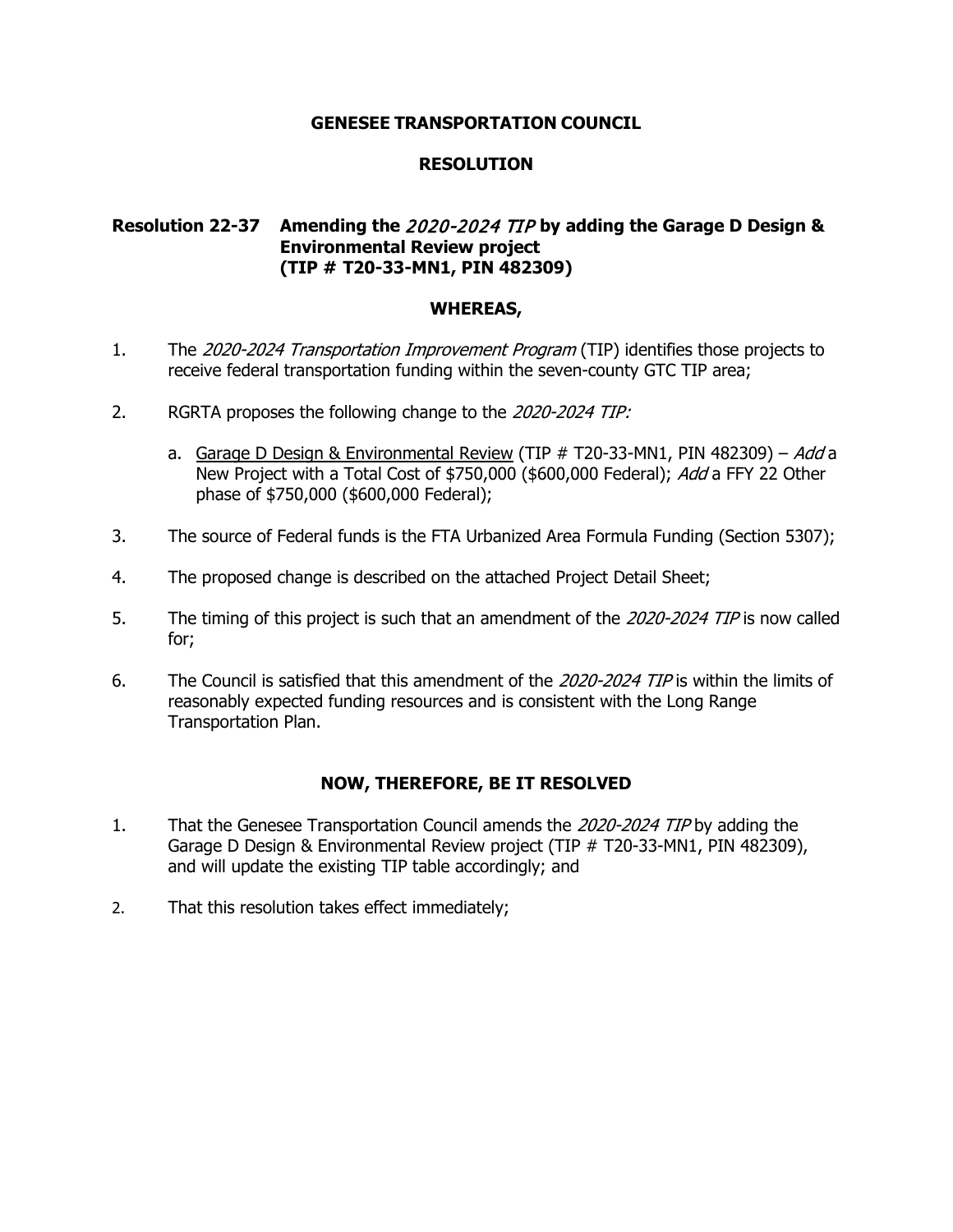**GENESEE TRANSPORTATION COUNCIL**

**RESOLUTION**

**Resolution 22-37 Amending the *2020-2024 TIP* by adding the Garage D Design & Environmental Review project (TIP # T20-33-MN1, PIN 482309)**

**WHEREAS,**

1. The *2020-2024 Transportation Improvement Program* (TIP) identifies those projects to receive federal transportation funding within the seven-county GTC TIP area;

2. RGRTA proposes the following change to the *2020-2024 TIP:*

   a. Garage D Design & Environmental Review (TIP # T20-33-MN1, PIN 482309) – *Add* a New Project with a Total Cost of $750,000 ($600,000 Federal); *Add* a FFY 22 Other phase of $750,000 ($600,000 Federal);

3. The source of Federal funds is the FTA Urbanized Area Formula Funding (Section 5307);

4. The proposed change is described on the attached Project Detail Sheet;

5. The timing of this project is such that an amendment of the *2020-2024 TIP* is now called for;

6. The Council is satisfied that this amendment of the *2020-2024 TIP* is within the limits of reasonably expected funding resources and is consistent with the Long Range Transportation Plan.

**NOW, THEREFORE, BE IT RESOLVED**

1. That the Genesee Transportation Council amends the *2020-2024 TIP* by adding the Garage D Design & Environmental Review project (TIP # T20-33-MN1, PIN 482309), and will update the existing TIP table accordingly; and

2. That this resolution takes effect immediately;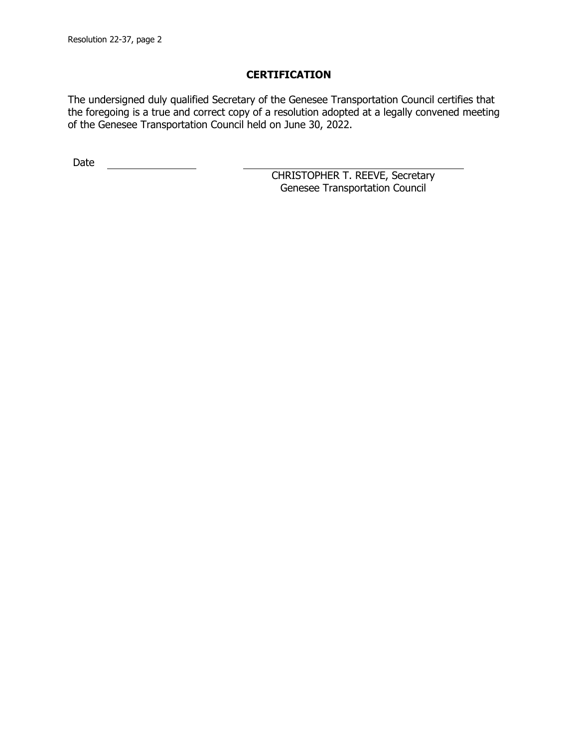## CERTIFICATION

The undersigned duly qualified Secretary of the Genesee Transportation Council certifies that the foregoing is a true and correct copy of a resolution adopted at a legally convened meeting of the Genesee Transportation Council held on June 30, 2022.

Date ________________

CHRISTOPHER T. REEVE, Secretary
Genesee Transportation Council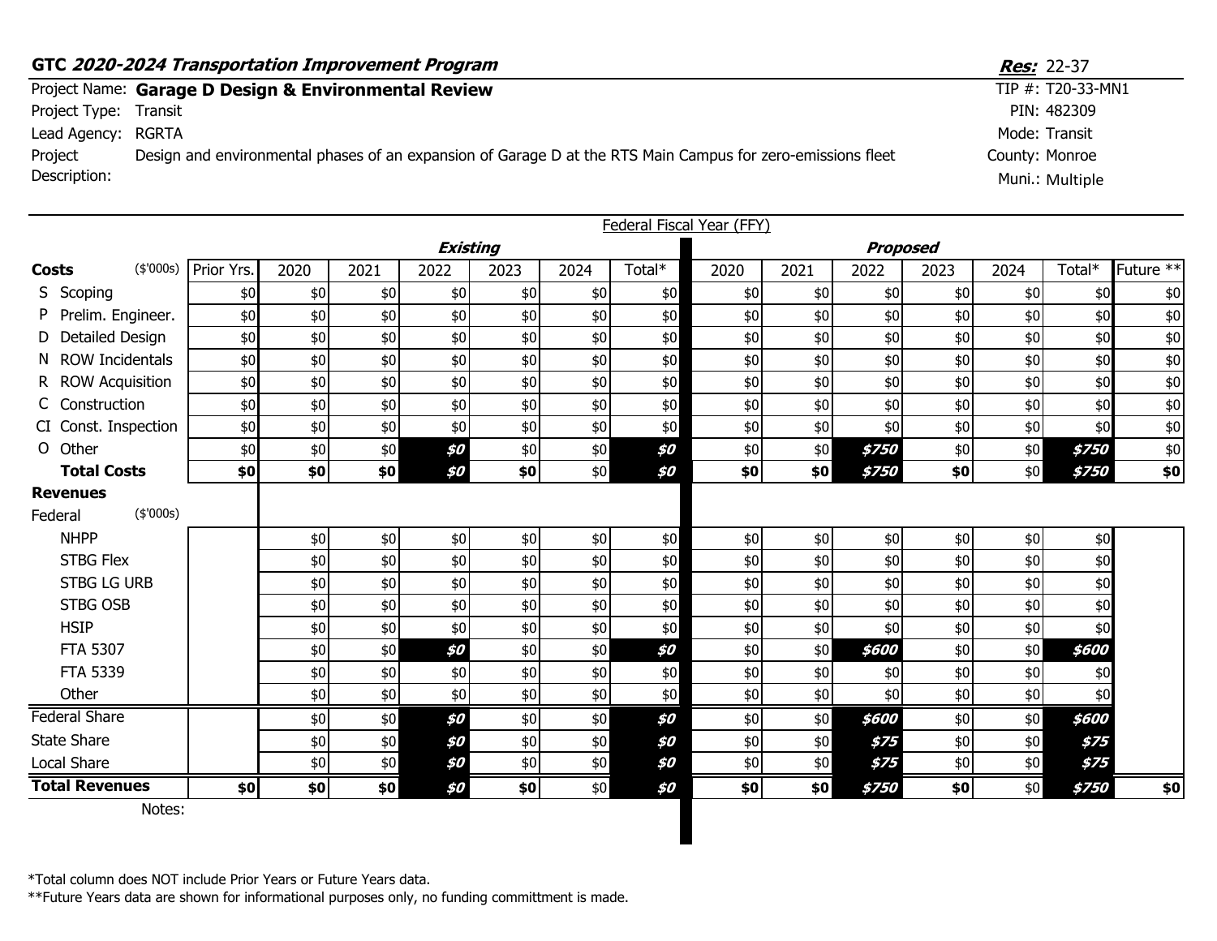**GTC *2020-2024 Transportation Improvement Program*** | ***Res:*** 22-37

Project Name: **Garage D Design & Environmental Review** | TIP #: T20-33-MN1

Project Type: Transit | PIN: 482309

Lead Agency: RGRTA | Mode: Transit

Project Description: Design and environmental phases of an expansion of Garage D at the RTS Main Campus for zero-emissions fleet | County: Monroe

Muni.: Multiple

Federal Fiscal Year (FFY)

| Costs ($'000s) | Prior Yrs. | Existing 2020 | Existing 2021 | Existing 2022 | Existing 2023 | Existing 2024 | Existing Total* | Proposed 2020 | Proposed 2021 | Proposed 2022 | Proposed 2023 | Proposed 2024 | Proposed Total* | Future ** |
|---|---|---|---|---|---|---|---|---|---|---|---|---|---|---|
| S Scoping | $0 | $0 | $0 | $0 | $0 | $0 | $0 | $0 | $0 | $0 | $0 | $0 | $0 | $0 |
| P Prelim. Engineer. | $0 | $0 | $0 | $0 | $0 | $0 | $0 | $0 | $0 | $0 | $0 | $0 | $0 | $0 |
| D Detailed Design | $0 | $0 | $0 | $0 | $0 | $0 | $0 | $0 | $0 | $0 | $0 | $0 | $0 | $0 |
| N ROW Incidentals | $0 | $0 | $0 | $0 | $0 | $0 | $0 | $0 | $0 | $0 | $0 | $0 | $0 | $0 |
| R ROW Acquisition | $0 | $0 | $0 | $0 | $0 | $0 | $0 | $0 | $0 | $0 | $0 | $0 | $0 | $0 |
| C Construction | $0 | $0 | $0 | $0 | $0 | $0 | $0 | $0 | $0 | $0 | $0 | $0 | $0 | $0 |
| CI Const. Inspection | $0 | $0 | $0 | $0 | $0 | $0 | $0 | $0 | $0 | $0 | $0 | $0 | $0 | $0 |
| O Other | $0 | $0 | $0 | ***$0*** | $0 | $0 | ***$0*** | $0 | $0 | ***$750*** | $0 | $0 | ***$750*** | $0 |
| **Total Costs** | **$0** | **$0** | **$0** | ***$0*** | **$0** | $0 | ***$0*** | **$0** | **$0** | ***$750*** | **$0** | $0 | ***$750*** | **$0** |
| **Revenues** | | | | | | | | | | | | | | |
| Federal ($'000s) | | | | | | | | | | | | | | |
| NHPP | | $0 | $0 | $0 | $0 | $0 | $0 | $0 | $0 | $0 | $0 | $0 | $0 | |
| STBG Flex | | $0 | $0 | $0 | $0 | $0 | $0 | $0 | $0 | $0 | $0 | $0 | $0 | |
| STBG LG URB | | $0 | $0 | $0 | $0 | $0 | $0 | $0 | $0 | $0 | $0 | $0 | $0 | |
| STBG OSB | | $0 | $0 | $0 | $0 | $0 | $0 | $0 | $0 | $0 | $0 | $0 | $0 | |
| HSIP | | $0 | $0 | $0 | $0 | $0 | $0 | $0 | $0 | $0 | $0 | $0 | $0 | |
| FTA 5307 | | $0 | $0 | ***$0*** | $0 | $0 | ***$0*** | $0 | $0 | ***$600*** | $0 | $0 | ***$600*** | |
| FTA 5339 | | $0 | $0 | $0 | $0 | $0 | $0 | $0 | $0 | $0 | $0 | $0 | $0 | |
| Other | | $0 | $0 | $0 | $0 | $0 | $0 | $0 | $0 | $0 | $0 | $0 | $0 | |
| Federal Share | | $0 | $0 | ***$0*** | $0 | $0 | ***$0*** | $0 | $0 | ***$600*** | $0 | $0 | ***$600*** | |
| State Share | | $0 | $0 | ***$0*** | $0 | $0 | ***$0*** | $0 | $0 | ***$75*** | $0 | $0 | ***$75*** | |
| Local Share | | $0 | $0 | ***$0*** | $0 | $0 | ***$0*** | $0 | $0 | ***$75*** | $0 | $0 | ***$75*** | |
| **Total Revenues** | **$0** | **$0** | **$0** | ***$0*** | **$0** | $0 | ***$0*** | **$0** | **$0** | ***$750*** | **$0** | $0 | ***$750*** | **$0** |

Notes:

*Total column does NOT include Prior Years or Future Years data.

**Future Years data are shown for informational purposes only, no funding committment is made.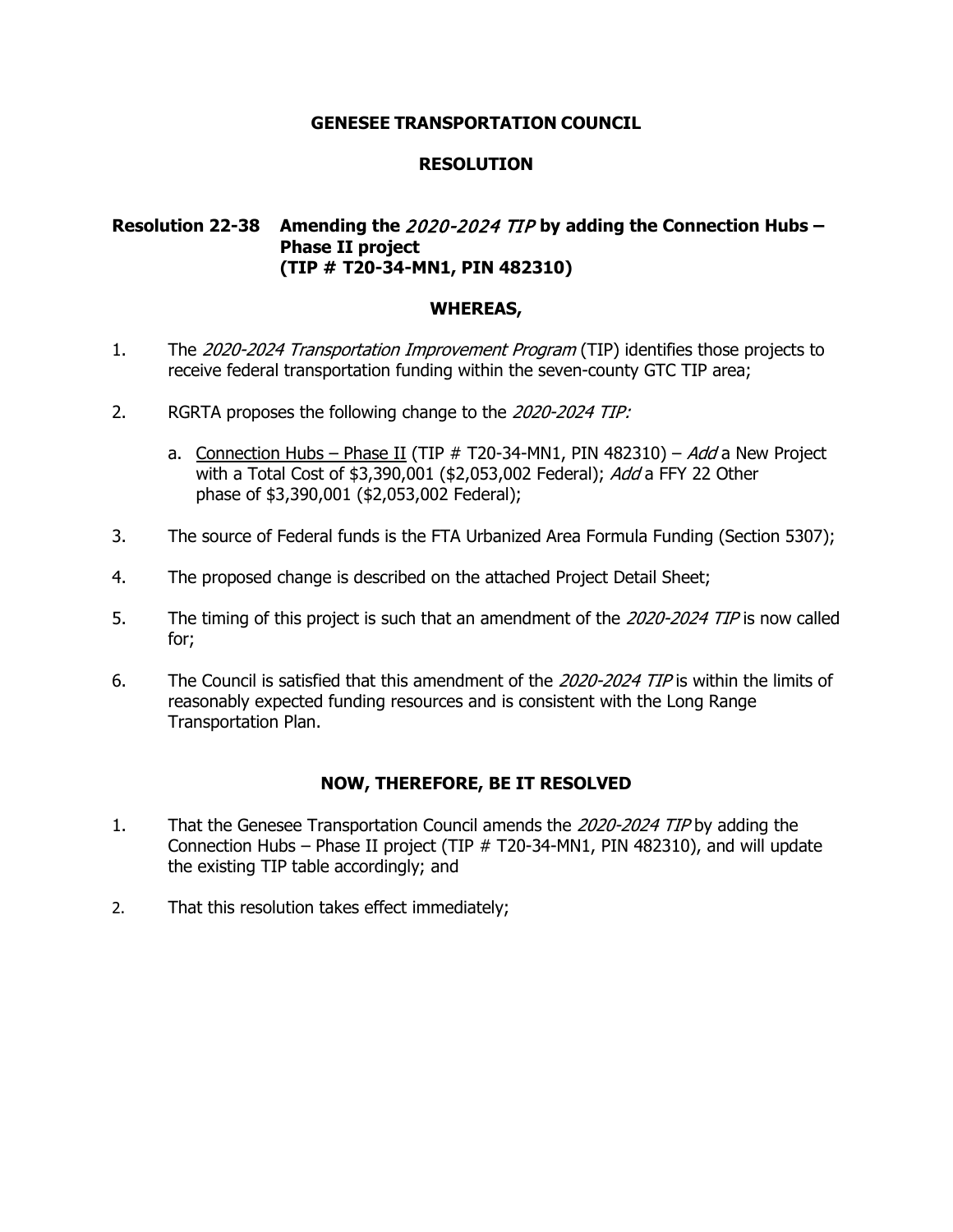**GENESEE TRANSPORTATION COUNCIL**

**RESOLUTION**

**Resolution 22-38 Amending the *2020-2024 TIP* by adding the Connection Hubs – Phase II project (TIP # T20-34-MN1, PIN 482310)**

**WHEREAS,**

1. The *2020-2024 Transportation Improvement Program* (TIP) identifies those projects to receive federal transportation funding within the seven-county GTC TIP area;

2. RGRTA proposes the following change to the *2020-2024 TIP:*

   a. Connection Hubs – Phase II (TIP # T20-34-MN1, PIN 482310) – *Add* a New Project with a Total Cost of $3,390,001 ($2,053,002 Federal); *Add* a FFY 22 Other phase of $3,390,001 ($2,053,002 Federal);

3. The source of Federal funds is the FTA Urbanized Area Formula Funding (Section 5307);

4. The proposed change is described on the attached Project Detail Sheet;

5. The timing of this project is such that an amendment of the *2020-2024 TIP* is now called for;

6. The Council is satisfied that this amendment of the *2020-2024 TIP* is within the limits of reasonably expected funding resources and is consistent with the Long Range Transportation Plan.

**NOW, THEREFORE, BE IT RESOLVED**

1. That the Genesee Transportation Council amends the *2020-2024 TIP* by adding the Connection Hubs – Phase II project (TIP # T20-34-MN1, PIN 482310), and will update the existing TIP table accordingly; and

2. That this resolution takes effect immediately;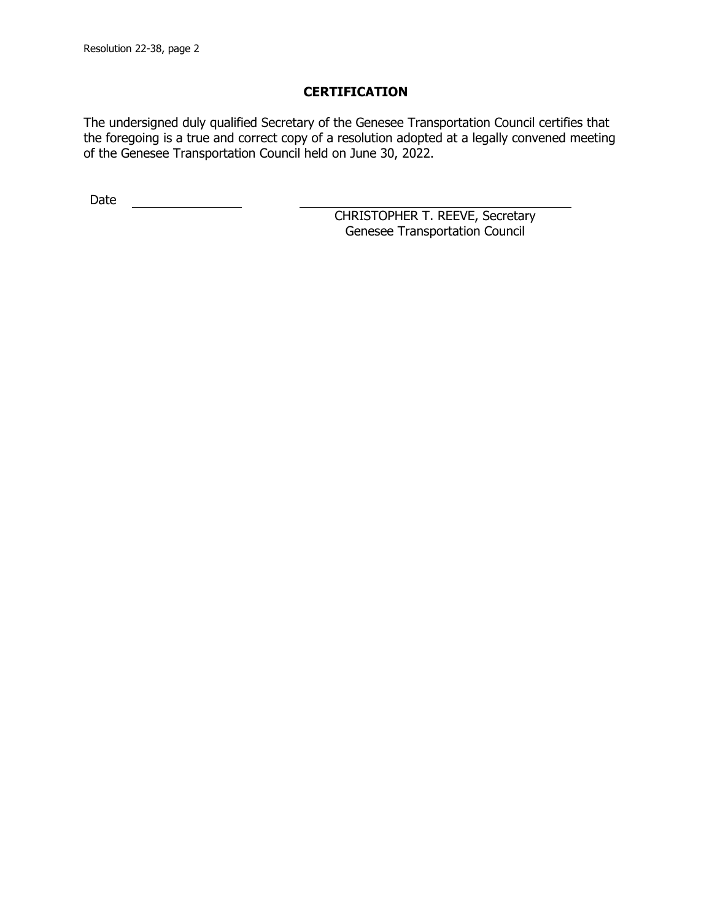## CERTIFICATION

The undersigned duly qualified Secretary of the Genesee Transportation Council certifies that the foregoing is a true and correct copy of a resolution adopted at a legally convened meeting of the Genesee Transportation Council held on June 30, 2022.

Date ________________

________________________________
CHRISTOPHER T. REEVE, Secretary
Genesee Transportation Council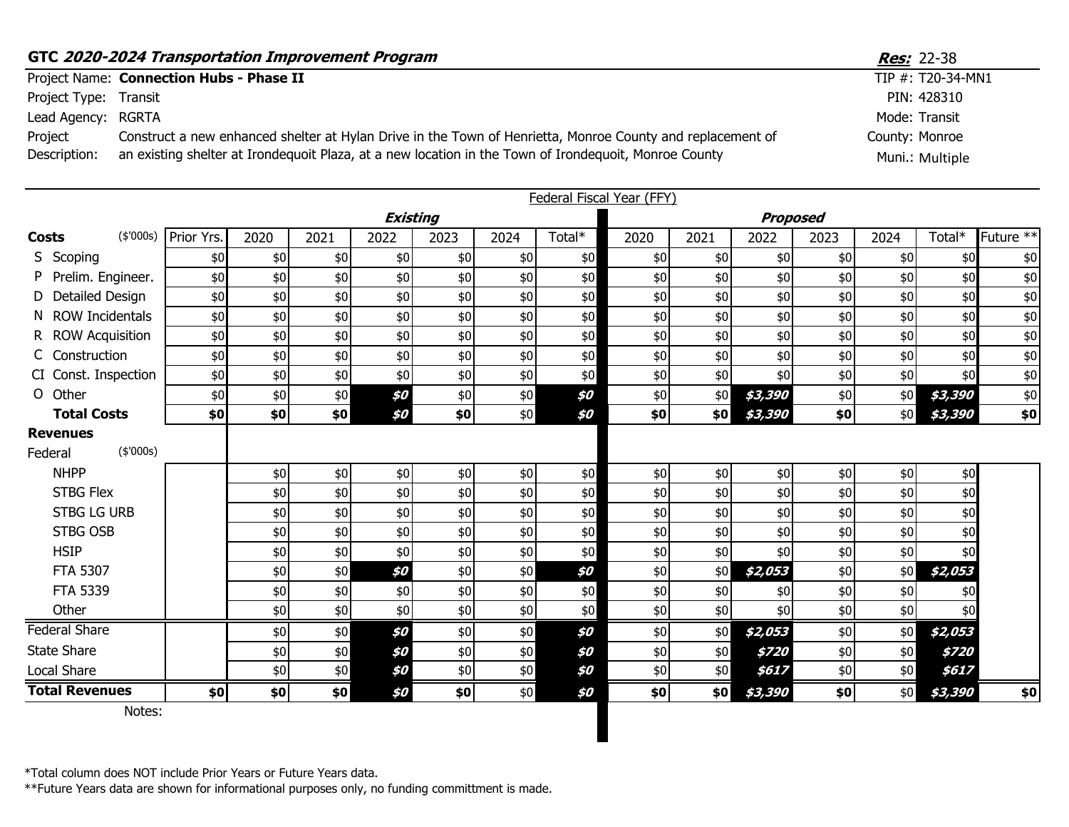## GTC *2020-2024 Transportation Improvement Program*

***Res:*** 22-38

| | | | |
|---|---|---|---|
| Project Name: | **Connection Hubs - Phase II** | TIP #: | T20-34-MN1 |
| Project Type: | Transit | PIN: | 428310 |
| Lead Agency: | RGRTA | Mode: | Transit |
| Project Description: | Construct a new enhanced shelter at Hylan Drive in the Town of Henrietta, Monroe County and replacement of an existing shelter at Irondequoit Plaza, at a new location in the Town of Irondequoit, Monroe County | County: | Monroe |
| | | Muni.: | Multiple |

Federal Fiscal Year (FFY)

| | | | ***Existing*** | | | | | | ***Proposed*** | | | | | | |
|---|---|---|---|---|---|---|---|---|---|---|---|---|---|---|---|
| **Costs** ($'000s) | Prior Yrs. | 2020 | 2021 | 2022 | 2023 | 2024 | Total* | 2020 | 2021 | 2022 | 2023 | 2024 | Total* | Future ** |
| S Scoping | $0 | $0 | $0 | $0 | $0 | $0 | $0 | $0 | $0 | $0 | $0 | $0 | $0 | $0 |
| P Prelim. Engineer. | $0 | $0 | $0 | $0 | $0 | $0 | $0 | $0 | $0 | $0 | $0 | $0 | $0 | $0 |
| D Detailed Design | $0 | $0 | $0 | $0 | $0 | $0 | $0 | $0 | $0 | $0 | $0 | $0 | $0 | $0 |
| N ROW Incidentals | $0 | $0 | $0 | $0 | $0 | $0 | $0 | $0 | $0 | $0 | $0 | $0 | $0 | $0 |
| R ROW Acquisition | $0 | $0 | $0 | $0 | $0 | $0 | $0 | $0 | $0 | $0 | $0 | $0 | $0 | $0 |
| C Construction | $0 | $0 | $0 | $0 | $0 | $0 | $0 | $0 | $0 | $0 | $0 | $0 | $0 | $0 |
| CI Const. Inspection | $0 | $0 | $0 | $0 | $0 | $0 | $0 | $0 | $0 | $0 | $0 | $0 | $0 | $0 |
| O Other | $0 | $0 | $0 | ***$0*** | $0 | $0 | ***$0*** | $0 | $0 | ***$3,390*** | $0 | $0 | ***$3,390*** | $0 |
| **Total Costs** | **$0** | **$0** | **$0** | ***$0*** | **$0** | $0 | ***$0*** | **$0** | **$0** | ***$3,390*** | **$0** | $0 | ***$3,390*** | **$0** |
| **Revenues** | | | | | | | | | | | | | | |
| Federal ($'000s) | | | | | | | | | | | | | | |
| NHPP | | $0 | $0 | $0 | $0 | $0 | $0 | $0 | $0 | $0 | $0 | $0 | $0 | |
| STBG Flex | | $0 | $0 | $0 | $0 | $0 | $0 | $0 | $0 | $0 | $0 | $0 | $0 | |
| STBG LG URB | | $0 | $0 | $0 | $0 | $0 | $0 | $0 | $0 | $0 | $0 | $0 | $0 | |
| STBG OSB | | $0 | $0 | $0 | $0 | $0 | $0 | $0 | $0 | $0 | $0 | $0 | $0 | |
| HSIP | | $0 | $0 | $0 | $0 | $0 | $0 | $0 | $0 | $0 | $0 | $0 | $0 | |
| FTA 5307 | | $0 | $0 | ***$0*** | $0 | $0 | ***$0*** | $0 | $0 | ***$2,053*** | $0 | $0 | ***$2,053*** | |
| FTA 5339 | | $0 | $0 | $0 | $0 | $0 | $0 | $0 | $0 | $0 | $0 | $0 | $0 | |
| Other | | $0 | $0 | $0 | $0 | $0 | $0 | $0 | $0 | $0 | $0 | $0 | $0 | |
| Federal Share | | $0 | $0 | ***$0*** | $0 | $0 | ***$0*** | $0 | $0 | ***$2,053*** | $0 | $0 | ***$2,053*** | |
| State Share | | $0 | $0 | ***$0*** | $0 | $0 | ***$0*** | $0 | $0 | ***$720*** | $0 | $0 | ***$720*** | |
| Local Share | | $0 | $0 | ***$0*** | $0 | $0 | ***$0*** | $0 | $0 | ***$617*** | $0 | $0 | ***$617*** | |
| **Total Revenues** | **$0** | **$0** | **$0** | ***$0*** | **$0** | $0 | ***$0*** | **$0** | **$0** | ***$3,390*** | **$0** | $0 | ***$3,390*** | **$0** |

Notes:

*Total column does NOT include Prior Years or Future Years data.

**Future Years data are shown for informational purposes only, no funding committment is made.